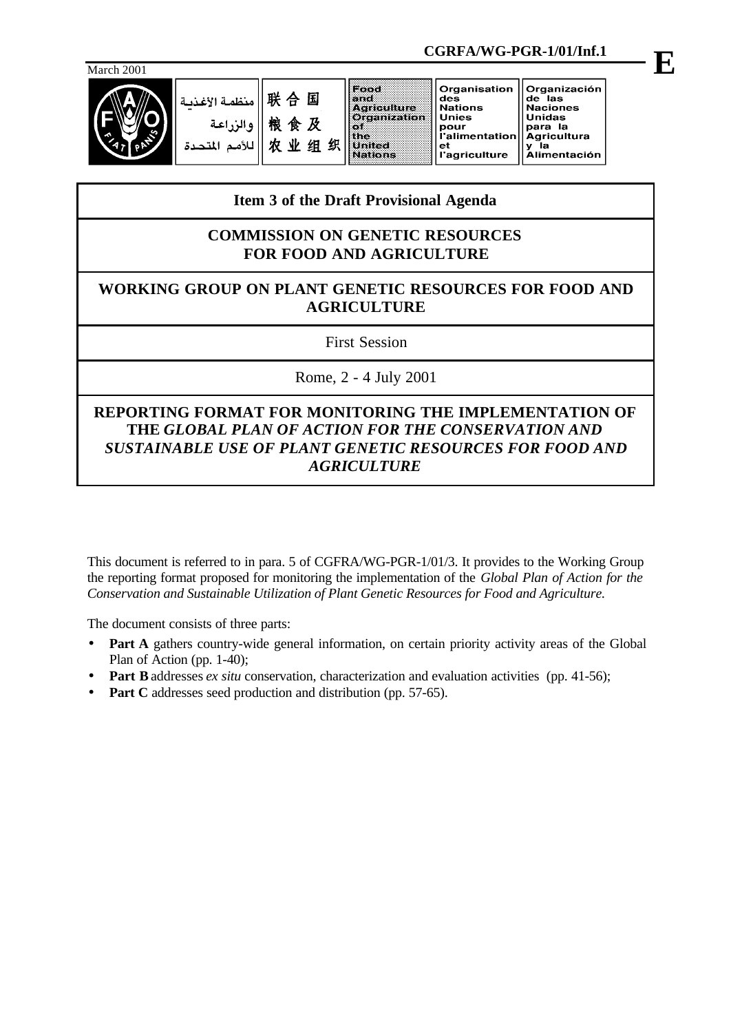CGRFA/WG-PGR-1/01/Inf.1

**E**

March 2001

| منظمة الأغذية والزراعة للأمم المتحدة | 联合国粮食及农业组织 | Food and Agriculture Organization of the United Nations | Organisation des Nations Unies pour l'alimentation et l'agriculture | Organización de las Naciones Unidas para la Agricultura y la Alimentación |
|---|---|---|---|---|

**Item 3 of the Draft Provisional Agenda**

# COMMISSION ON GENETIC RESOURCES FOR FOOD AND AGRICULTURE

## WORKING GROUP ON PLANT GENETIC RESOURCES FOR FOOD AND AGRICULTURE

First Session

Rome, 2 - 4 July 2001

## REPORTING FORMAT FOR MONITORING THE IMPLEMENTATION OF THE *GLOBAL PLAN OF ACTION FOR THE CONSERVATION AND SUSTAINABLE USE OF PLANT GENETIC RESOURCES FOR FOOD AND AGRICULTURE*

This document is referred to in para. 5 of CGFRA/WG-PGR-1/01/3. It provides to the Working Group the reporting format proposed for monitoring the implementation of the *Global Plan of Action for the Conservation and Sustainable Utilization of Plant Genetic Resources for Food and Agriculture.*

The document consists of three parts:

- **Part A** gathers country-wide general information, on certain priority activity areas of the Global Plan of Action (pp. 1-40);
- **Part B** addresses *ex situ* conservation, characterization and evaluation activities (pp. 41-56);
- **Part C** addresses seed production and distribution (pp. 57-65).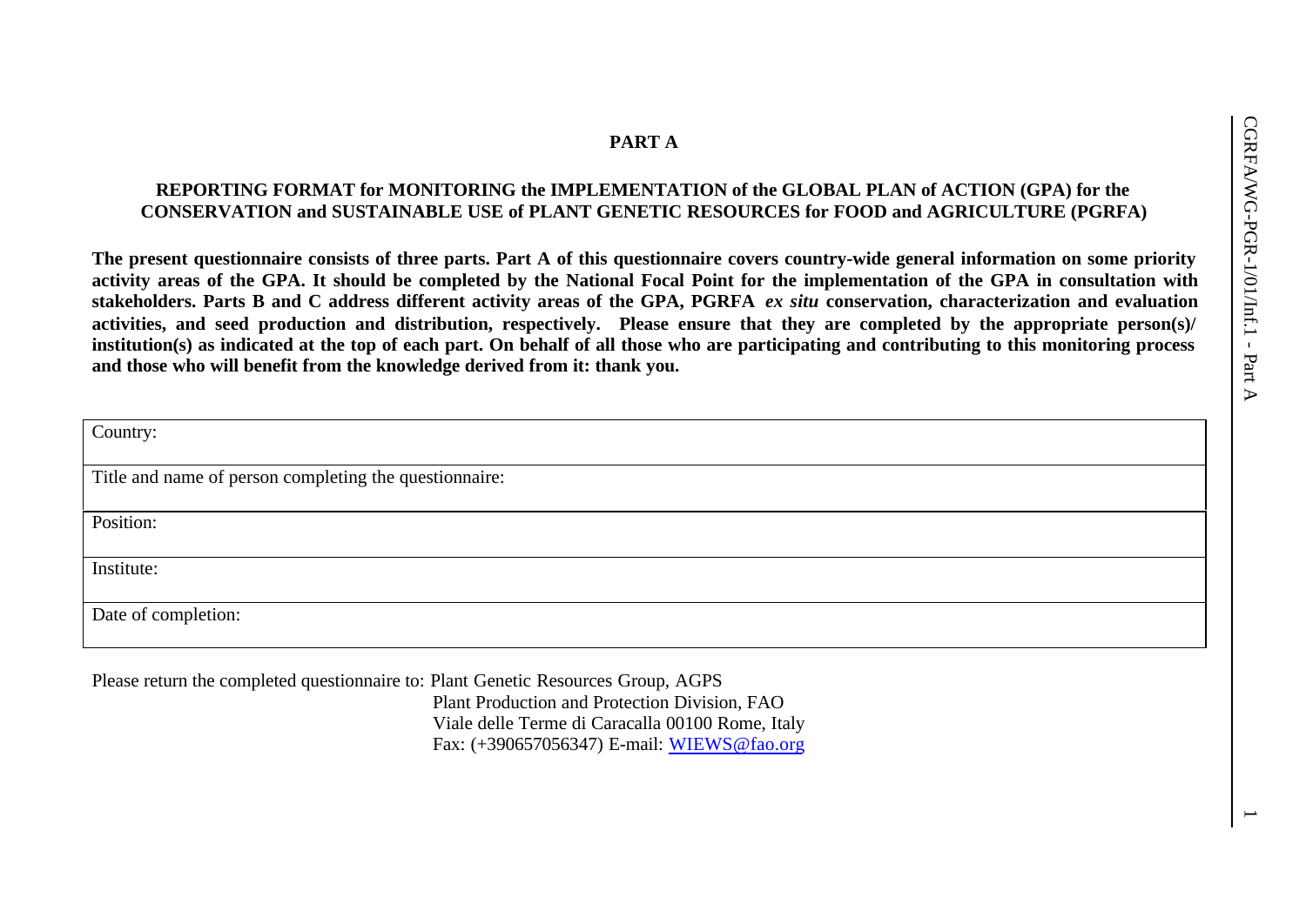# PART A

## REPORTING FORMAT for MONITORING the IMPLEMENTATION of the GLOBAL PLAN of ACTION (GPA) for the CONSERVATION and SUSTAINABLE USE of PLANT GENETIC RESOURCES for FOOD and AGRICULTURE (PGRFA)

**The present questionnaire consists of three parts. Part A of this questionnaire covers country-wide general information on some priority activity areas of the GPA. It should be completed by the National Focal Point for the implementation of the GPA in consultation with stakeholders. Parts B and C address different activity areas of the GPA, PGRFA *ex situ* conservation, characterization and evaluation activities, and seed production and distribution, respectively. Please ensure that they are completed by the appropriate person(s)/ institution(s) as indicated at the top of each part. On behalf of all those who are participating and contributing to this monitoring process and those who will benefit from the knowledge derived from it: thank you.**

| Country: |
|---|
| Title and name of person completing the questionnaire: |
| Position: |
| Institute: |
| Date of completion: |

Please return the completed questionnaire to: Plant Genetic Resources Group, AGPS
Plant Production and Protection Division, FAO
Viale delle Terme di Caracalla 00100 Rome, Italy
Fax: (+390657056347) E-mail: WIEWS@fao.org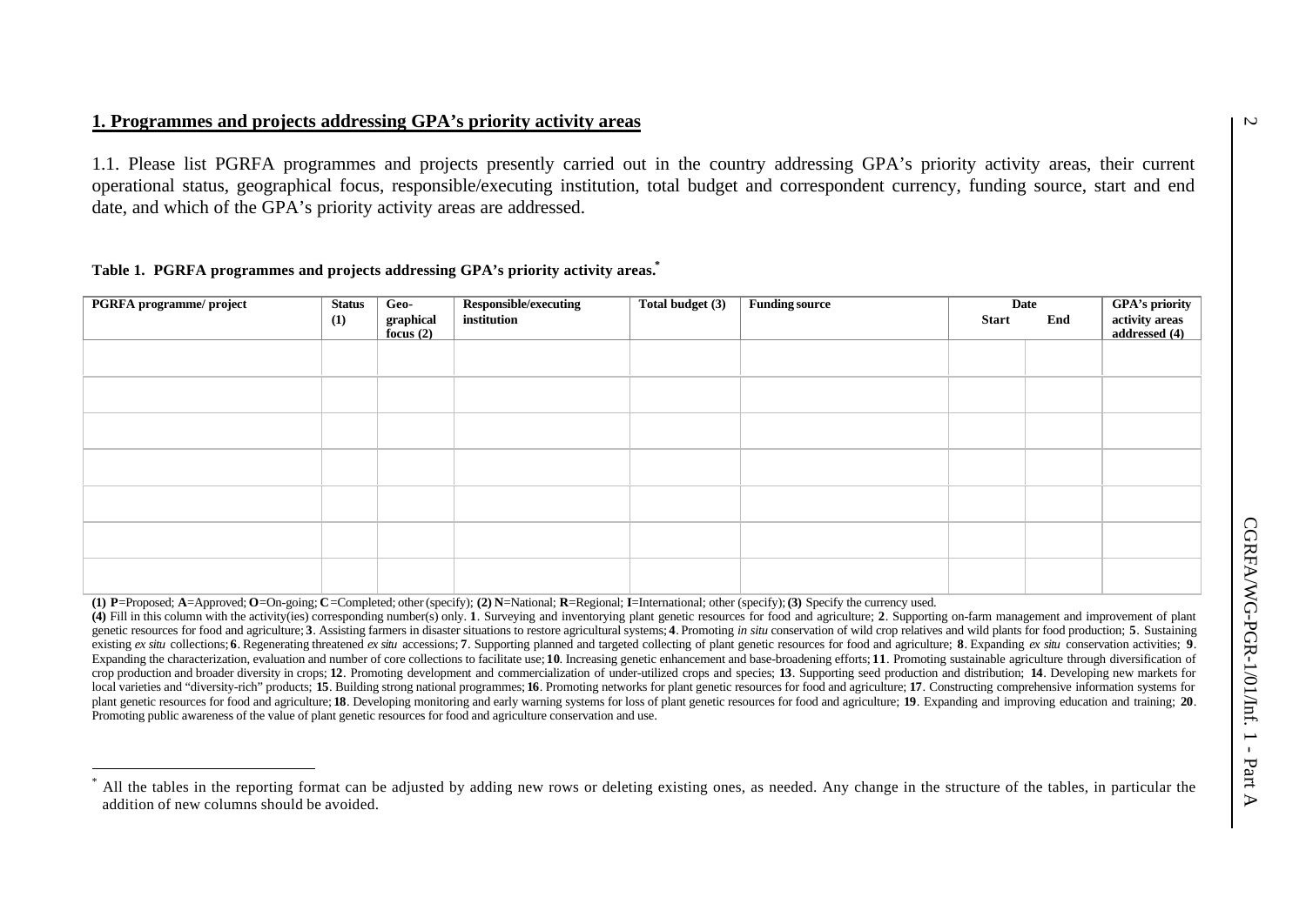## 1. Programmes and projects addressing GPA's priority activity areas

1.1. Please list PGRFA programmes and projects presently carried out in the country addressing GPA's priority activity areas, their current operational status, geographical focus, responsible/executing institution, total budget and correspondent currency, funding source, start and end date, and which of the GPA's priority activity areas are addressed.

**Table 1. PGRFA programmes and projects addressing GPA's priority activity areas.***

| PGRFA programme/ project | Status (1) | Geo-graphical focus (2) | Responsible/executing institution | Total budget (3) | Funding source | Date | | GPA's priority activity areas addressed (4) |
|---|---|---|---|---|---|---|---|---|
| | | | | | | Start | End | |
| | | | | | | | | |
| | | | | | | | | |
| | | | | | | | | |
| | | | | | | | | |
| | | | | | | | | |
| | | | | | | | | |
| | | | | | | | | |

**(1) P**=Proposed; **A**=Approved; **O**=On-going; **C**=Completed; other (specify); **(2) N**=National; **R**=Regional; **I**=International; other (specify); **(3)** Specify the currency used.

**(4)** Fill in this column with the activity(ies) corresponding number(s) only. **1**. Surveying and inventorying plant genetic resources for food and agriculture; **2**. Supporting on-farm management and improvement of plant genetic resources for food and agriculture; **3**. Assisting farmers in disaster situations to restore agricultural systems; **4**. Promoting *in situ* conservation of wild crop relatives and wild plants for food production; **5**. Sustaining existing *ex situ* collections; **6**. Regenerating threatened *ex situ* accessions; **7**. Supporting planned and targeted collecting of plant genetic resources for food and agriculture; **8**. Expanding *ex situ* conservation activities; **9**. Expanding the characterization, evaluation and number of core collections to facilitate use; **10**. Increasing genetic enhancement and base-broadening efforts; **11**. Promoting sustainable agriculture through diversification of crop production and broader diversity in crops; **12**. Promoting development and commercialization of under-utilized crops and species; **13**. Supporting seed production and distribution; **14**. Developing new markets for local varieties and "diversity-rich" products; **15**. Building strong national programmes; **16**. Promoting networks for plant genetic resources for food and agriculture; **17**. Constructing comprehensive information systems for plant genetic resources for food and agriculture; **18**. Developing monitoring and early warning systems for loss of plant genetic resources for food and agriculture; **19**. Expanding and improving education and training; **20**. Promoting public awareness of the value of plant genetic resources for food and agriculture conservation and use.

* All the tables in the reporting format can be adjusted by adding new rows or deleting existing ones, as needed. Any change in the structure of the tables, in particular the addition of new columns should be avoided.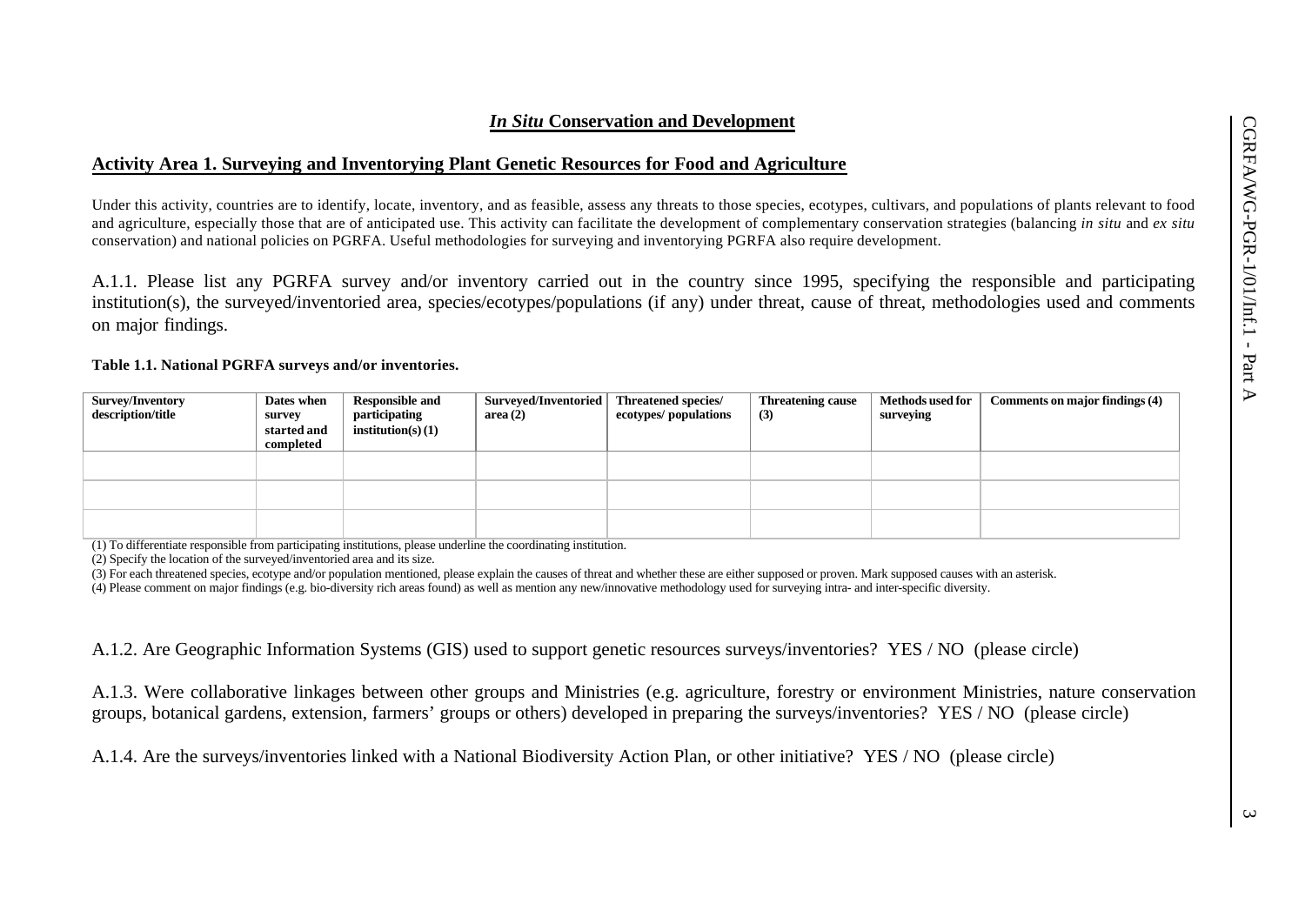## *In Situ* Conservation and Development

### Activity Area 1. Surveying and Inventorying Plant Genetic Resources for Food and Agriculture

Under this activity, countries are to identify, locate, inventory, and as feasible, assess any threats to those species, ecotypes, cultivars, and populations of plants relevant to food and agriculture, especially those that are of anticipated use. This activity can facilitate the development of complementary conservation strategies (balancing *in situ* and *ex situ* conservation) and national policies on PGRFA. Useful methodologies for surveying and inventorying PGRFA also require development.

A.1.1. Please list any PGRFA survey and/or inventory carried out in the country since 1995, specifying the responsible and participating institution(s), the surveyed/inventoried area, species/ecotypes/populations (if any) under threat, cause of threat, methodologies used and comments on major findings.

**Table 1.1. National PGRFA surveys and/or inventories.**

| Survey/Inventory description/title | Dates when survey started and completed | Responsible and participating institution(s) (1) | Surveyed/Inventoried area (2) | Threatened species/ ecotypes/ populations | Threatening cause (3) | Methods used for surveying | Comments on major findings (4) |
|---|---|---|---|---|---|---|---|
| | | | | | | | |
| | | | | | | | |
| | | | | | | | |

(1) To differentiate responsible from participating institutions, please underline the coordinating institution.
(2) Specify the location of the surveyed/inventoried area and its size.
(3) For each threatened species, ecotype and/or population mentioned, please explain the causes of threat and whether these are either supposed or proven. Mark supposed causes with an asterisk.
(4) Please comment on major findings (e.g. bio-diversity rich areas found) as well as mention any new/innovative methodology used for surveying intra- and inter-specific diversity.

A.1.2. Are Geographic Information Systems (GIS) used to support genetic resources surveys/inventories? YES / NO (please circle)

A.1.3. Were collaborative linkages between other groups and Ministries (e.g. agriculture, forestry or environment Ministries, nature conservation groups, botanical gardens, extension, farmers' groups or others) developed in preparing the surveys/inventories? YES / NO (please circle)

A.1.4. Are the surveys/inventories linked with a National Biodiversity Action Plan, or other initiative? YES / NO (please circle)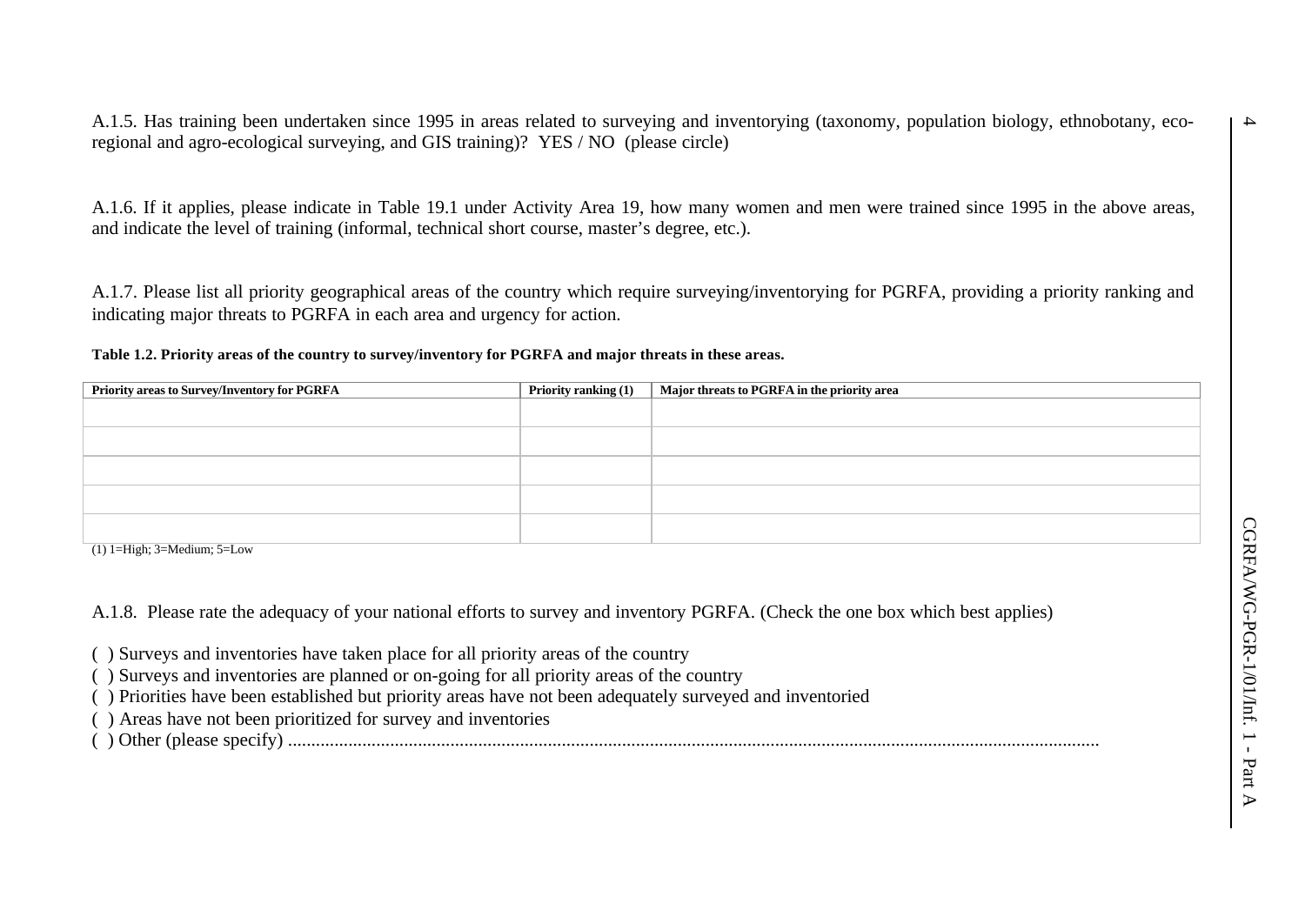A.1.5. Has training been undertaken since 1995 in areas related to surveying and inventorying (taxonomy, population biology, ethnobotany, eco-regional and agro-ecological surveying, and GIS training)? YES / NO (please circle)

A.1.6. If it applies, please indicate in Table 19.1 under Activity Area 19, how many women and men were trained since 1995 in the above areas, and indicate the level of training (informal, technical short course, master's degree, etc.).

A.1.7. Please list all priority geographical areas of the country which require surveying/inventorying for PGRFA, providing a priority ranking and indicating major threats to PGRFA in each area and urgency for action.

**Table 1.2. Priority areas of the country to survey/inventory for PGRFA and major threats in these areas.**

| Priority areas to Survey/Inventory for PGRFA | Priority ranking (1) | Major threats to PGRFA in the priority area |
|---|---|---|
| | | |
| | | |
| | | |
| | | |
| | | |

(1) 1=High; 3=Medium; 5=Low

A.1.8. Please rate the adequacy of your national efforts to survey and inventory PGRFA. (Check the one box which best applies)

( ) Surveys and inventories have taken place for all priority areas of the country
( ) Surveys and inventories are planned or on-going for all priority areas of the country
( ) Priorities have been established but priority areas have not been adequately surveyed and inventoried
( ) Areas have not been prioritized for survey and inventories
( ) Other (please specify) ..........................................................................................................................................................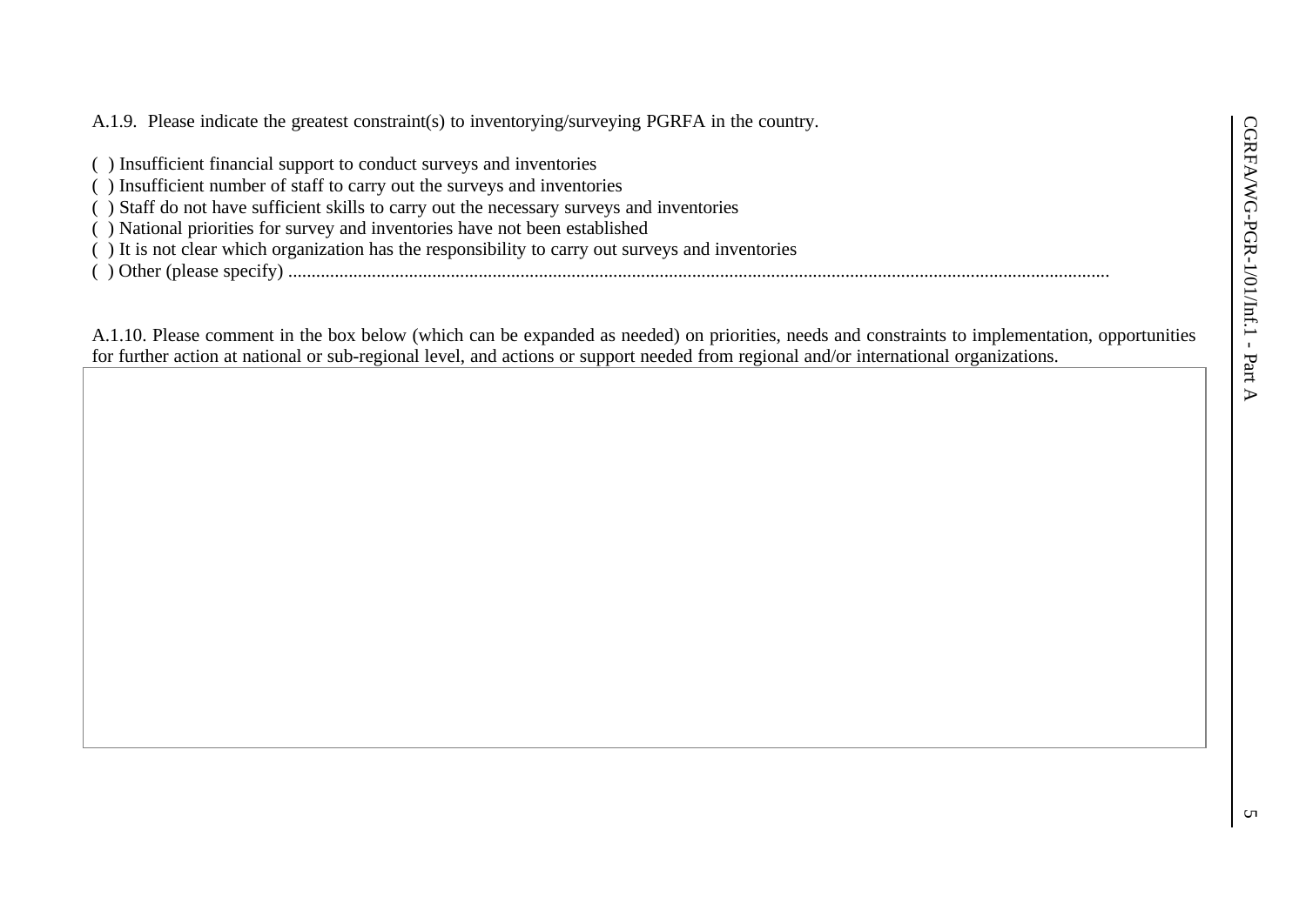A.1.9. Please indicate the greatest constraint(s) to inventorying/surveying PGRFA in the country.

( ) Insufficient financial support to conduct surveys and inventories
( ) Insufficient number of staff to carry out the surveys and inventories
( ) Staff do not have sufficient skills to carry out the necessary surveys and inventories
( ) National priorities for survey and inventories have not been established
( ) It is not clear which organization has the responsibility to carry out surveys and inventories
( ) Other (please specify) ...............................................................................................................................................................

A.1.10. Please comment in the box below (which can be expanded as needed) on priorities, needs and constraints to implementation, opportunities for further action at national or sub-regional level, and actions or support needed from regional and/or international organizations.

| |
|---|
| |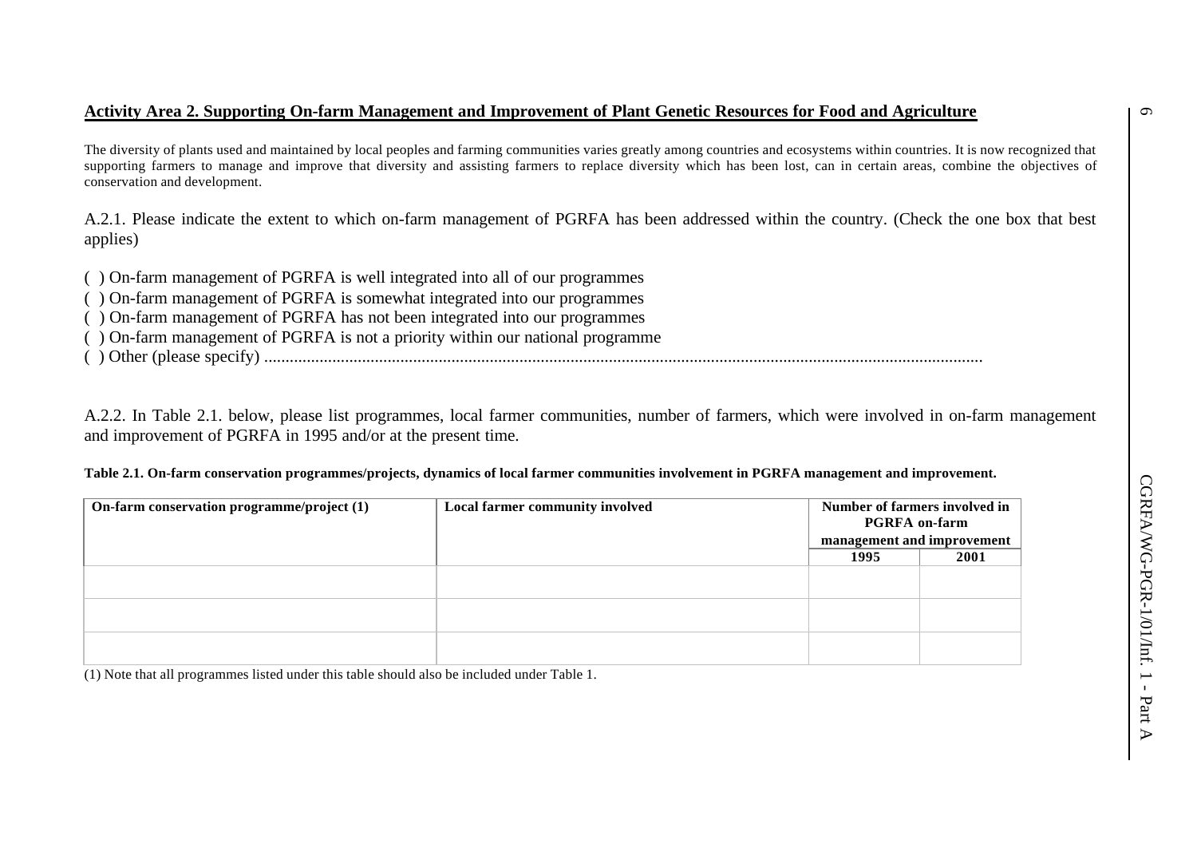## Activity Area 2. Supporting On-farm Management and Improvement of Plant Genetic Resources for Food and Agriculture

The diversity of plants used and maintained by local peoples and farming communities varies greatly among countries and ecosystems within countries. It is now recognized that supporting farmers to manage and improve that diversity and assisting farmers to replace diversity which has been lost, can in certain areas, combine the objectives of conservation and development.

A.2.1. Please indicate the extent to which on-farm management of PGRFA has been addressed within the country. (Check the one box that best applies)

( ) On-farm management of PGRFA is well integrated into all of our programmes
( ) On-farm management of PGRFA is somewhat integrated into our programmes
( ) On-farm management of PGRFA has not been integrated into our programmes
( ) On-farm management of PGRFA is not a priority within our national programme
( ) Other (please specify) ......................................................................................................................................................

A.2.2. In Table 2.1. below, please list programmes, local farmer communities, number of farmers, which were involved in on-farm management and improvement of PGRFA in 1995 and/or at the present time.

**Table 2.1. On-farm conservation programmes/projects, dynamics of local farmer communities involvement in PGRFA management and improvement.**

| On-farm conservation programme/project (1) | Local farmer community involved | Number of farmers involved in PGRFA on-farm management and improvement | |
|---|---|---|---|
| | | 1995 | 2001 |
| | | | |
| | | | |
| | | | |

(1) Note that all programmes listed under this table should also be included under Table 1.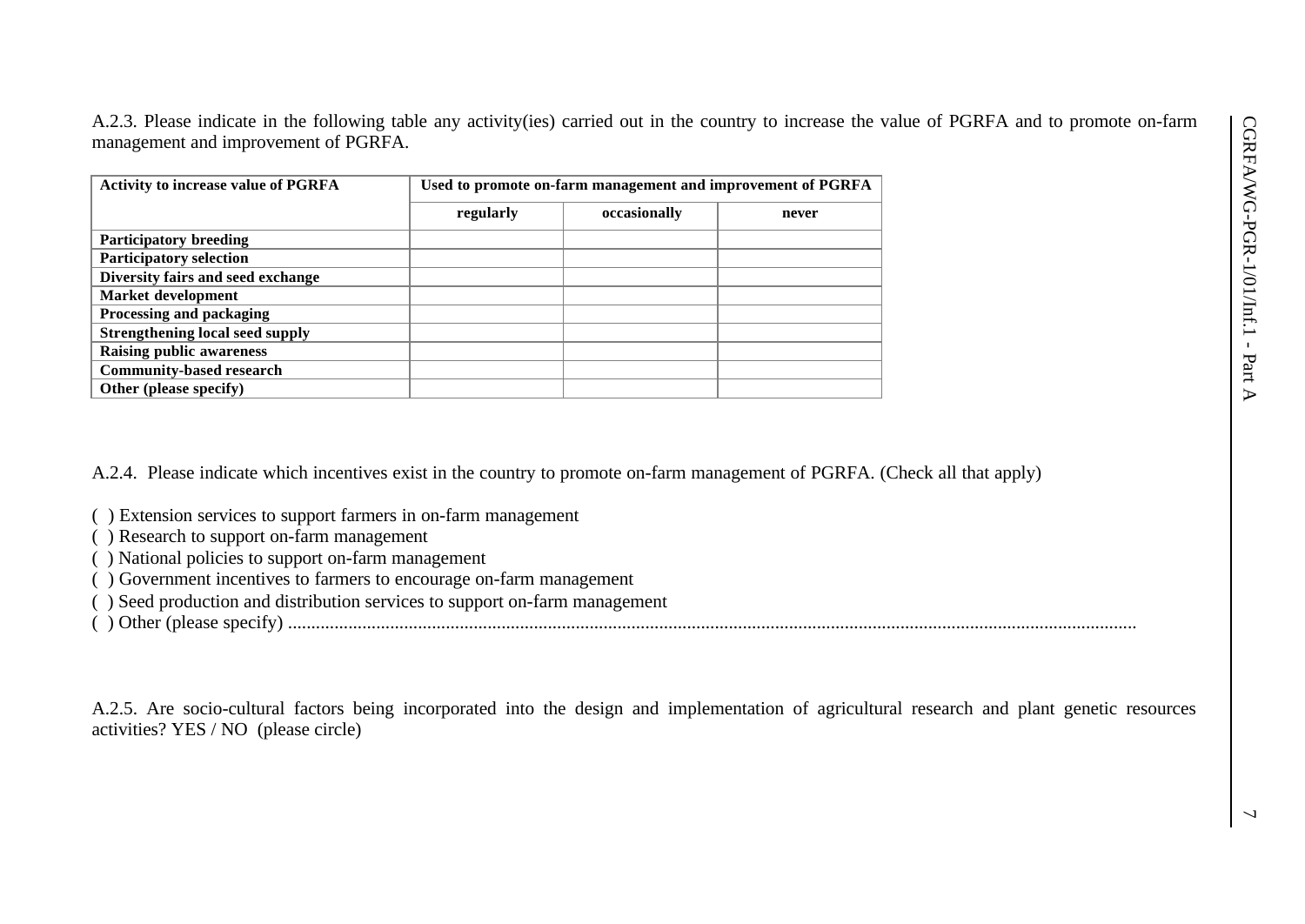A.2.3. Please indicate in the following table any activity(ies) carried out in the country to increase the value of PGRFA and to promote on-farm management and improvement of PGRFA.

| Activity to increase value of PGRFA | Used to promote on-farm management and improvement of PGRFA | | |
|---|---|---|---|
| | regularly | occasionally | never |
| Participatory breeding | | | |
| Participatory selection | | | |
| Diversity fairs and seed exchange | | | |
| Market development | | | |
| Processing and packaging | | | |
| Strengthening local seed supply | | | |
| Raising public awareness | | | |
| Community-based research | | | |
| Other (please specify) | | | |

A.2.4. Please indicate which incentives exist in the country to promote on-farm management of PGRFA. (Check all that apply)

( ) Extension services to support farmers in on-farm management
( ) Research to support on-farm management
( ) National policies to support on-farm management
( ) Government incentives to farmers to encourage on-farm management
( ) Seed production and distribution services to support on-farm management
( ) Other (please specify) ..........................................................................................................................................................................

A.2.5. Are socio-cultural factors being incorporated into the design and implementation of agricultural research and plant genetic resources activities? YES / NO (please circle)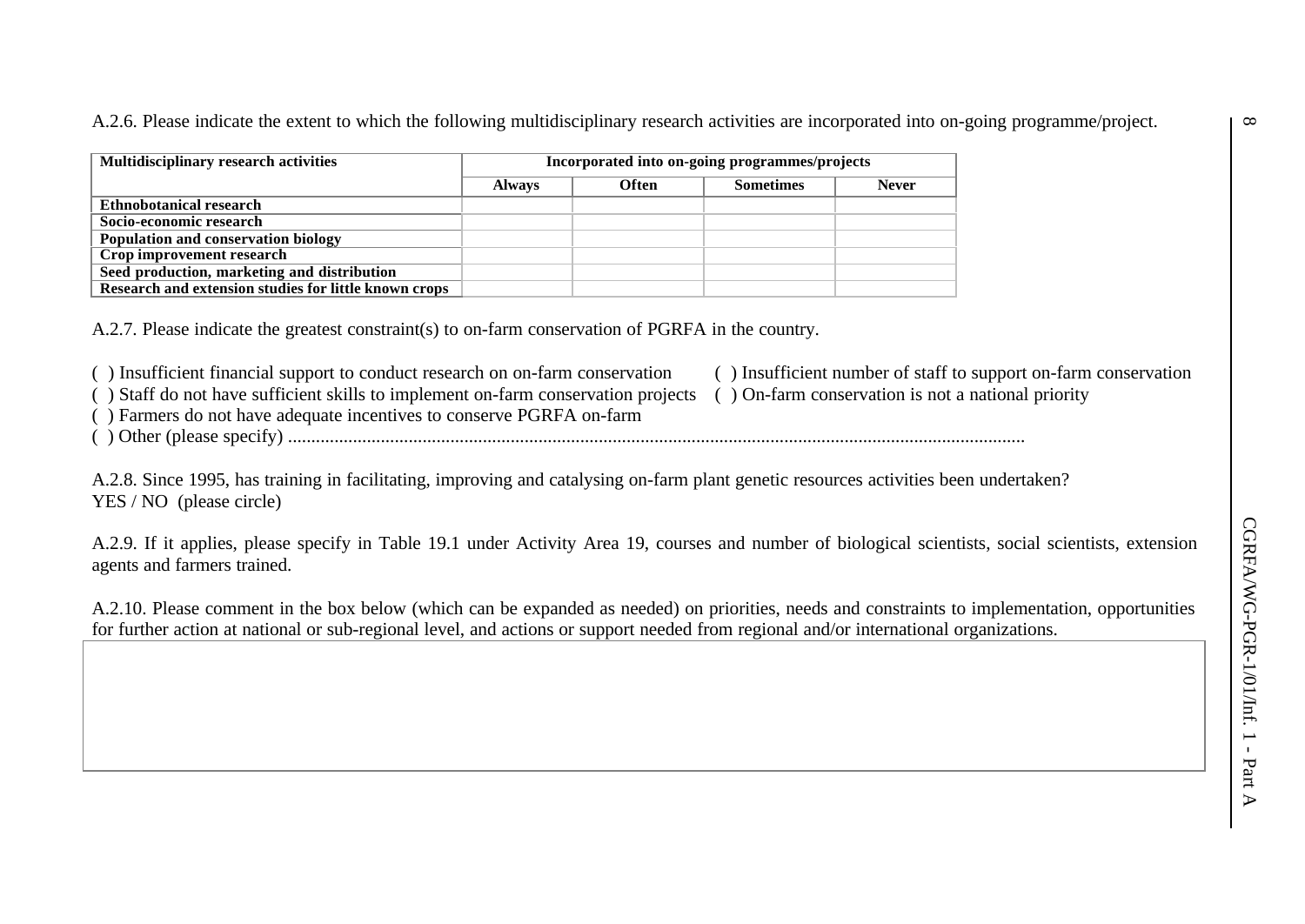A.2.6. Please indicate the extent to which the following multidisciplinary research activities are incorporated into on-going programme/project.

| Multidisciplinary research activities | Incorporated into on-going programmes/projects | | | |
|---|---|---|---|---|
| | Always | Often | Sometimes | Never |
| **Ethnobotanical research** | | | | |
| **Socio-economic research** | | | | |
| **Population and conservation biology** | | | | |
| **Crop improvement research** | | | | |
| **Seed production, marketing and distribution** | | | | |
| **Research and extension studies for little known crops** | | | | |

A.2.7. Please indicate the greatest constraint(s) to on-farm conservation of PGRFA in the country.

( ) Insufficient financial support to conduct research on on-farm conservation
( ) Insufficient number of staff to support on-farm conservation
( ) Staff do not have sufficient skills to implement on-farm conservation projects
( ) On-farm conservation is not a national priority
( ) Farmers do not have adequate incentives to conserve PGRFA on-farm
( ) Other (please specify) ..................................................................................................................................................

A.2.8. Since 1995, has training in facilitating, improving and catalysing on-farm plant genetic resources activities been undertaken?
YES / NO (please circle)

A.2.9. If it applies, please specify in Table 19.1 under Activity Area 19, courses and number of biological scientists, social scientists, extension agents and farmers trained.

A.2.10. Please comment in the box below (which can be expanded as needed) on priorities, needs and constraints to implementation, opportunities for further action at national or sub-regional level, and actions or support needed from regional and/or international organizations.

| |
|---|
| |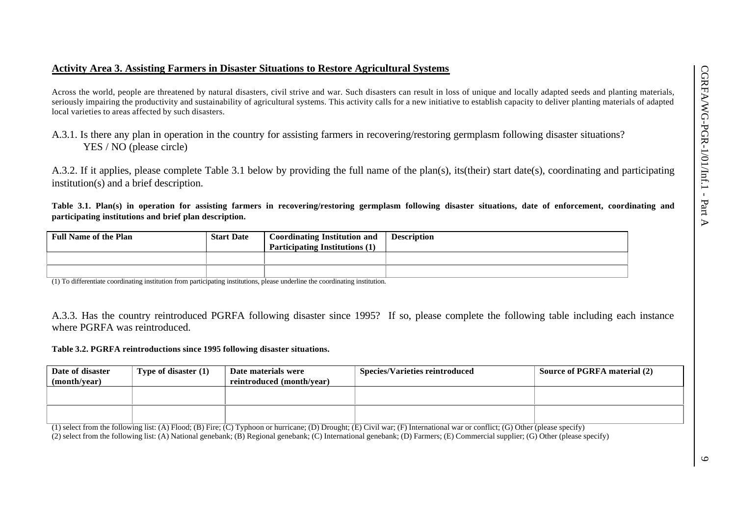## Activity Area 3. Assisting Farmers in Disaster Situations to Restore Agricultural Systems

Across the world, people are threatened by natural disasters, civil strive and war. Such disasters can result in loss of unique and locally adapted seeds and planting materials, seriously impairing the productivity and sustainability of agricultural systems. This activity calls for a new initiative to establish capacity to deliver planting materials of adapted local varieties to areas affected by such disasters.

A.3.1. Is there any plan in operation in the country for assisting farmers in recovering/restoring germplasm following disaster situations?
YES / NO (please circle)

A.3.2. If it applies, please complete Table 3.1 below by providing the full name of the plan(s), its(their) start date(s), coordinating and participating institution(s) and a brief description.

**Table 3.1. Plan(s) in operation for assisting farmers in recovering/restoring germplasm following disaster situations, date of enforcement, coordinating and participating institutions and brief plan description.**

| Full Name of the Plan | Start Date | Coordinating Institution and Participating Institutions (1) | Description |
|---|---|---|---|
| | | | |
| | | | |

(1) To differentiate coordinating institution from participating institutions, please underline the coordinating institution.

A.3.3. Has the country reintroduced PGRFA following disaster since 1995? If so, please complete the following table including each instance where PGRFA was reintroduced.

**Table 3.2. PGRFA reintroductions since 1995 following disaster situations.**

| Date of disaster (month/year) | Type of disaster (1) | Date materials were reintroduced (month/year) | Species/Varieties reintroduced | Source of PGRFA material (2) |
|---|---|---|---|---|
| | | | | |
| | | | | |

(1) select from the following list: (A) Flood; (B) Fire; (C) Typhoon or hurricane; (D) Drought; (E) Civil war; (F) International war or conflict; (G) Other (please specify)

(2) select from the following list: (A) National genebank; (B) Regional genebank; (C) International genebank; (D) Farmers; (E) Commercial supplier; (G) Other (please specify)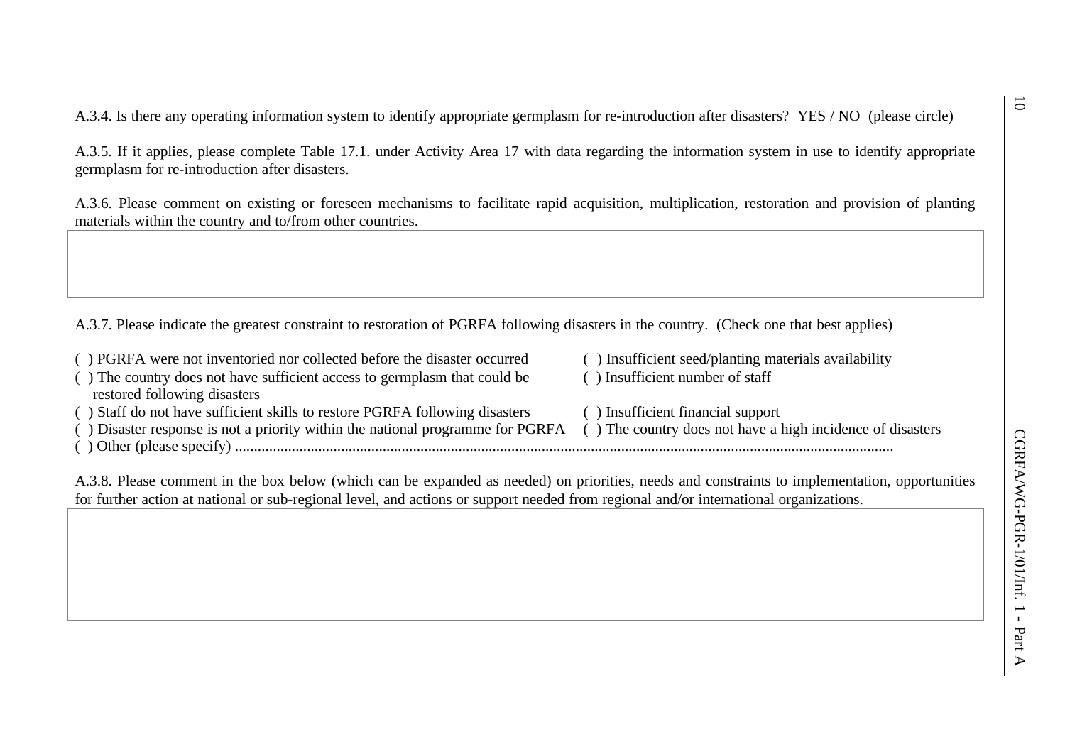A.3.4. Is there any operating information system to identify appropriate germplasm for re-introduction after disasters?  YES / NO  (please circle)

A.3.5. If it applies, please complete Table 17.1. under Activity Area 17 with data regarding the information system in use to identify appropriate germplasm for re-introduction after disasters.

A.3.6. Please comment on existing or foreseen mechanisms to facilitate rapid acquisition, multiplication, restoration and provision of planting materials within the country and to/from other countries.

| |
|---|
| |

A.3.7. Please indicate the greatest constraint to restoration of PGRFA following disasters in the country.  (Check one that best applies)

( ) PGRFA were not inventoried nor collected before the disaster occurred
( ) The country does not have sufficient access to germplasm that could be restored following disasters
( ) Staff do not have sufficient skills to restore PGRFA following disasters
( ) Disaster response is not a priority within the national programme for PGRFA
( ) Insufficient seed/planting materials availability
( ) Insufficient number of staff
( ) Insufficient financial support
( ) The country does not have a high incidence of disasters
( ) Other (please specify) ........................................................................................................................................................

A.3.8. Please comment in the box below (which can be expanded as needed) on priorities, needs and constraints to implementation, opportunities for further action at national or sub-regional level, and actions or support needed from regional and/or international organizations.

| |
|---|
| |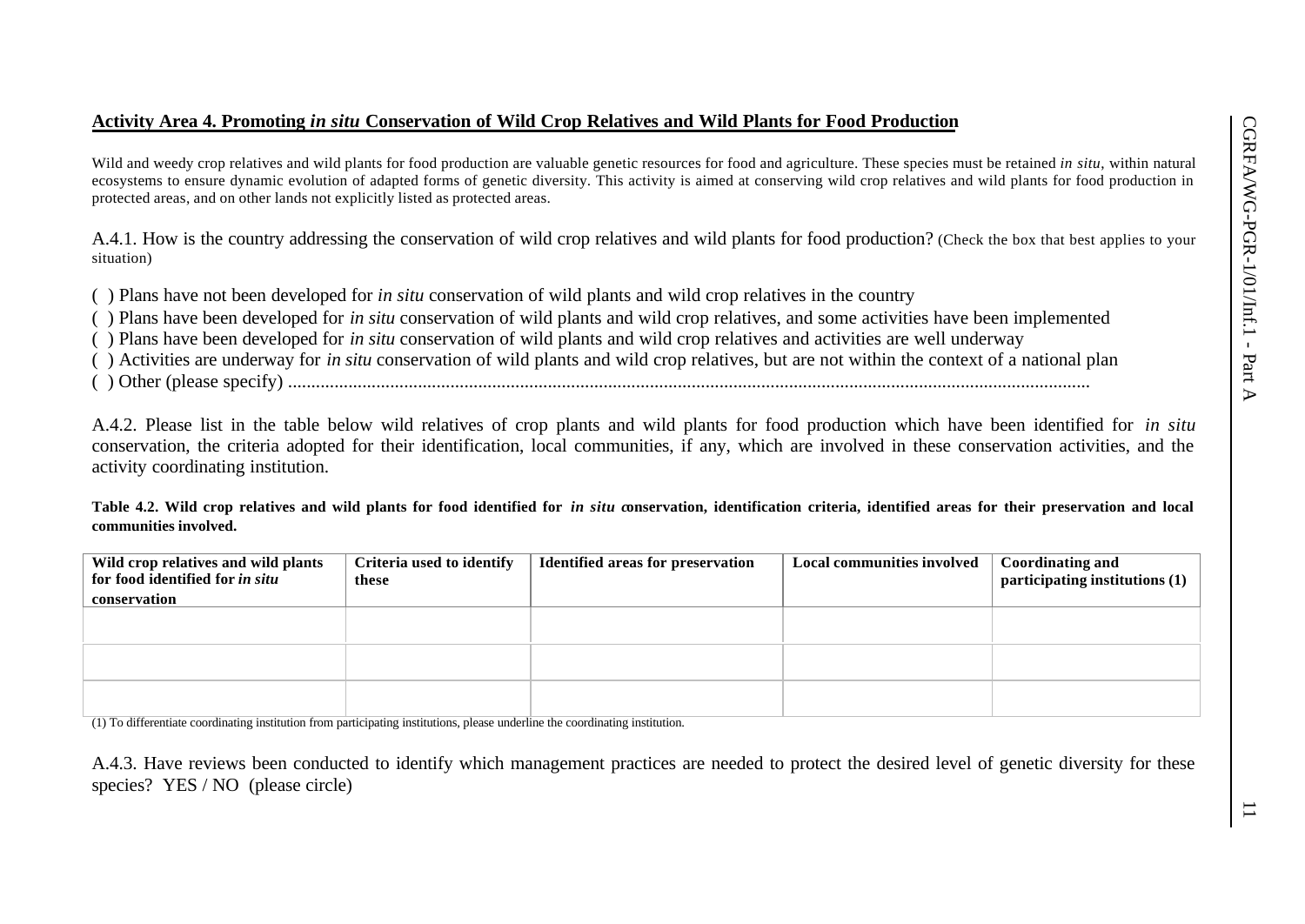## Activity Area 4. Promoting *in situ* Conservation of Wild Crop Relatives and Wild Plants for Food Production

Wild and weedy crop relatives and wild plants for food production are valuable genetic resources for food and agriculture. These species must be retained *in situ*, within natural ecosystems to ensure dynamic evolution of adapted forms of genetic diversity. This activity is aimed at conserving wild crop relatives and wild plants for food production in protected areas, and on other lands not explicitly listed as protected areas.

A.4.1. How is the country addressing the conservation of wild crop relatives and wild plants for food production? (Check the box that best applies to your situation)

( ) Plans have not been developed for *in situ* conservation of wild plants and wild crop relatives in the country
( ) Plans have been developed for *in situ* conservation of wild plants and wild crop relatives, and some activities have been implemented
( ) Plans have been developed for *in situ* conservation of wild plants and wild crop relatives and activities are well underway
( ) Activities are underway for *in situ* conservation of wild plants and wild crop relatives, but are not within the context of a national plan
( ) Other (please specify) ...........................................................................................................................................................

A.4.2. Please list in the table below wild relatives of crop plants and wild plants for food production which have been identified for *in situ* conservation, the criteria adopted for their identification, local communities, if any, which are involved in these conservation activities, and the activity coordinating institution.

**Table 4.2. Wild crop relatives and wild plants for food identified for *in situ* conservation, identification criteria, identified areas for their preservation and local communities involved.**

| Wild crop relatives and wild plants for food identified for *in situ* conservation | Criteria used to identify these | Identified areas for preservation | Local communities involved | Coordinating and participating institutions (1) |
|---|---|---|---|---|
| | | | | |
| | | | | |
| | | | | |

(1) To differentiate coordinating institution from participating institutions, please underline the coordinating institution.

A.4.3. Have reviews been conducted to identify which management practices are needed to protect the desired level of genetic diversity for these species? YES / NO (please circle)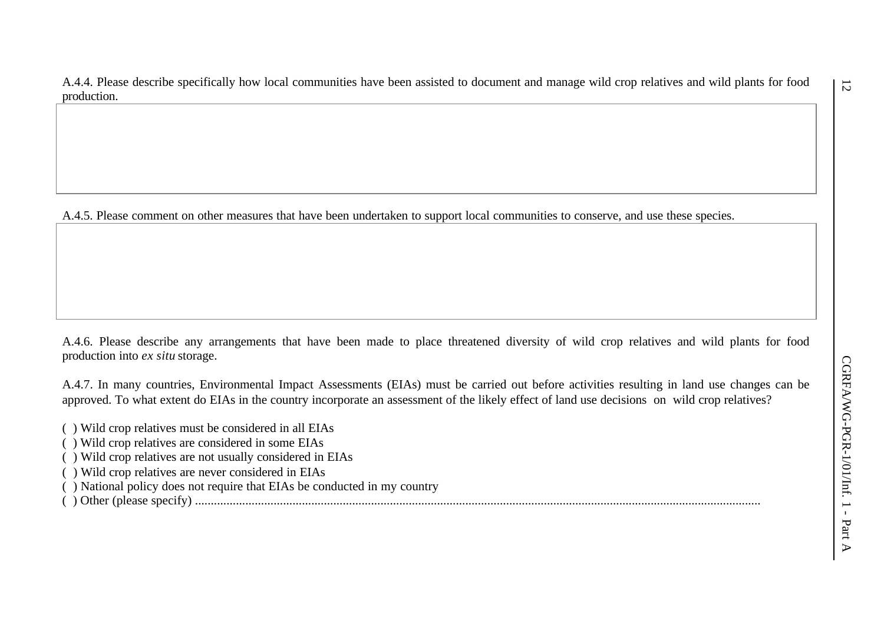A.4.4. Please describe specifically how local communities have been assisted to document and manage wild crop relatives and wild plants for food production.

| |
|---|
| |

A.4.5. Please comment on other measures that have been undertaken to support local communities to conserve, and use these species.

| |
|---|
| |

A.4.6. Please describe any arrangements that have been made to place threatened diversity of wild crop relatives and wild plants for food production into *ex situ* storage.

A.4.7. In many countries, Environmental Impact Assessments (EIAs) must be carried out before activities resulting in land use changes can be approved. To what extent do EIAs in the country incorporate an assessment of the likely effect of land use decisions on wild crop relatives?

( ) Wild crop relatives must be considered in all EIAs
( ) Wild crop relatives are considered in some EIAs
( ) Wild crop relatives are not usually considered in EIAs
( ) Wild crop relatives are never considered in EIAs
( ) National policy does not require that EIAs be conducted in my country
( ) Other (please specify) ..................................................................................................................................................................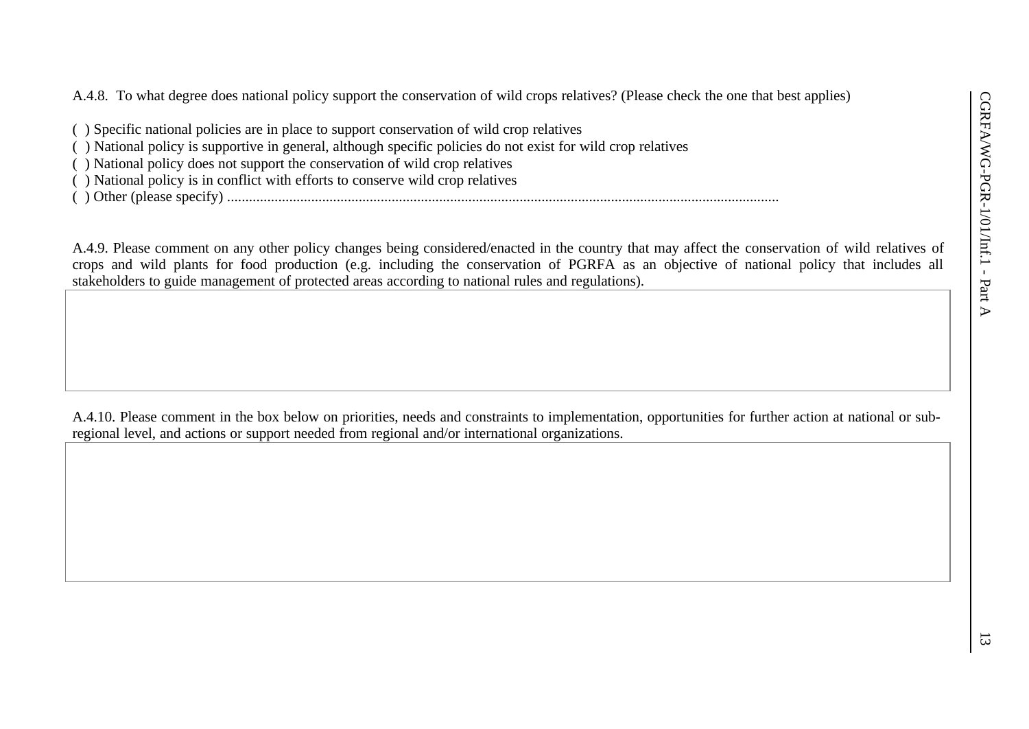A.4.8. To what degree does national policy support the conservation of wild crops relatives? (Please check the one that best applies)

( ) Specific national policies are in place to support conservation of wild crop relatives
( ) National policy is supportive in general, although specific policies do not exist for wild crop relatives
( ) National policy does not support the conservation of wild crop relatives
( ) National policy is in conflict with efforts to conserve wild crop relatives
( ) Other (please specify) ..........................................................................................................................................

A.4.9. Please comment on any other policy changes being considered/enacted in the country that may affect the conservation of wild relatives of crops and wild plants for food production (e.g. including the conservation of PGRFA as an objective of national policy that includes all stakeholders to guide management of protected areas according to national rules and regulations).

| |
|---|
| |

A.4.10. Please comment in the box below on priorities, needs and constraints to implementation, opportunities for further action at national or sub-regional level, and actions or support needed from regional and/or international organizations.

| |
|---|
| |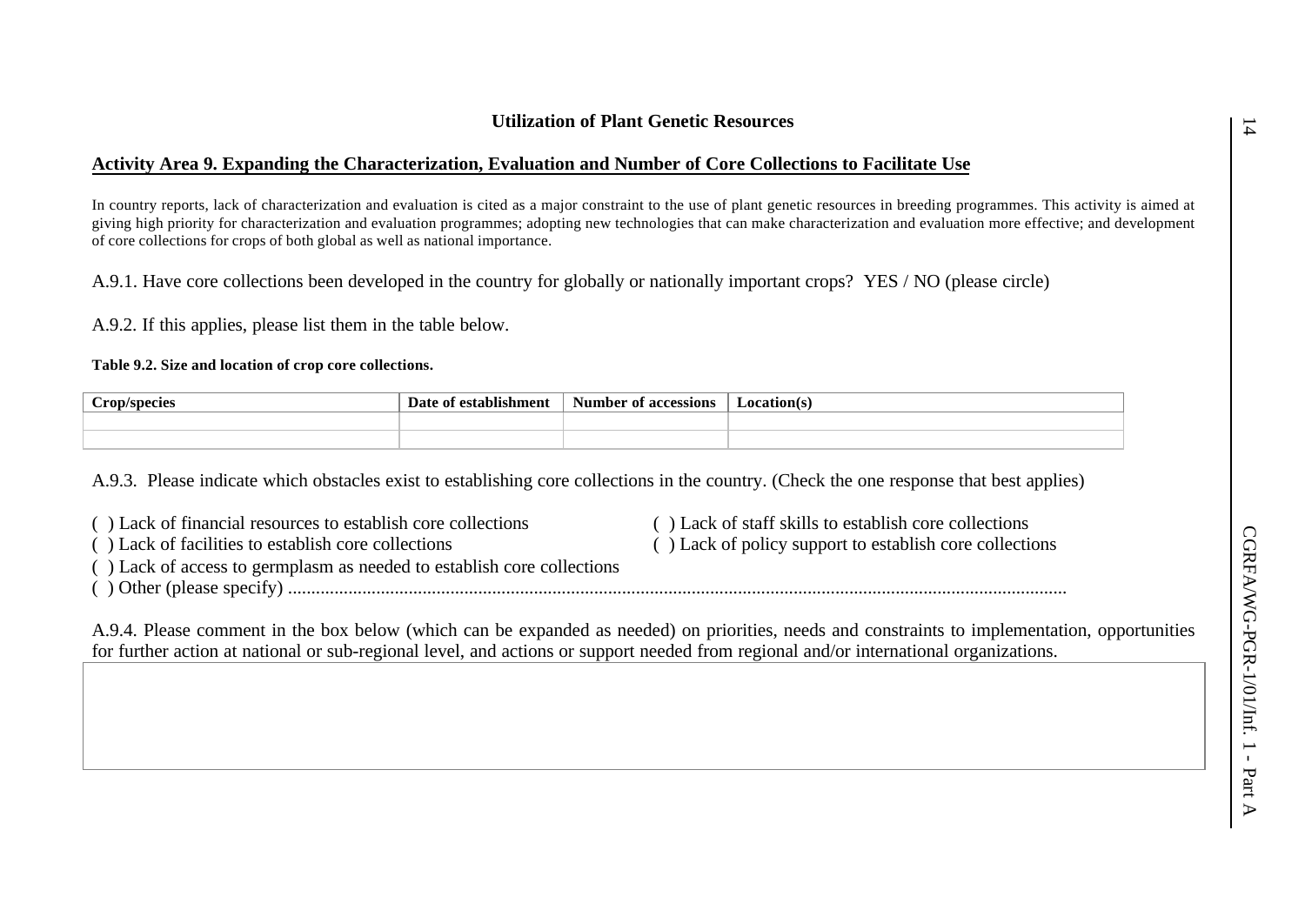## Utilization of Plant Genetic Resources

### Activity Area 9. Expanding the Characterization, Evaluation and Number of Core Collections to Facilitate Use

In country reports, lack of characterization and evaluation is cited as a major constraint to the use of plant genetic resources in breeding programmes. This activity is aimed at giving high priority for characterization and evaluation programmes; adopting new technologies that can make characterization and evaluation more effective; and development of core collections for crops of both global as well as national importance.

A.9.1. Have core collections been developed in the country for globally or nationally important crops? YES / NO (please circle)

A.9.2. If this applies, please list them in the table below.

**Table 9.2. Size and location of crop core collections.**

| Crop/species | Date of establishment | Number of accessions | Location(s) |
|---|---|---|---|
| | | | |
| | | | |

A.9.3. Please indicate which obstacles exist to establishing core collections in the country. (Check the one response that best applies)

( ) Lack of financial resources to establish core collections
( ) Lack of staff skills to establish core collections
( ) Lack of facilities to establish core collections
( ) Lack of policy support to establish core collections
( ) Lack of access to germplasm as needed to establish core collections
( ) Other (please specify) ........................................................................................................................................................

A.9.4. Please comment in the box below (which can be expanded as needed) on priorities, needs and constraints to implementation, opportunities for further action at national or sub-regional level, and actions or support needed from regional and/or international organizations.

| |
|---|
| |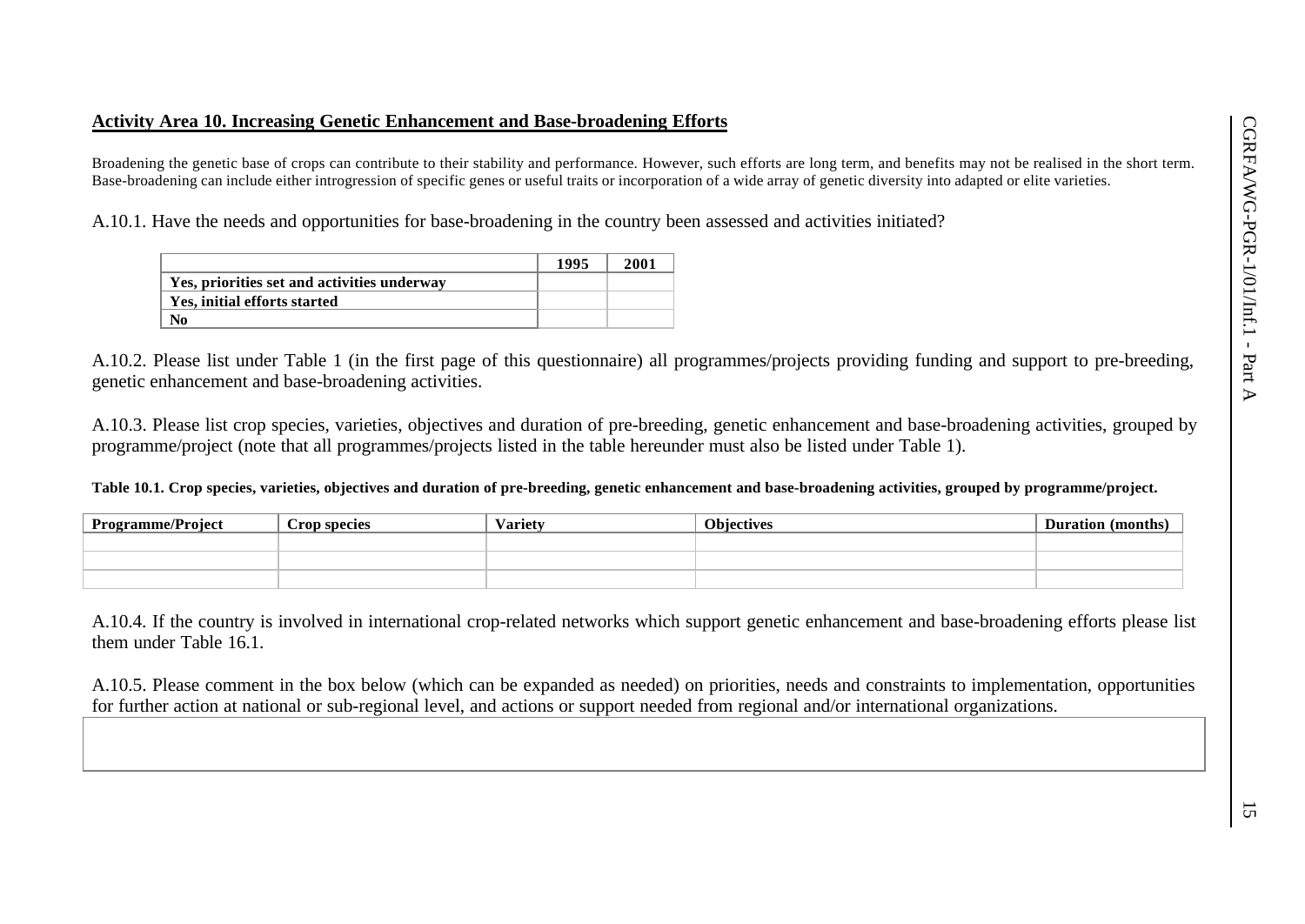## Activity Area 10. Increasing Genetic Enhancement and Base-broadening Efforts

Broadening the genetic base of crops can contribute to their stability and performance. However, such efforts are long term, and benefits may not be realised in the short term. Base-broadening can include either introgression of specific genes or useful traits or incorporation of a wide array of genetic diversity into adapted or elite varieties.

A.10.1. Have the needs and opportunities for base-broadening in the country been assessed and activities initiated?

| | 1995 | 2001 |
|---|---|---|
| **Yes, priorities set and activities underway** | | |
| **Yes, initial efforts started** | | |
| **No** | | |

A.10.2. Please list under Table 1 (in the first page of this questionnaire) all programmes/projects providing funding and support to pre-breeding, genetic enhancement and base-broadening activities.

A.10.3. Please list crop species, varieties, objectives and duration of pre-breeding, genetic enhancement and base-broadening activities, grouped by programme/project (note that all programmes/projects listed in the table hereunder must also be listed under Table 1).

**Table 10.1. Crop species, varieties, objectives and duration of pre-breeding, genetic enhancement and base-broadening activities, grouped by programme/project.**

| Programme/Project | Crop species | Variety | Objectives | Duration (months) |
|---|---|---|---|---|
| | | | | |
| | | | | |
| | | | | |

A.10.4. If the country is involved in international crop-related networks which support genetic enhancement and base-broadening efforts please list them under Table 16.1.

A.10.5. Please comment in the box below (which can be expanded as needed) on priorities, needs and constraints to implementation, opportunities for further action at national or sub-regional level, and actions or support needed from regional and/or international organizations.

| |
|---|
| |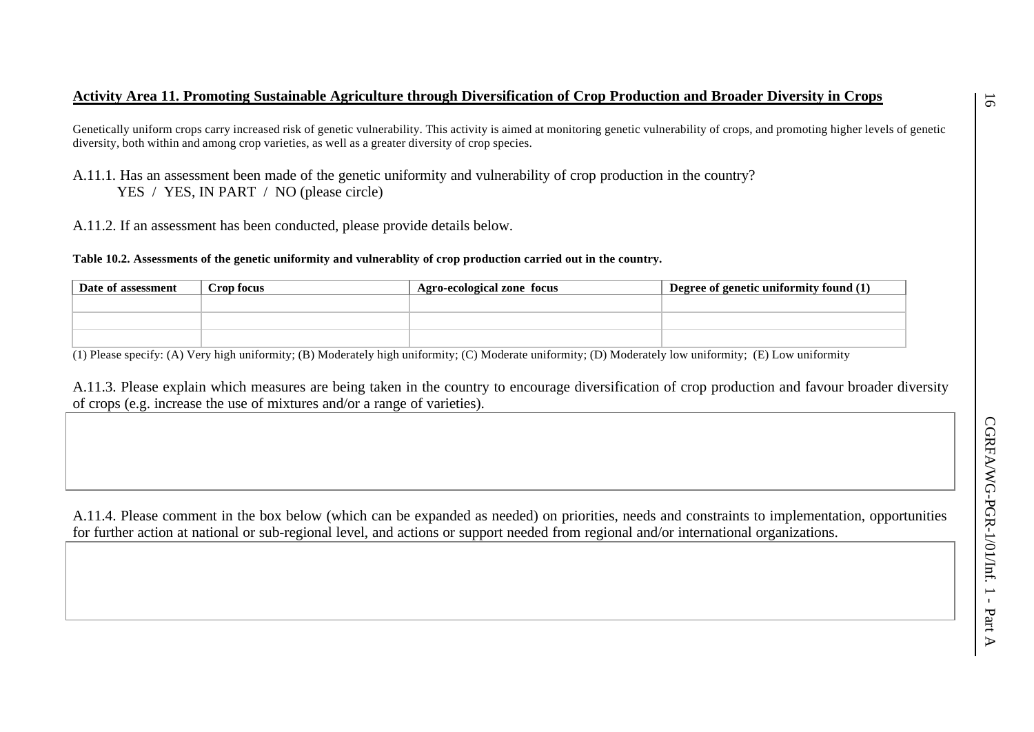## Activity Area 11. Promoting Sustainable Agriculture through Diversification of Crop Production and Broader Diversity in Crops

Genetically uniform crops carry increased risk of genetic vulnerability. This activity is aimed at monitoring genetic vulnerability of crops, and promoting higher levels of genetic diversity, both within and among crop varieties, as well as a greater diversity of crop species.

A.11.1. Has an assessment been made of the genetic uniformity and vulnerability of crop production in the country?
YES / YES, IN PART / NO (please circle)

A.11.2. If an assessment has been conducted, please provide details below.

**Table 10.2. Assessments of the genetic uniformity and vulnerablity of crop production carried out in the country.**

| Date of assessment | Crop focus | Agro-ecological zone focus | Degree of genetic uniformity found (1) |
|---|---|---|---|
| | | | |
| | | | |
| | | | |

(1) Please specify: (A) Very high uniformity; (B) Moderately high uniformity; (C) Moderate uniformity; (D) Moderately low uniformity; (E) Low uniformity

A.11.3. Please explain which measures are being taken in the country to encourage diversification of crop production and favour broader diversity of crops (e.g. increase the use of mixtures and/or a range of varieties).

| |
|---|
| |

A.11.4. Please comment in the box below (which can be expanded as needed) on priorities, needs and constraints to implementation, opportunities for further action at national or sub-regional level, and actions or support needed from regional and/or international organizations.

| |
|---|
| |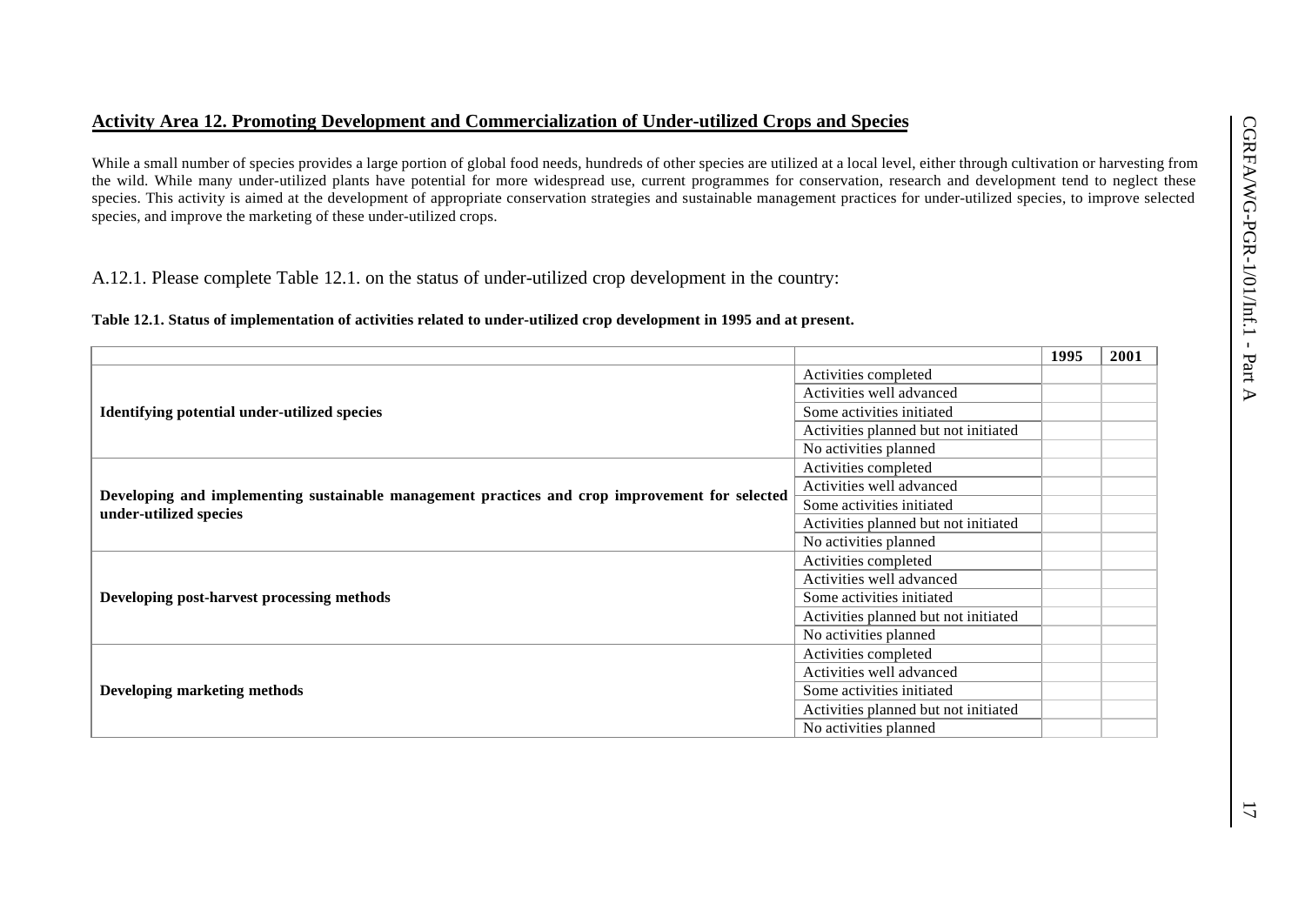## Activity Area 12. Promoting Development and Commercialization of Under-utilized Crops and Species

While a small number of species provides a large portion of global food needs, hundreds of other species are utilized at a local level, either through cultivation or harvesting from the wild. While many under-utilized plants have potential for more widespread use, current programmes for conservation, research and development tend to neglect these species. This activity is aimed at the development of appropriate conservation strategies and sustainable management practices for under-utilized species, to improve selected species, and improve the marketing of these under-utilized crops.

A.12.1. Please complete Table 12.1. on the status of under-utilized crop development in the country:

**Table 12.1. Status of implementation of activities related to under-utilized crop development in 1995 and at present.**

| | | 1995 | 2001 |
|---|---|---|---|
| **Identifying potential under-utilized species** | Activities completed | | |
| | Activities well advanced | | |
| | Some activities initiated | | |
| | Activities planned but not initiated | | |
| | No activities planned | | |
| **Developing and implementing sustainable management practices and crop improvement for selected under-utilized species** | Activities completed | | |
| | Activities well advanced | | |
| | Some activities initiated | | |
| | Activities planned but not initiated | | |
| | No activities planned | | |
| **Developing post-harvest processing methods** | Activities completed | | |
| | Activities well advanced | | |
| | Some activities initiated | | |
| | Activities planned but not initiated | | |
| | No activities planned | | |
| **Developing marketing methods** | Activities completed | | |
| | Activities well advanced | | |
| | Some activities initiated | | |
| | Activities planned but not initiated | | |
| | No activities planned | | |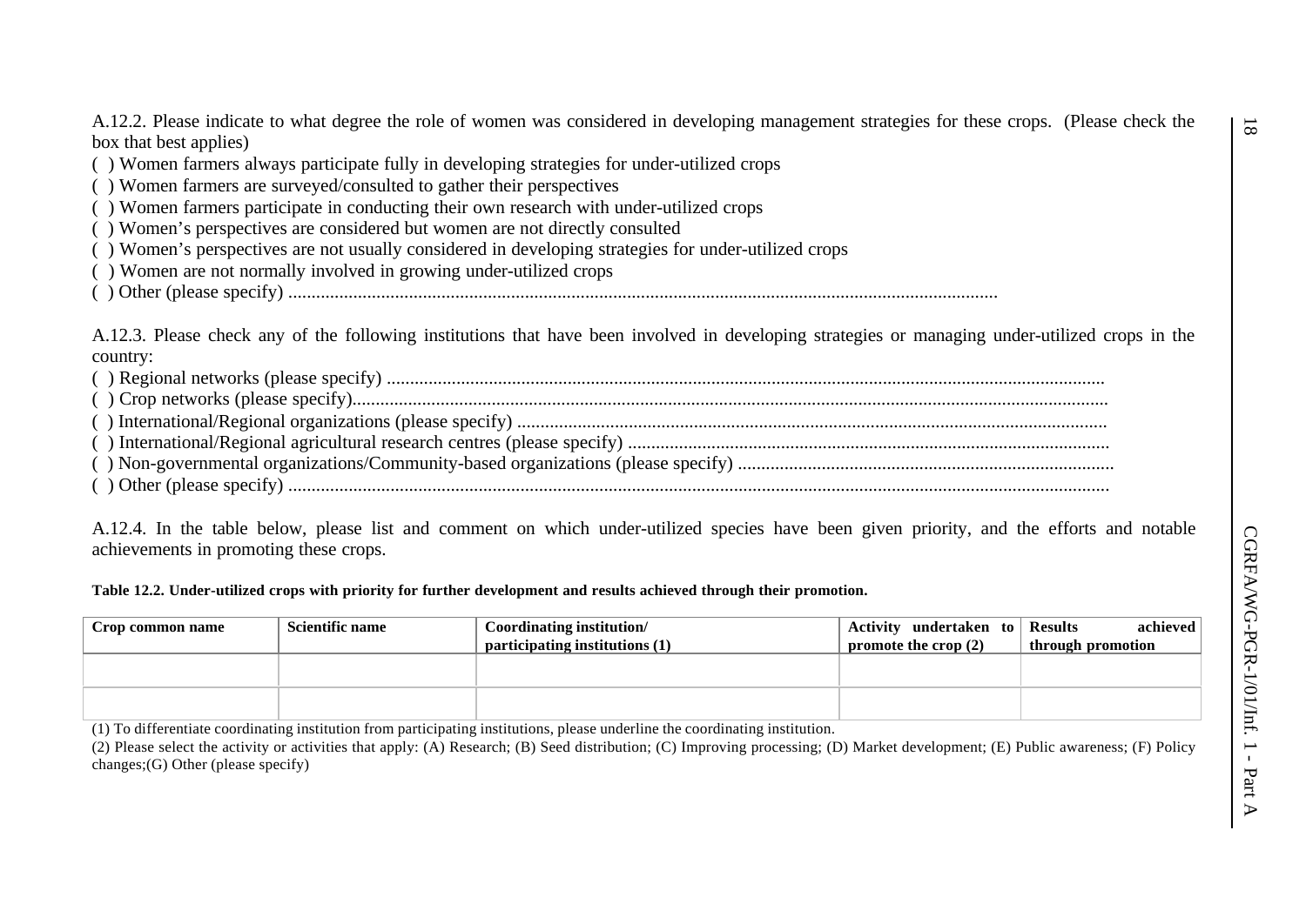A.12.2. Please indicate to what degree the role of women was considered in developing management strategies for these crops. (Please check the box that best applies)

( ) Women farmers always participate fully in developing strategies for under-utilized crops
( ) Women farmers are surveyed/consulted to gather their perspectives
( ) Women farmers participate in conducting their own research with under-utilized crops
( ) Women's perspectives are considered but women are not directly consulted
( ) Women's perspectives are not usually considered in developing strategies for under-utilized crops
( ) Women are not normally involved in growing under-utilized crops
( ) Other (please specify) ........................................................................................................................................

A.12.3. Please check any of the following institutions that have been involved in developing strategies or managing under-utilized crops in the country:

( ) Regional networks (please specify) .........................................................................................................................................
( ) Crop networks (please specify)................................................................................................................................................
( ) International/Regional organizations (please specify) ...............................................................................................................
( ) International/Regional agricultural research centres (please specify) .......................................................................................
( ) Non-governmental organizations/Community-based organizations (please specify) ................................................................
( ) Other (please specify) ..............................................................................................................................................................

A.12.4. In the table below, please list and comment on which under-utilized species have been given priority, and the efforts and notable achievements in promoting these crops.

**Table 12.2. Under-utilized crops with priority for further development and results achieved through their promotion.**

| Crop common name | Scientific name | Coordinating institution/ participating institutions (1) | Activity undertaken to promote the crop (2) | Results achieved through promotion |
|---|---|---|---|---|
| | | | | |
| | | | | |

(1) To differentiate coordinating institution from participating institutions, please underline the coordinating institution.

(2) Please select the activity or activities that apply: (A) Research; (B) Seed distribution; (C) Improving processing; (D) Market development; (E) Public awareness; (F) Policy changes;(G) Other (please specify)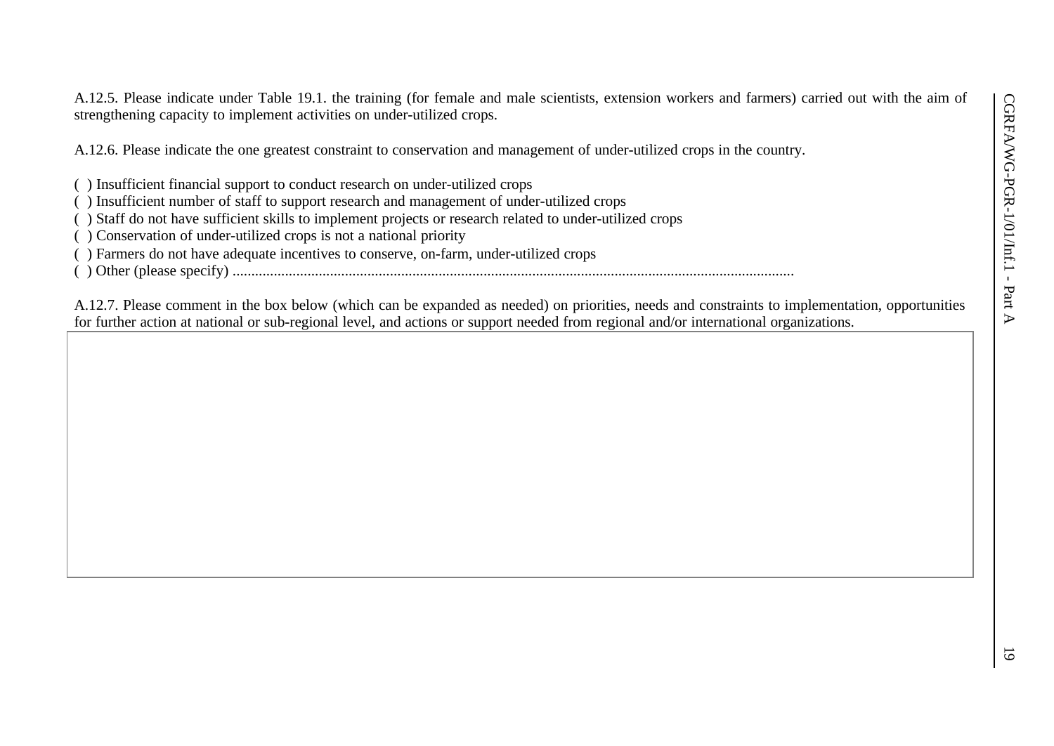A.12.5. Please indicate under Table 19.1. the training (for female and male scientists, extension workers and farmers) carried out with the aim of strengthening capacity to implement activities on under-utilized crops.

A.12.6. Please indicate the one greatest constraint to conservation and management of under-utilized crops in the country.

( ) Insufficient financial support to conduct research on under-utilized crops
( ) Insufficient number of staff to support research and management of under-utilized crops
( ) Staff do not have sufficient skills to implement projects or research related to under-utilized crops
( ) Conservation of under-utilized crops is not a national priority
( ) Farmers do not have adequate incentives to conserve, on-farm, under-utilized crops
( ) Other (please specify) ......................................................................................................................................................

A.12.7. Please comment in the box below (which can be expanded as needed) on priorities, needs and constraints to implementation, opportunities for further action at national or sub-regional level, and actions or support needed from regional and/or international organizations.

| |
|---|
| |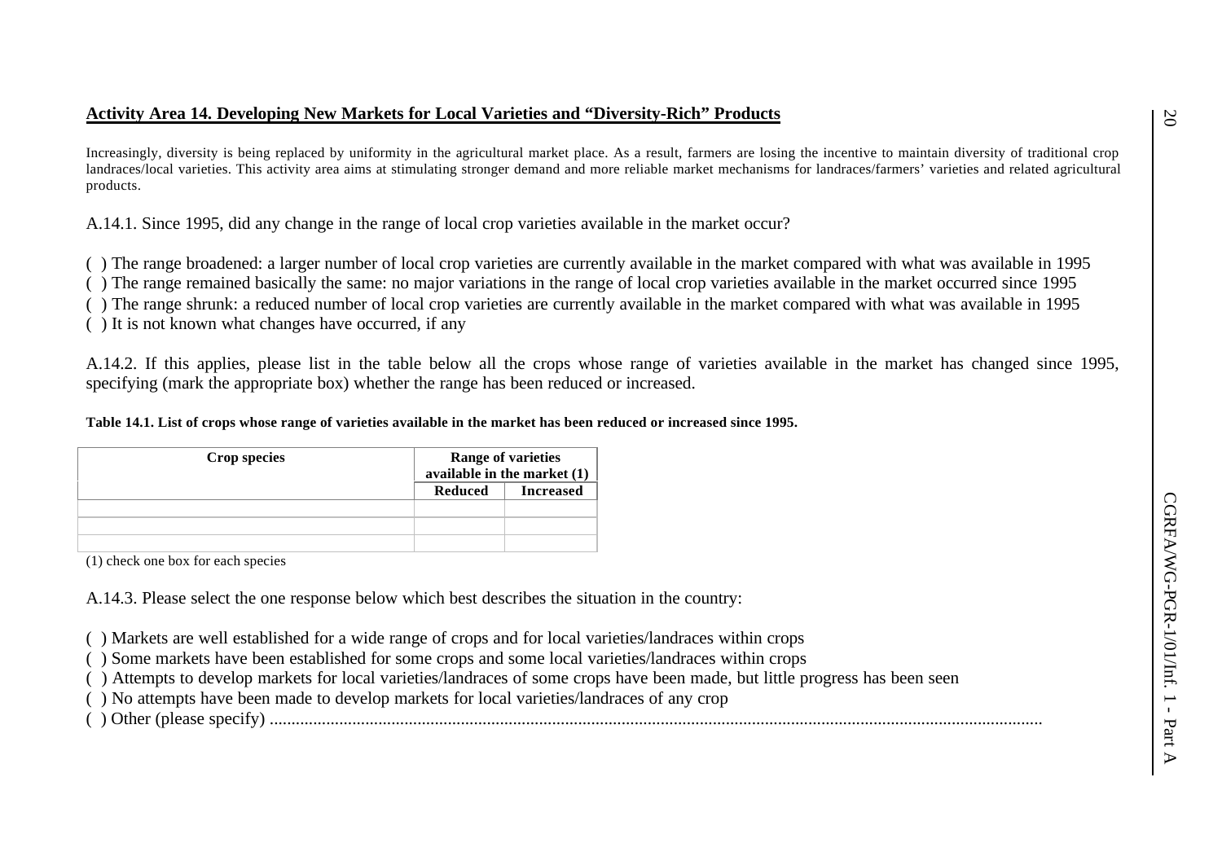## Activity Area 14. Developing New Markets for Local Varieties and "Diversity-Rich" Products

Increasingly, diversity is being replaced by uniformity in the agricultural market place. As a result, farmers are losing the incentive to maintain diversity of traditional crop landraces/local varieties. This activity area aims at stimulating stronger demand and more reliable market mechanisms for landraces/farmers' varieties and related agricultural products.

A.14.1. Since 1995, did any change in the range of local crop varieties available in the market occur?

( ) The range broadened: a larger number of local crop varieties are currently available in the market compared with what was available in 1995
( ) The range remained basically the same: no major variations in the range of local crop varieties available in the market occurred since 1995
( ) The range shrunk: a reduced number of local crop varieties are currently available in the market compared with what was available in 1995
( ) It is not known what changes have occurred, if any

A.14.2. If this applies, please list in the table below all the crops whose range of varieties available in the market has changed since 1995, specifying (mark the appropriate box) whether the range has been reduced or increased.

**Table 14.1. List of crops whose range of varieties available in the market has been reduced or increased since 1995.**

| Crop species | Range of varieties available in the market (1) | |
|---|---|---|
| | Reduced | Increased |
| | | |
| | | |
| | | |

(1) check one box for each species

A.14.3. Please select the one response below which best describes the situation in the country:

( ) Markets are well established for a wide range of crops and for local varieties/landraces within crops
( ) Some markets have been established for some crops and some local varieties/landraces within crops
( ) Attempts to develop markets for local varieties/landraces of some crops have been made, but little progress has been seen
( ) No attempts have been made to develop markets for local varieties/landraces of any crop
( ) Other (please specify) ....................................................................................................................................................................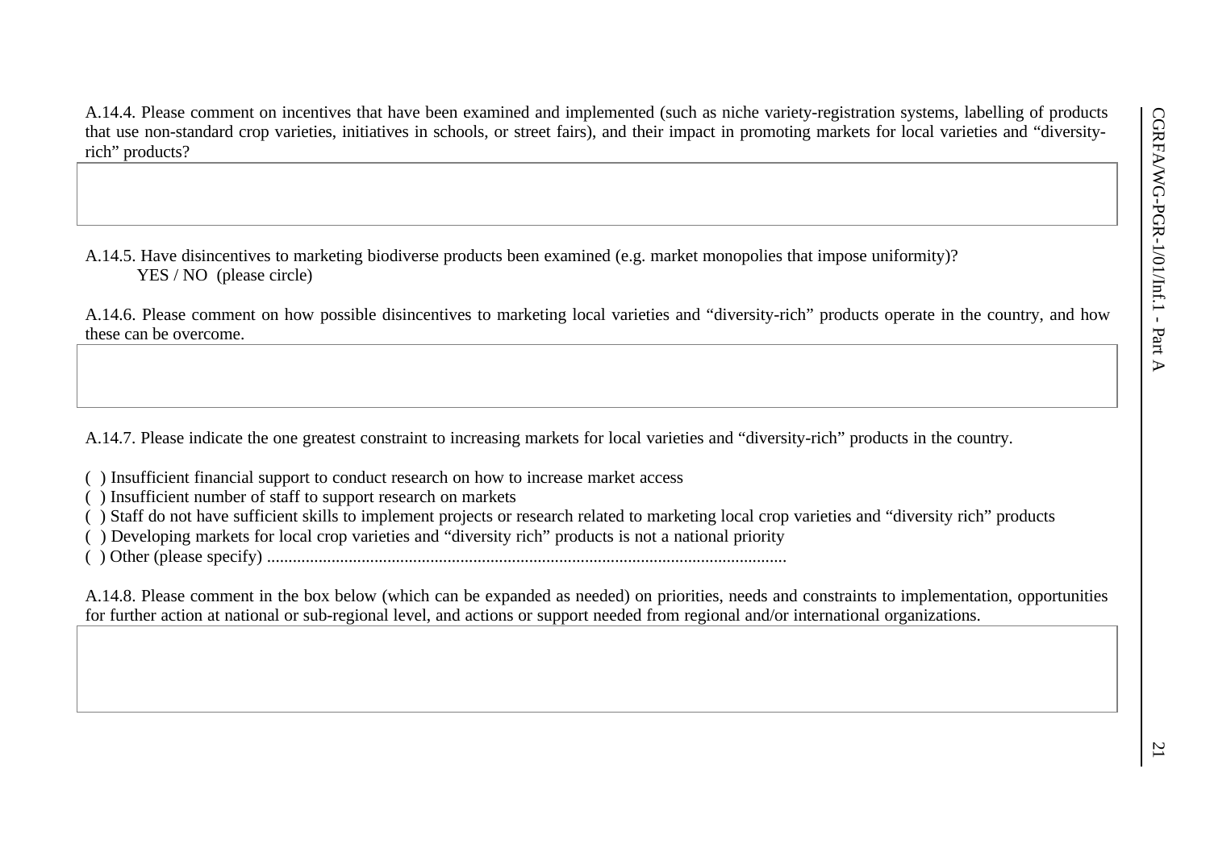A.14.4. Please comment on incentives that have been examined and implemented (such as niche variety-registration systems, labelling of products that use non-standard crop varieties, initiatives in schools, or street fairs), and their impact in promoting markets for local varieties and "diversity-rich" products?

| |
|---|
| |

A.14.5. Have disincentives to marketing biodiverse products been examined (e.g. market monopolies that impose uniformity)?
YES / NO (please circle)

A.14.6. Please comment on how possible disincentives to marketing local varieties and "diversity-rich" products operate in the country, and how these can be overcome.

| |
|---|
| |

A.14.7. Please indicate the one greatest constraint to increasing markets for local varieties and "diversity-rich" products in the country.

( ) Insufficient financial support to conduct research on how to increase market access
( ) Insufficient number of staff to support research on markets
( ) Staff do not have sufficient skills to implement projects or research related to marketing local crop varieties and "diversity rich" products
( ) Developing markets for local crop varieties and "diversity rich" products is not a national priority
( ) Other (please specify) ........................................................................................................................

A.14.8. Please comment in the box below (which can be expanded as needed) on priorities, needs and constraints to implementation, opportunities for further action at national or sub-regional level, and actions or support needed from regional and/or international organizations.

| |
|---|
| |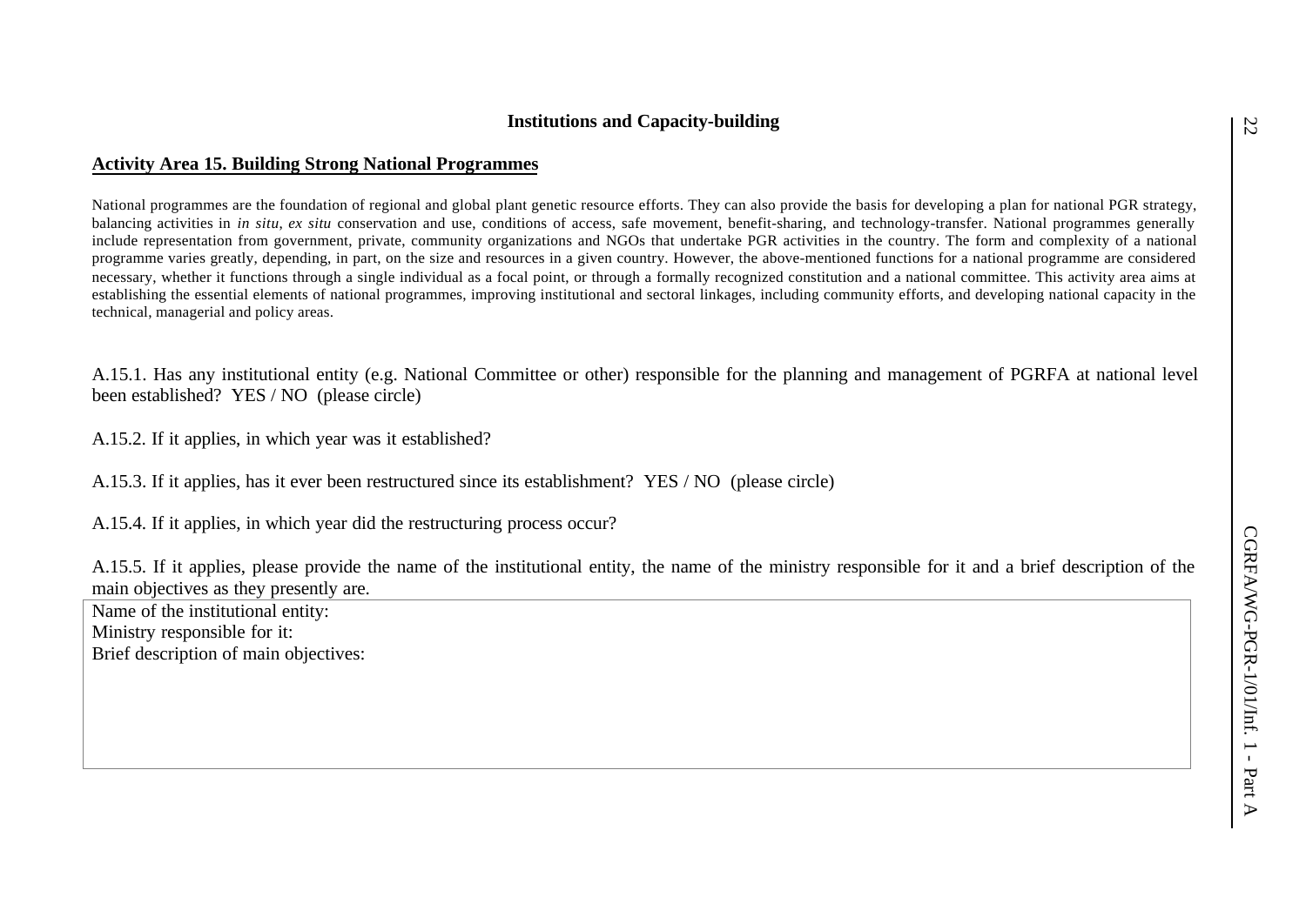## Institutions and Capacity-building

### Activity Area 15. Building Strong National Programmes

National programmes are the foundation of regional and global plant genetic resource efforts. They can also provide the basis for developing a plan for national PGR strategy, balancing activities in *in situ*, *ex situ* conservation and use, conditions of access, safe movement, benefit-sharing, and technology-transfer. National programmes generally include representation from government, private, community organizations and NGOs that undertake PGR activities in the country. The form and complexity of a national programme varies greatly, depending, in part, on the size and resources in a given country. However, the above-mentioned functions for a national programme are considered necessary, whether it functions through a single individual as a focal point, or through a formally recognized constitution and a national committee. This activity area aims at establishing the essential elements of national programmes, improving institutional and sectoral linkages, including community efforts, and developing national capacity in the technical, managerial and policy areas.

A.15.1. Has any institutional entity (e.g. National Committee or other) responsible for the planning and management of PGRFA at national level been established? YES / NO (please circle)

A.15.2. If it applies, in which year was it established?

A.15.3. If it applies, has it ever been restructured since its establishment? YES / NO (please circle)

A.15.4. If it applies, in which year did the restructuring process occur?

A.15.5. If it applies, please provide the name of the institutional entity, the name of the ministry responsible for it and a brief description of the main objectives as they presently are.

| Name of the institutional entity:<br>Ministry responsible for it:<br>Brief description of main objectives: |
|---|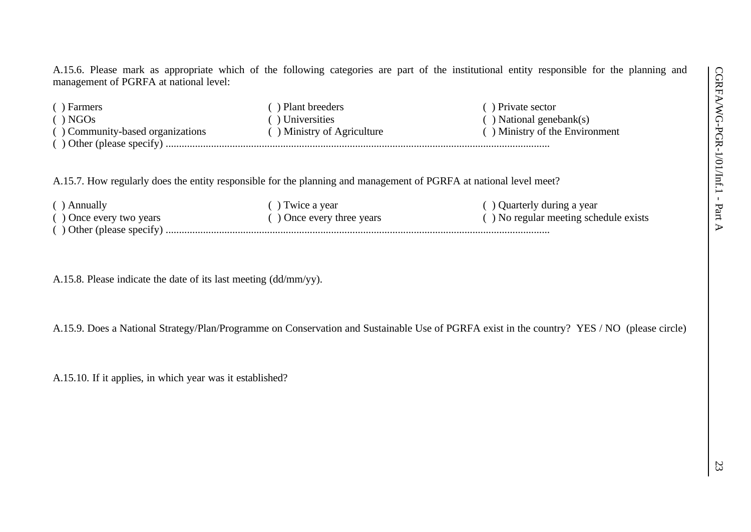A.15.6. Please mark as appropriate which of the following categories are part of the institutional entity responsible for the planning and management of PGRFA at national level:

| | | |
|---|---|---|
| ( ) Farmers | ( ) Plant breeders | ( ) Private sector |
| ( ) NGOs | ( ) Universities | ( ) National genebank(s) |
| ( ) Community-based organizations | ( ) Ministry of Agriculture | ( ) Ministry of the Environment |

( ) Other (please specify) ..................................................................................................................................................

A.15.7. How regularly does the entity responsible for the planning and management of PGRFA at national level meet?

| | | |
|---|---|---|
| ( ) Annually | ( ) Twice a year | ( ) Quarterly during a year |
| ( ) Once every two years | ( ) Once every three years | ( ) No regular meeting schedule exists |

( ) Other (please specify) ..................................................................................................................................................

A.15.8. Please indicate the date of its last meeting (dd/mm/yy).

A.15.9. Does a National Strategy/Plan/Programme on Conservation and Sustainable Use of PGRFA exist in the country? YES / NO (please circle)

A.15.10. If it applies, in which year was it established?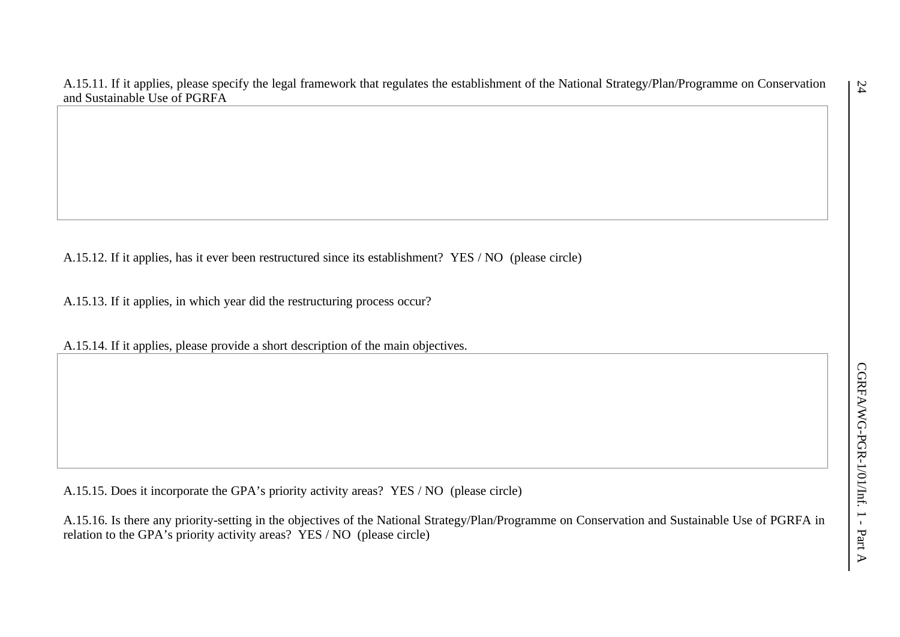A.15.11. If it applies, please specify the legal framework that regulates the establishment of the National Strategy/Plan/Programme on Conservation and Sustainable Use of PGRFA

| |
|---|
| |

A.15.12. If it applies, has it ever been restructured since its establishment? YES / NO (please circle)

A.15.13. If it applies, in which year did the restructuring process occur?

A.15.14. If it applies, please provide a short description of the main objectives.

| |
|---|
| |

A.15.15. Does it incorporate the GPA's priority activity areas? YES / NO (please circle)

A.15.16. Is there any priority-setting in the objectives of the National Strategy/Plan/Programme on Conservation and Sustainable Use of PGRFA in relation to the GPA's priority activity areas? YES / NO (please circle)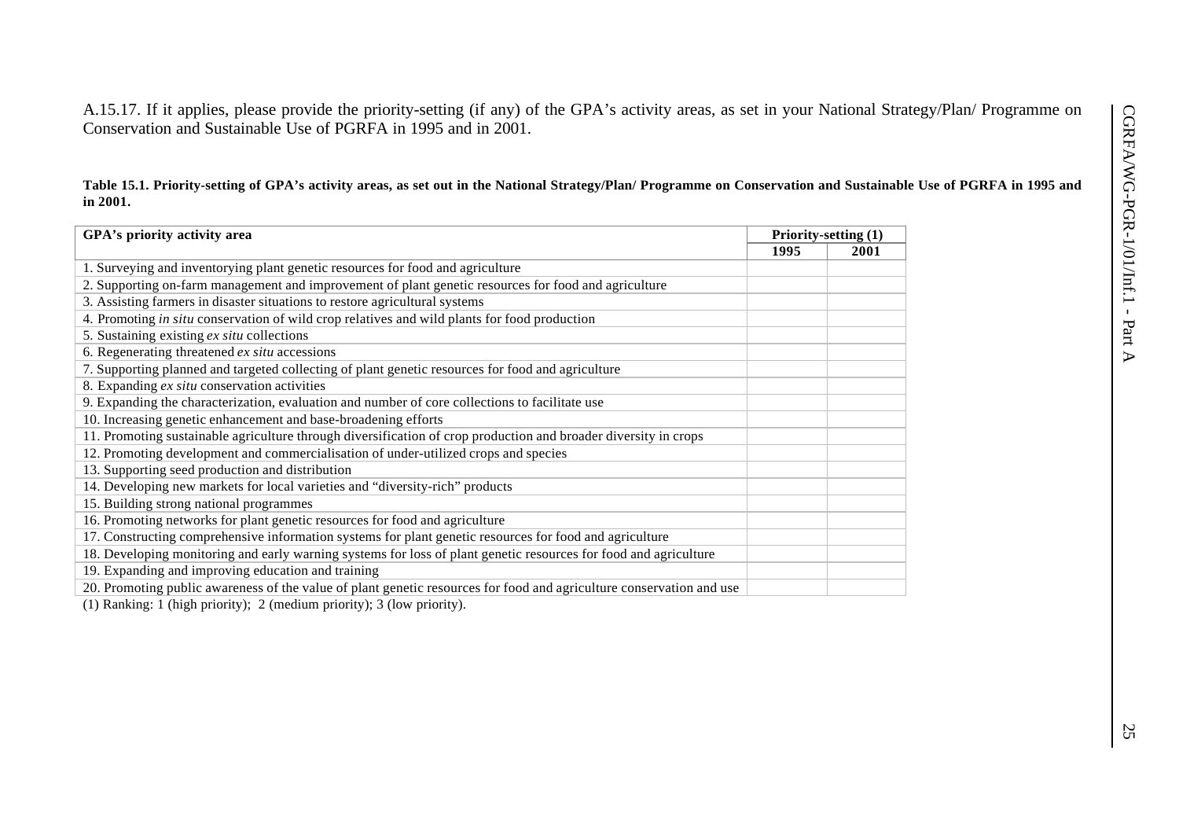A.15.17. If it applies, please provide the priority-setting (if any) of the GPA's activity areas, as set in your National Strategy/Plan/ Programme on Conservation and Sustainable Use of PGRFA in 1995 and in 2001.

**Table 15.1. Priority-setting of GPA's activity areas, as set out in the National Strategy/Plan/ Programme on Conservation and Sustainable Use of PGRFA in 1995 and in 2001.**

| GPA's priority activity area | Priority-setting (1) | |
|---|---|---|
| | 1995 | 2001 |
| 1. Surveying and inventorying plant genetic resources for food and agriculture | | |
| 2. Supporting on-farm management and improvement of plant genetic resources for food and agriculture | | |
| 3. Assisting farmers in disaster situations to restore agricultural systems | | |
| 4. Promoting *in situ* conservation of wild crop relatives and wild plants for food production | | |
| 5. Sustaining existing *ex situ* collections | | |
| 6. Regenerating threatened *ex situ* accessions | | |
| 7. Supporting planned and targeted collecting of plant genetic resources for food and agriculture | | |
| 8. Expanding *ex situ* conservation activities | | |
| 9. Expanding the characterization, evaluation and number of core collections to facilitate use | | |
| 10. Increasing genetic enhancement and base-broadening efforts | | |
| 11. Promoting sustainable agriculture through diversification of crop production and broader diversity in crops | | |
| 12. Promoting development and commercialisation of under-utilized crops and species | | |
| 13. Supporting seed production and distribution | | |
| 14. Developing new markets for local varieties and "diversity-rich" products | | |
| 15. Building strong national programmes | | |
| 16. Promoting networks for plant genetic resources for food and agriculture | | |
| 17. Constructing comprehensive information systems for plant genetic resources for food and agriculture | | |
| 18. Developing monitoring and early warning systems for loss of plant genetic resources for food and agriculture | | |
| 19. Expanding and improving education and training | | |
| 20. Promoting public awareness of the value of plant genetic resources for food and agriculture conservation and use | | |

(1) Ranking: 1 (high priority); 2 (medium priority); 3 (low priority).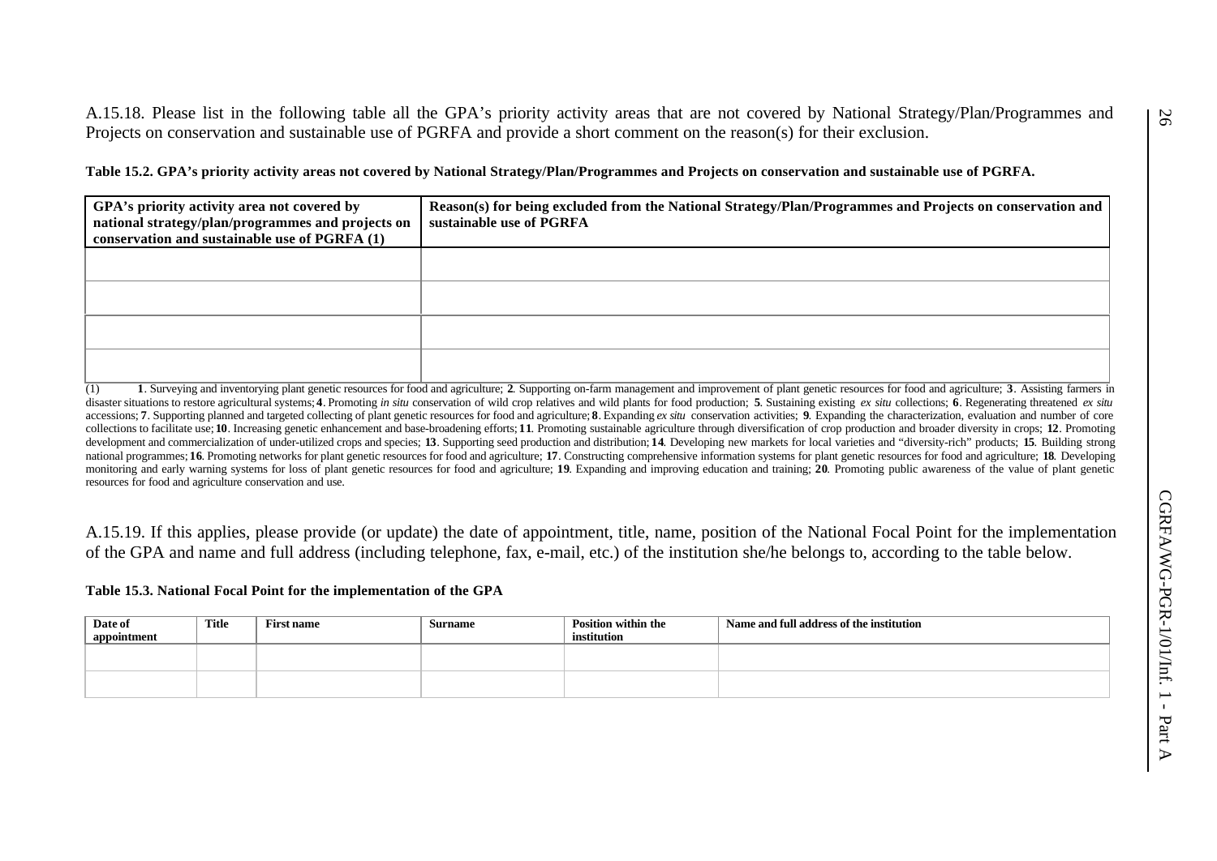A.15.18. Please list in the following table all the GPA's priority activity areas that are not covered by National Strategy/Plan/Programmes and Projects on conservation and sustainable use of PGRFA and provide a short comment on the reason(s) for their exclusion.

**Table 15.2. GPA's priority activity areas not covered by National Strategy/Plan/Programmes and Projects on conservation and sustainable use of PGRFA.**

| GPA's priority activity area not covered by national strategy/plan/programmes and projects on conservation and sustainable use of PGRFA (1) | Reason(s) for being excluded from the National Strategy/Plan/Programmes and Projects on conservation and sustainable use of PGRFA |
|---|---|
| | |
| | |
| | |
| | |

(1) **1**. Surveying and inventorying plant genetic resources for food and agriculture; **2**. Supporting on-farm management and improvement of plant genetic resources for food and agriculture; **3**. Assisting farmers in disaster situations to restore agricultural systems; **4**. Promoting *in situ* conservation of wild crop relatives and wild plants for food production; **5**. Sustaining existing *ex situ* collections; **6**. Regenerating threatened *ex situ* accessions; **7**. Supporting planned and targeted collecting of plant genetic resources for food and agriculture; **8**. Expanding *ex situ* conservation activities; **9**. Expanding the characterization, evaluation and number of core collections to facilitate use; **10**. Increasing genetic enhancement and base-broadening efforts; **11**. Promoting sustainable agriculture through diversification of crop production and broader diversity in crops; **12**. Promoting development and commercialization of under-utilized crops and species; **13**. Supporting seed production and distribution; **14**. Developing new markets for local varieties and "diversity-rich" products; **15**. Building strong national programmes; **16**. Promoting networks for plant genetic resources for food and agriculture; **17**. Constructing comprehensive information systems for plant genetic resources for food and agriculture; **18**. Developing monitoring and early warning systems for loss of plant genetic resources for food and agriculture; **19**. Expanding and improving education and training; **20**. Promoting public awareness of the value of plant genetic resources for food and agriculture conservation and use.

A.15.19. If this applies, please provide (or update) the date of appointment, title, name, position of the National Focal Point for the implementation of the GPA and name and full address (including telephone, fax, e-mail, etc.) of the institution she/he belongs to, according to the table below.

**Table 15.3. National Focal Point for the implementation of the GPA**

| Date of appointment | Title | First name | Surname | Position within the institution | Name and full address of the institution |
|---|---|---|---|---|---|
| | | | | | |
| | | | | | |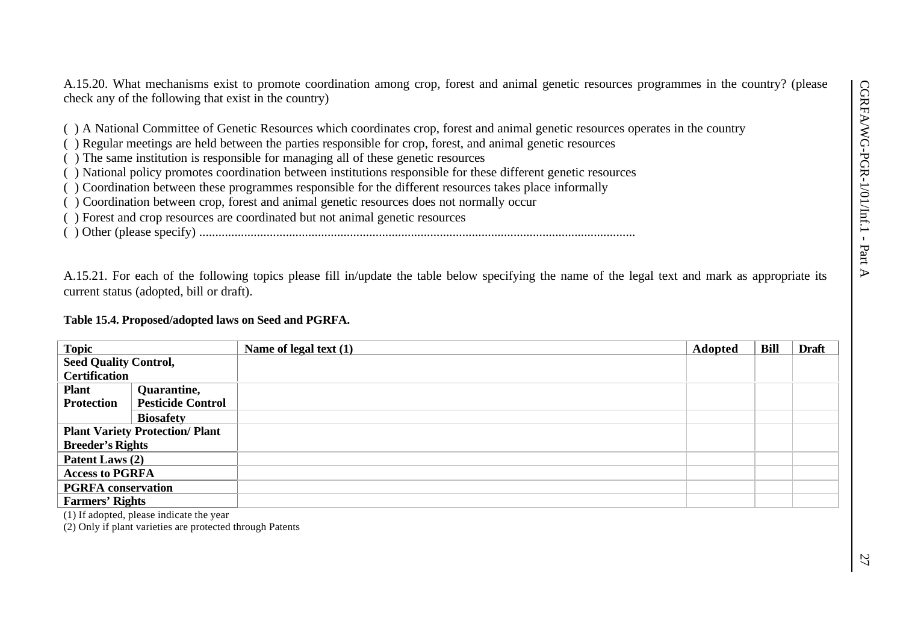A.15.20. What mechanisms exist to promote coordination among crop, forest and animal genetic resources programmes in the country? (please check any of the following that exist in the country)

( ) A National Committee of Genetic Resources which coordinates crop, forest and animal genetic resources operates in the country
( ) Regular meetings are held between the parties responsible for crop, forest, and animal genetic resources
( ) The same institution is responsible for managing all of these genetic resources
( ) National policy promotes coordination between institutions responsible for these different genetic resources
( ) Coordination between these programmes responsible for the different resources takes place informally
( ) Coordination between crop, forest and animal genetic resources does not normally occur
( ) Forest and crop resources are coordinated but not animal genetic resources
( ) Other (please specify) ........................................................................................................................................

A.15.21. For each of the following topics please fill in/update the table below specifying the name of the legal text and mark as appropriate its current status (adopted, bill or draft).

**Table 15.4. Proposed/adopted laws on Seed and PGRFA.**

| Topic | | Name of legal text (1) | Adopted | Bill | Draft |
|---|---|---|---|---|---|
| **Seed Quality Control, Certification** | | | | | |
| **Plant Protection** | **Quarantine, Pesticide Control** | | | | |
| | **Biosafety** | | | | |
| **Plant Variety Protection/ Plant Breeder's Rights** | | | | | |
| **Patent Laws (2)** | | | | | |
| **Access to PGRFA** | | | | | |
| **PGRFA conservation** | | | | | |
| **Farmers' Rights** | | | | | |

(1) If adopted, please indicate the year

(2) Only if plant varieties are protected through Patents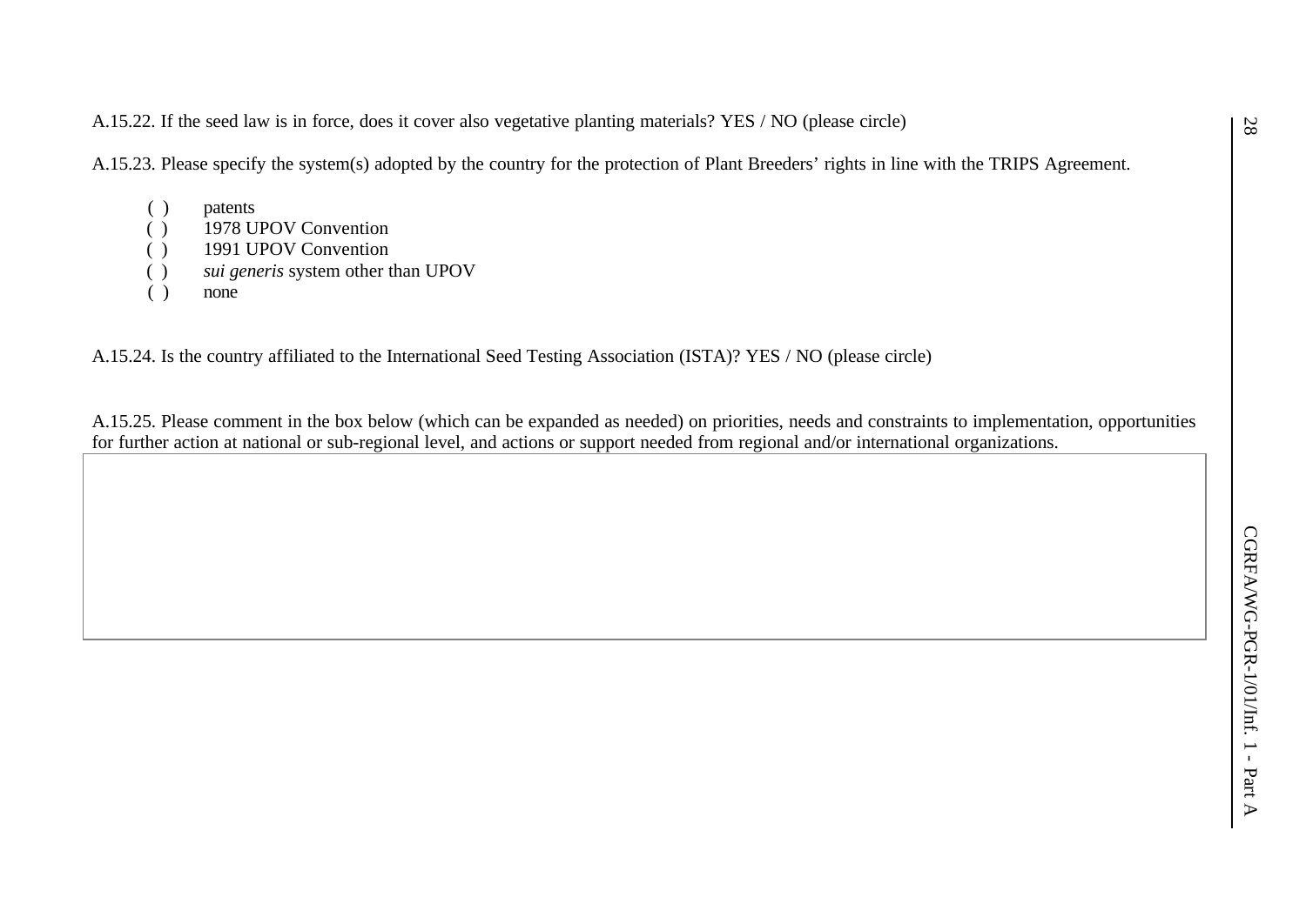A.15.22. If the seed law is in force, does it cover also vegetative planting materials? YES / NO (please circle)

A.15.23. Please specify the system(s) adopted by the country for the protection of Plant Breeders' rights in line with the TRIPS Agreement.

( ) patents
( ) 1978 UPOV Convention
( ) 1991 UPOV Convention
( ) *sui generis* system other than UPOV
( ) none

A.15.24. Is the country affiliated to the International Seed Testing Association (ISTA)? YES / NO (please circle)

A.15.25. Please comment in the box below (which can be expanded as needed) on priorities, needs and constraints to implementation, opportunities for further action at national or sub-regional level, and actions or support needed from regional and/or international organizations.

| |
|---|
| |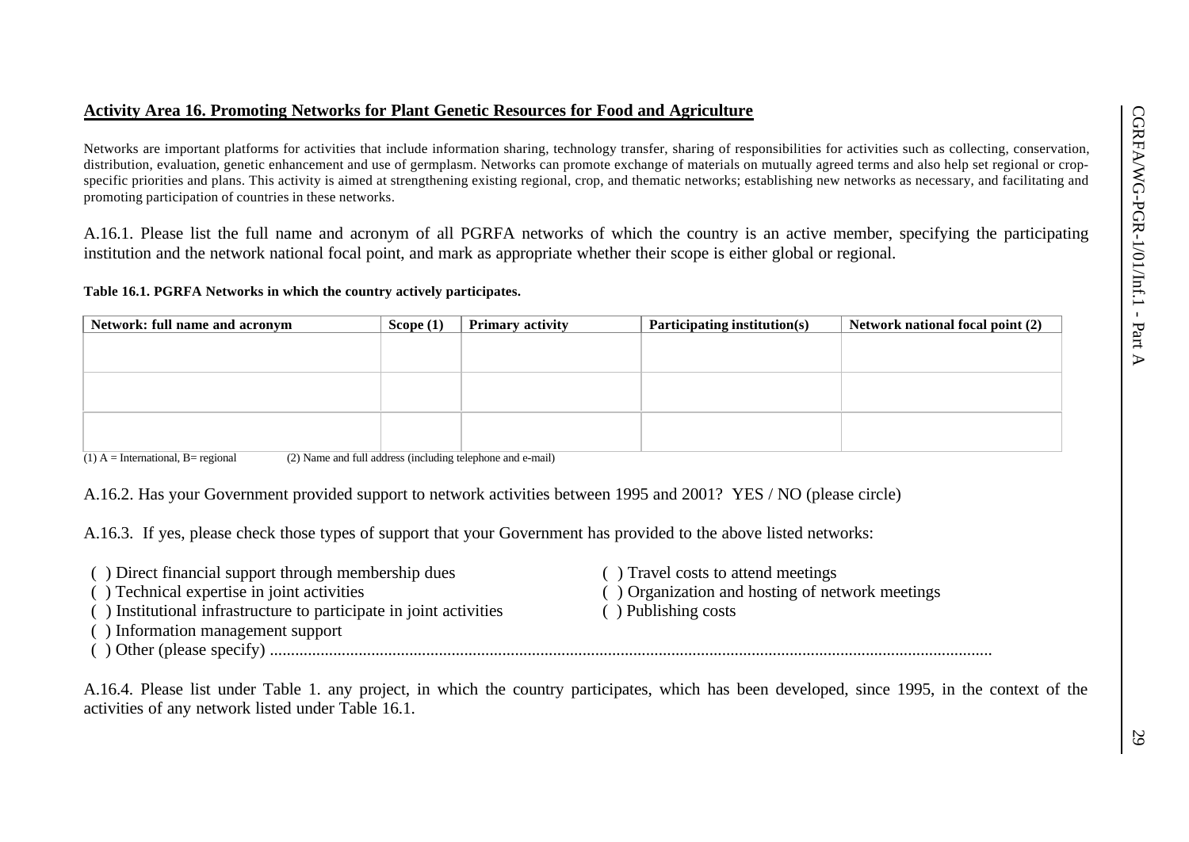## Activity Area 16. Promoting Networks for Plant Genetic Resources for Food and Agriculture

Networks are important platforms for activities that include information sharing, technology transfer, sharing of responsibilities for activities such as collecting, conservation, distribution, evaluation, genetic enhancement and use of germplasm. Networks can promote exchange of materials on mutually agreed terms and also help set regional or crop-specific priorities and plans. This activity is aimed at strengthening existing regional, crop, and thematic networks; establishing new networks as necessary, and facilitating and promoting participation of countries in these networks.

A.16.1. Please list the full name and acronym of all PGRFA networks of which the country is an active member, specifying the participating institution and the network national focal point, and mark as appropriate whether their scope is either global or regional.

**Table 16.1. PGRFA Networks in which the country actively participates.**

| Network: full name and acronym | Scope (1) | Primary activity | Participating institution(s) | Network national focal point (2) |
|---|---|---|---|---|
| | | | | |
| | | | | |
| | | | | |

(1) A = International, B= regional (2) Name and full address (including telephone and e-mail)

A.16.2. Has your Government provided support to network activities between 1995 and 2001? YES / NO (please circle)

A.16.3. If yes, please check those types of support that your Government has provided to the above listed networks:

( ) Direct financial support through membership dues
( ) Technical expertise in joint activities
( ) Institutional infrastructure to participate in joint activities
( ) Information management support
( ) Travel costs to attend meetings
( ) Organization and hosting of network meetings
( ) Publishing costs
( ) Other (please specify) ..................................................................................................................................................................

A.16.4. Please list under Table 1. any project, in which the country participates, which has been developed, since 1995, in the context of the activities of any network listed under Table 16.1.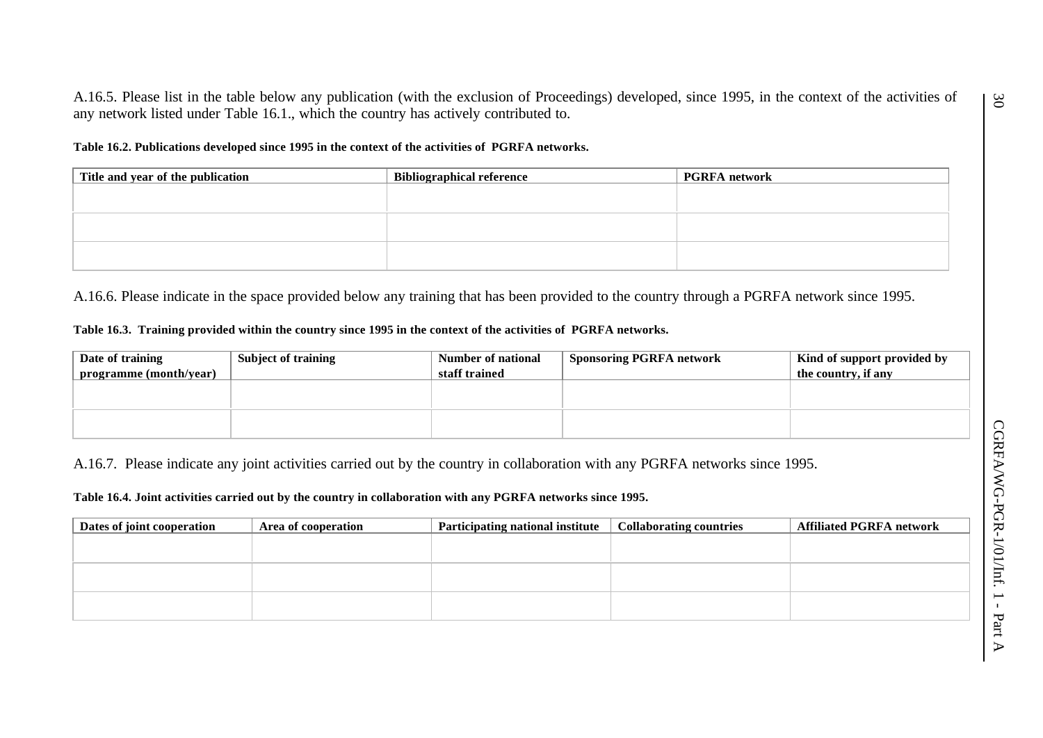A.16.5. Please list in the table below any publication (with the exclusion of Proceedings) developed, since 1995, in the context of the activities of any network listed under Table 16.1., which the country has actively contributed to.

**Table 16.2. Publications developed since 1995 in the context of the activities of PGRFA networks.**

| Title and year of the publication | Bibliographical reference | PGRFA network |
|---|---|---|
| | | |
| | | |
| | | |

A.16.6. Please indicate in the space provided below any training that has been provided to the country through a PGRFA network since 1995.

**Table 16.3. Training provided within the country since 1995 in the context of the activities of PGRFA networks.**

| Date of training programme (month/year) | Subject of training | Number of national staff trained | Sponsoring PGRFA network | Kind of support provided by the country, if any |
|---|---|---|---|---|
| | | | | |
| | | | | |

A.16.7. Please indicate any joint activities carried out by the country in collaboration with any PGRFA networks since 1995.

**Table 16.4. Joint activities carried out by the country in collaboration with any PGRFA networks since 1995.**

| Dates of joint cooperation | Area of cooperation | Participating national institute | Collaborating countries | Affiliated PGRFA network |
|---|---|---|---|---|
| | | | | |
| | | | | |
| | | | | |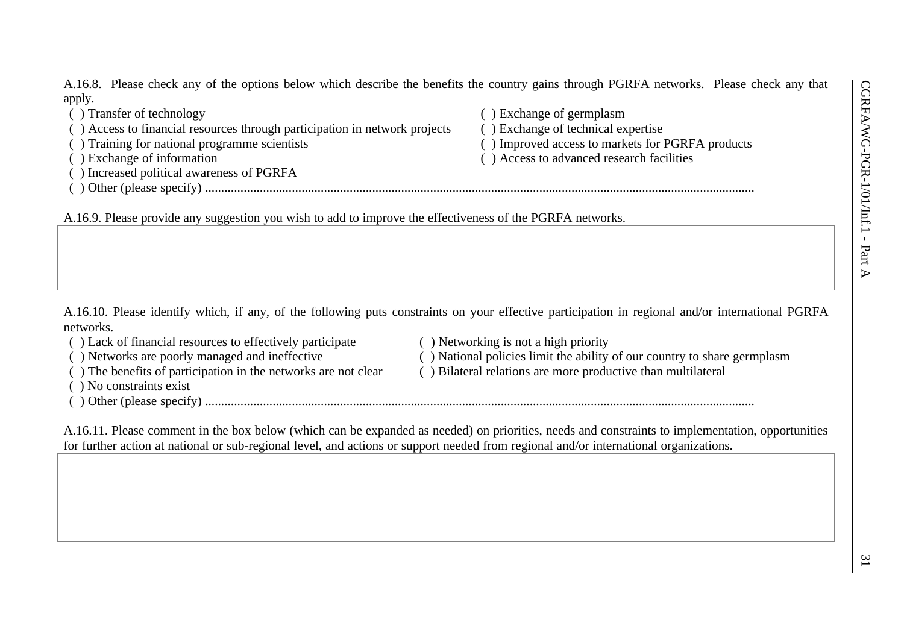A.16.8. Please check any of the options below which describe the benefits the country gains through PGRFA networks. Please check any that apply.

( ) Transfer of technology
( ) Access to financial resources through participation in network projects
( ) Training for national programme scientists
( ) Exchange of information
( ) Increased political awareness of PGRFA
( ) Exchange of germplasm
( ) Exchange of technical expertise
( ) Improved access to markets for PGRFA products
( ) Access to advanced research facilities
( ) Other (please specify) ..........................................................................................................................................................

A.16.9. Please provide any suggestion you wish to add to improve the effectiveness of the PGRFA networks.

| |
|---|
| |

A.16.10. Please identify which, if any, of the following puts constraints on your effective participation in regional and/or international PGRFA networks.

( ) Lack of financial resources to effectively participate
( ) Networks are poorly managed and ineffective
( ) The benefits of participation in the networks are not clear
( ) No constraints exist
( ) Networking is not a high priority
( ) National policies limit the ability of our country to share germplasm
( ) Bilateral relations are more productive than multilateral
( ) Other (please specify) ..........................................................................................................................................................

A.16.11. Please comment in the box below (which can be expanded as needed) on priorities, needs and constraints to implementation, opportunities for further action at national or sub-regional level, and actions or support needed from regional and/or international organizations.

| |
|---|
| |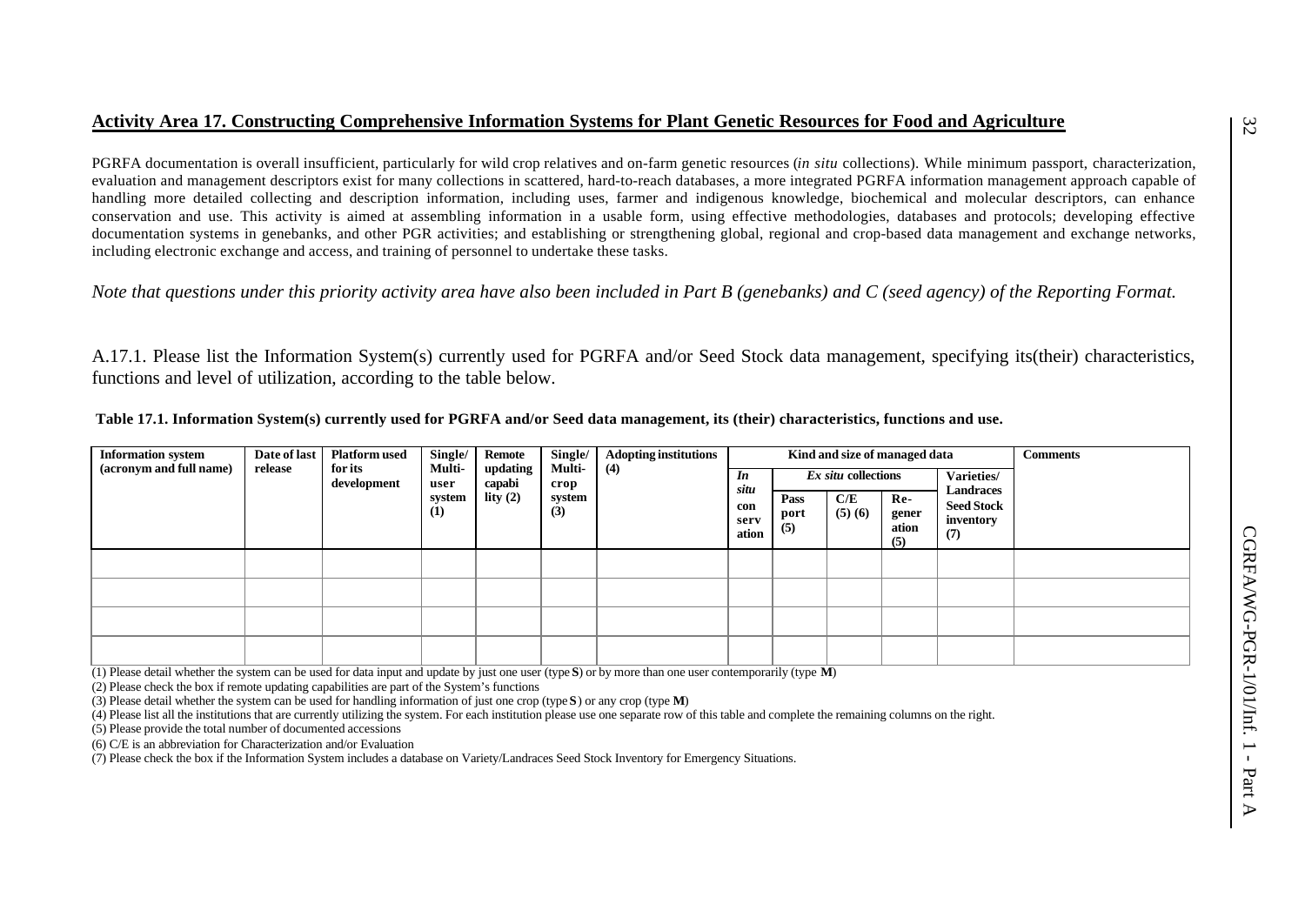## Activity Area 17. Constructing Comprehensive Information Systems for Plant Genetic Resources for Food and Agriculture

PGRFA documentation is overall insufficient, particularly for wild crop relatives and on-farm genetic resources (*in situ* collections). While minimum passport, characterization, evaluation and management descriptors exist for many collections in scattered, hard-to-reach databases, a more integrated PGRFA information management approach capable of handling more detailed collecting and description information, including uses, farmer and indigenous knowledge, biochemical and molecular descriptors, can enhance conservation and use. This activity is aimed at assembling information in a usable form, using effective methodologies, databases and protocols; developing effective documentation systems in genebanks, and other PGR activities; and establishing or strengthening global, regional and crop-based data management and exchange networks, including electronic exchange and access, and training of personnel to undertake these tasks.

*Note that questions under this priority activity area have also been included in Part B (genebanks) and C (seed agency) of the Reporting Format.*

A.17.1. Please list the Information System(s) currently used for PGRFA and/or Seed Stock data management, specifying its(their) characteristics, functions and level of utilization, according to the table below.

**Table 17.1. Information System(s) currently used for PGRFA and/or Seed data management, its (their) characteristics, functions and use.**

| Information system (acronym and full name) | Date of last release | Platform used for its development | Single/ Multi-user system (1) | Remote updating capability (2) | Single/ Multi-crop system (3) | Adopting institutions (4) | Kind and size of managed data | | | | | Comments |
|---|---|---|---|---|---|---|---|---|---|---|---|---|
| | | | | | | | *In situ* conservation | *Ex situ* collections | | | Varieties/ Landraces Seed Stock inventory (7) | |
| | | | | | | | | Passport (5) | C/E (5) (6) | Re-generation (5) | | |
| | | | | | | | | | | | | |
| | | | | | | | | | | | | |
| | | | | | | | | | | | | |
| | | | | | | | | | | | | |

(1) Please detail whether the system can be used for data input and update by just one user (type **S**) or by more than one user contemporarily (type **M**)

(2) Please check the box if remote updating capabilities are part of the System's functions

(3) Please detail whether the system can be used for handling information of just one crop (type **S**) or any crop (type **M**)

(4) Please list all the institutions that are currently utilizing the system. For each institution please use one separate row of this table and complete the remaining columns on the right.

(5) Please provide the total number of documented accessions

(6) C/E is an abbreviation for Characterization and/or Evaluation

(7) Please check the box if the Information System includes a database on Variety/Landraces Seed Stock Inventory for Emergency Situations.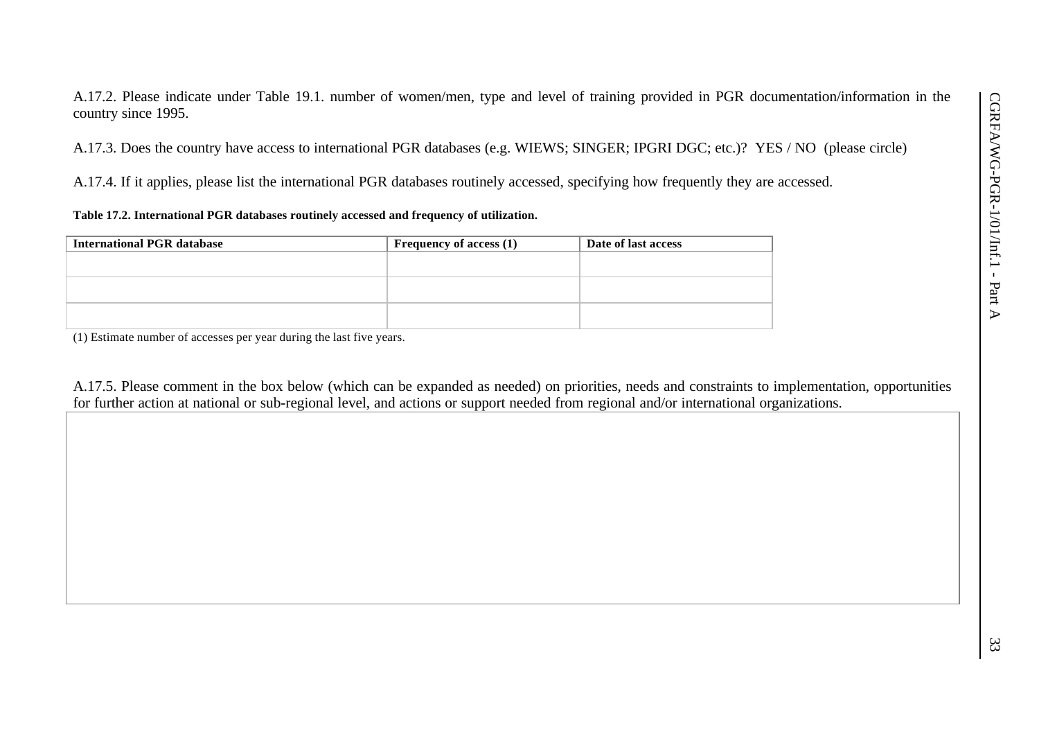A.17.2. Please indicate under Table 19.1. number of women/men, type and level of training provided in PGR documentation/information in the country since 1995.

A.17.3. Does the country have access to international PGR databases (e.g. WIEWS; SINGER; IPGRI DGC; etc.)? YES / NO (please circle)

A.17.4. If it applies, please list the international PGR databases routinely accessed, specifying how frequently they are accessed.

**Table 17.2. International PGR databases routinely accessed and frequency of utilization.**

| International PGR database | Frequency of access (1) | Date of last access |
|---|---|---|
| | | |
| | | |
| | | |

(1) Estimate number of accesses per year during the last five years.

A.17.5. Please comment in the box below (which can be expanded as needed) on priorities, needs and constraints to implementation, opportunities for further action at national or sub-regional level, and actions or support needed from regional and/or international organizations.

| |
|---|
| |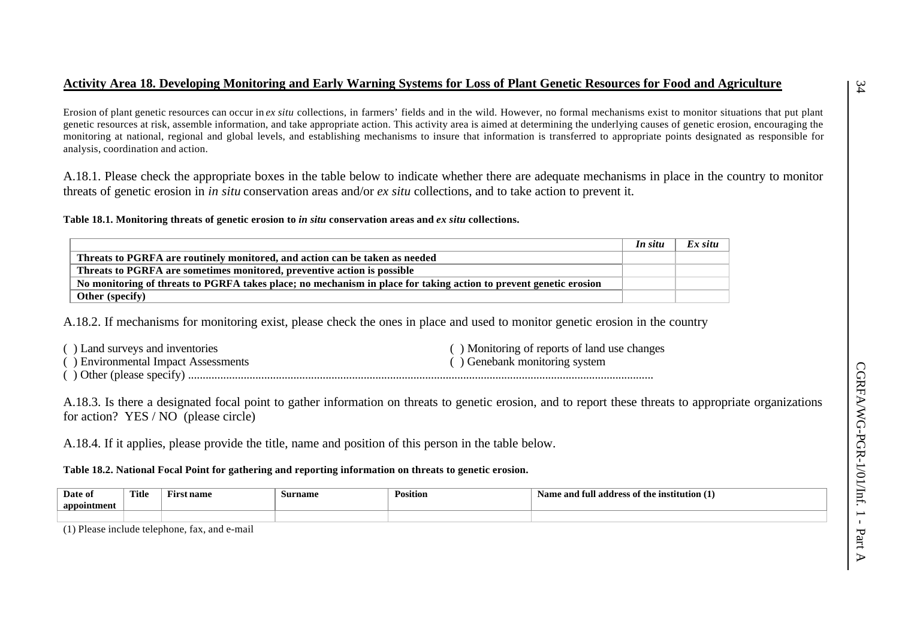## Activity Area 18. Developing Monitoring and Early Warning Systems for Loss of Plant Genetic Resources for Food and Agriculture

Erosion of plant genetic resources can occur in *ex situ* collections, in farmers' fields and in the wild. However, no formal mechanisms exist to monitor situations that put plant genetic resources at risk, assemble information, and take appropriate action. This activity area is aimed at determining the underlying causes of genetic erosion, encouraging the monitoring at national, regional and global levels, and establishing mechanisms to insure that information is transferred to appropriate points designated as responsible for analysis, coordination and action.

A.18.1. Please check the appropriate boxes in the table below to indicate whether there are adequate mechanisms in place in the country to monitor threats of genetic erosion in *in situ* conservation areas and/or *ex situ* collections, and to take action to prevent it.

**Table 18.1. Monitoring threats of genetic erosion to *in situ* conservation areas and *ex situ* collections.**

| | *In situ* | *Ex situ* |
|---|---|---|
| **Threats to PGRFA are routinely monitored, and action can be taken as needed** | | |
| **Threats to PGRFA are sometimes monitored, preventive action is possible** | | |
| **No monitoring of threats to PGRFA takes place; no mechanism in place for taking action to prevent genetic erosion** | | |
| **Other (specify)** | | |

A.18.2. If mechanisms for monitoring exist, please check the ones in place and used to monitor genetic erosion in the country

( ) Land surveys and inventories
( ) Monitoring of reports of land use changes
( ) Environmental Impact Assessments
( ) Genebank monitoring system
( ) Other (please specify) ..............................................................................................................................................

A.18.3. Is there a designated focal point to gather information on threats to genetic erosion, and to report these threats to appropriate organizations for action? YES / NO (please circle)

A.18.4. If it applies, please provide the title, name and position of this person in the table below.

**Table 18.2. National Focal Point for gathering and reporting information on threats to genetic erosion.**

| Date of appointment | Title | First name | Surname | Position | Name and full address of the institution (1) |
|---|---|---|---|---|---|
| | | | | | |

(1) Please include telephone, fax, and e-mail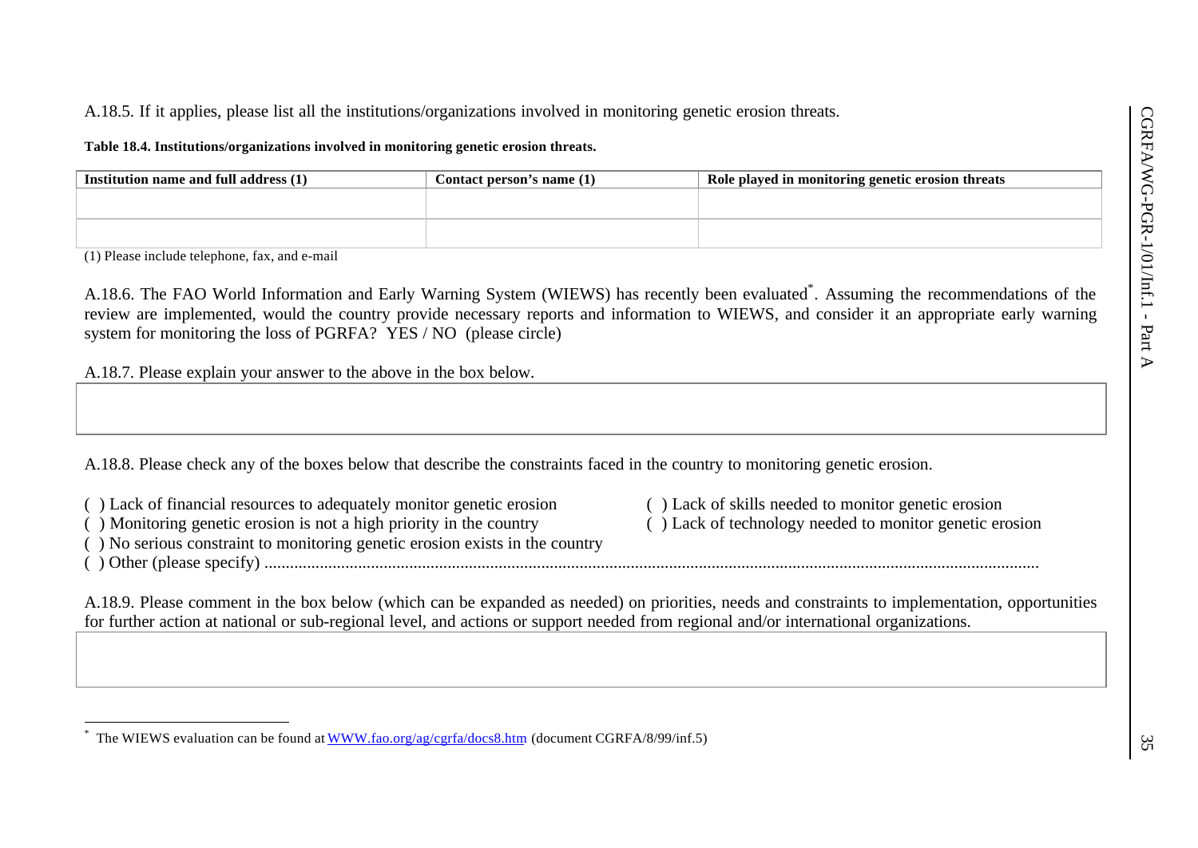A.18.5. If it applies, please list all the institutions/organizations involved in monitoring genetic erosion threats.

**Table 18.4. Institutions/organizations involved in monitoring genetic erosion threats.**

| Institution name and full address (1) | Contact person's name (1) | Role played in monitoring genetic erosion threats |
|---|---|---|
| | | |
| | | |

(1) Please include telephone, fax, and e-mail

A.18.6. The FAO World Information and Early Warning System (WIEWS) has recently been evaluated*. Assuming the recommendations of the review are implemented, would the country provide necessary reports and information to WIEWS, and consider it an appropriate early warning system for monitoring the loss of PGRFA? YES / NO (please circle)

A.18.7. Please explain your answer to the above in the box below.

| |
|---|
| |

A.18.8. Please check any of the boxes below that describe the constraints faced in the country to monitoring genetic erosion.

( ) Lack of financial resources to adequately monitor genetic erosion

( ) Monitoring genetic erosion is not a high priority in the country

( ) No serious constraint to monitoring genetic erosion exists in the country

( ) Lack of skills needed to monitor genetic erosion

( ) Lack of technology needed to monitor genetic erosion

( ) Other (please specify) ..................................................................................................................................................................

A.18.9. Please comment in the box below (which can be expanded as needed) on priorities, needs and constraints to implementation, opportunities for further action at national or sub-regional level, and actions or support needed from regional and/or international organizations.

| |
|---|
| |

* The WIEWS evaluation can be found at WWW.fao.org/ag/cgrfa/docs8.htm (document CGRFA/8/99/inf.5)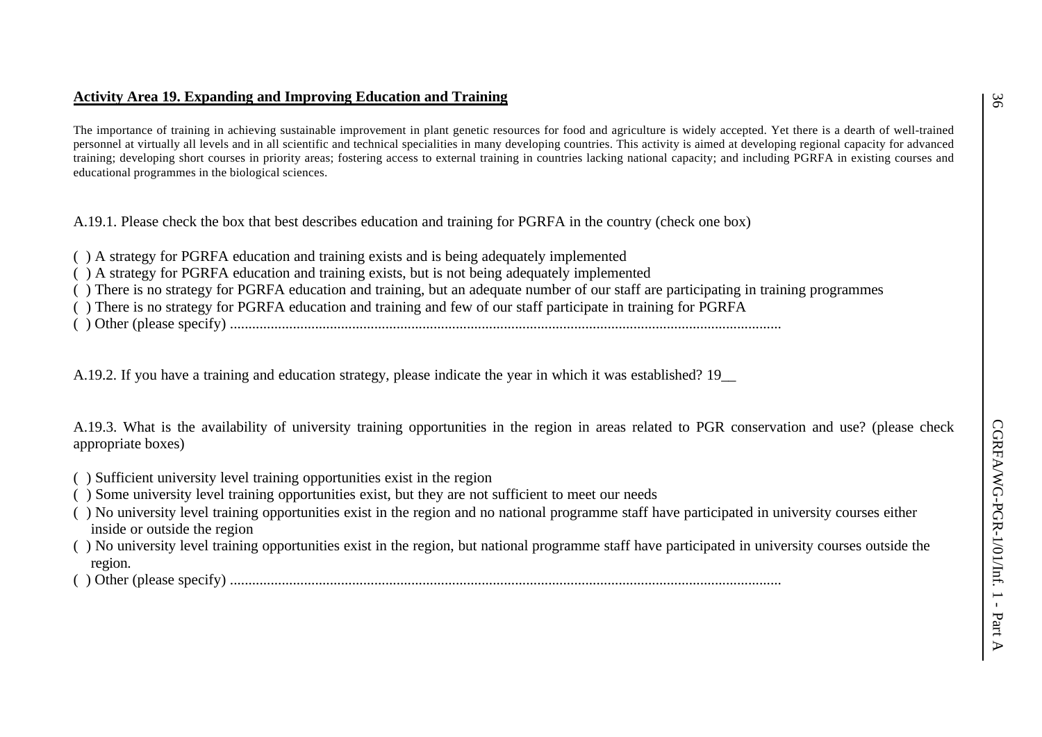## Activity Area 19. Expanding and Improving Education and Training

The importance of training in achieving sustainable improvement in plant genetic resources for food and agriculture is widely accepted. Yet there is a dearth of well-trained personnel at virtually all levels and in all scientific and technical specialities in many developing countries. This activity is aimed at developing regional capacity for advanced training; developing short courses in priority areas; fostering access to external training in countries lacking national capacity; and including PGRFA in existing courses and educational programmes in the biological sciences.

A.19.1. Please check the box that best describes education and training for PGRFA in the country (check one box)

( ) A strategy for PGRFA education and training exists and is being adequately implemented
( ) A strategy for PGRFA education and training exists, but is not being adequately implemented
( ) There is no strategy for PGRFA education and training, but an adequate number of our staff are participating in training programmes
( ) There is no strategy for PGRFA education and training and few of our staff participate in training for PGRFA
( ) Other (please specify) ......................................................................................................................................

A.19.2. If you have a training and education strategy, please indicate the year in which it was established? 19__

A.19.3. What is the availability of university training opportunities in the region in areas related to PGR conservation and use? (please check appropriate boxes)

( ) Sufficient university level training opportunities exist in the region
( ) Some university level training opportunities exist, but they are not sufficient to meet our needs
( ) No university level training opportunities exist in the region and no national programme staff have participated in university courses either inside or outside the region
( ) No university level training opportunities exist in the region, but national programme staff have participated in university courses outside the region.
( ) Other (please specify) ......................................................................................................................................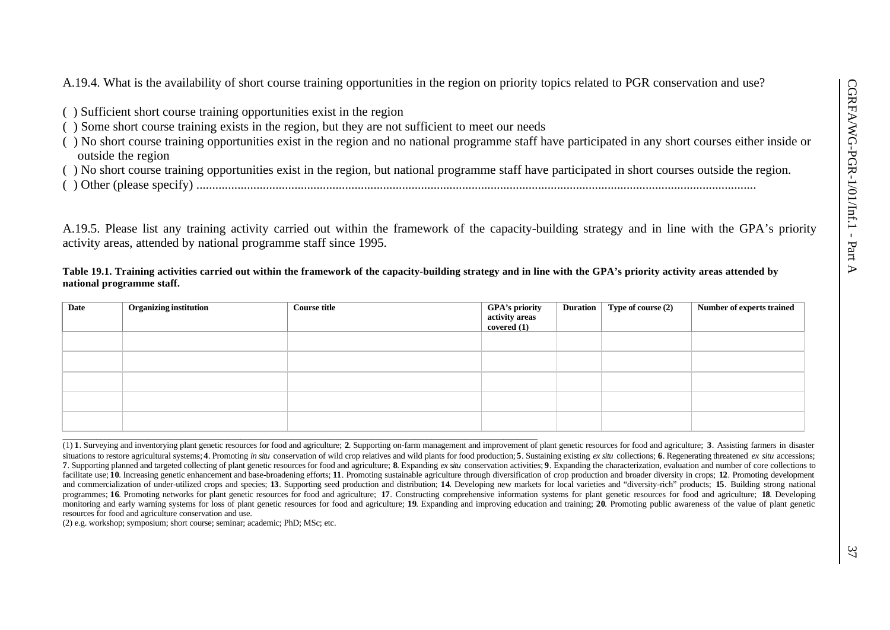A.19.4. What is the availability of short course training opportunities in the region on priority topics related to PGR conservation and use?

( ) Sufficient short course training opportunities exist in the region
( ) Some short course training exists in the region, but they are not sufficient to meet our needs
( ) No short course training opportunities exist in the region and no national programme staff have participated in any short courses either inside or outside the region
( ) No short course training opportunities exist in the region, but national programme staff have participated in short courses outside the region.
( ) Other (please specify) ..................................................................................................................................................................

A.19.5. Please list any training activity carried out within the framework of the capacity-building strategy and in line with the GPA's priority activity areas, attended by national programme staff since 1995.

**Table 19.1. Training activities carried out within the framework of the capacity-building strategy and in line with the GPA's priority activity areas attended by national programme staff.**

| Date | Organizing institution | Course title | GPA's priority activity areas covered (1) | Duration | Type of course (2) | Number of experts trained |
|---|---|---|---|---|---|---|
| | | | | | | |
| | | | | | | |
| | | | | | | |
| | | | | | | |
| | | | | | | |

(1) **1**. Surveying and inventorying plant genetic resources for food and agriculture; **2**. Supporting on-farm management and improvement of plant genetic resources for food and agriculture; **3**. Assisting farmers in disaster situations to restore agricultural systems; **4**. Promoting *in situ* conservation of wild crop relatives and wild plants for food production; **5**. Sustaining existing *ex situ* collections; **6**. Regenerating threatened *ex situ* accessions; **7**. Supporting planned and targeted collecting of plant genetic resources for food and agriculture; **8**. Expanding *ex situ* conservation activities; **9**. Expanding the characterization, evaluation and number of core collections to facilitate use; **10**. Increasing genetic enhancement and base-broadening efforts; **11**. Promoting sustainable agriculture through diversification of crop production and broader diversity in crops; **12**. Promoting development and commercialization of under-utilized crops and species; **13**. Supporting seed production and distribution; **14**. Developing new markets for local varieties and "diversity-rich" products; **15**. Building strong national programmes; **16**. Promoting networks for plant genetic resources for food and agriculture; **17**. Constructing comprehensive information systems for plant genetic resources for food and agriculture; **18**. Developing monitoring and early warning systems for loss of plant genetic resources for food and agriculture; **19**. Expanding and improving education and training; **20**. Promoting public awareness of the value of plant genetic resources for food and agriculture conservation and use.

(2) e.g. workshop; symposium; short course; seminar; academic; PhD; MSc; etc.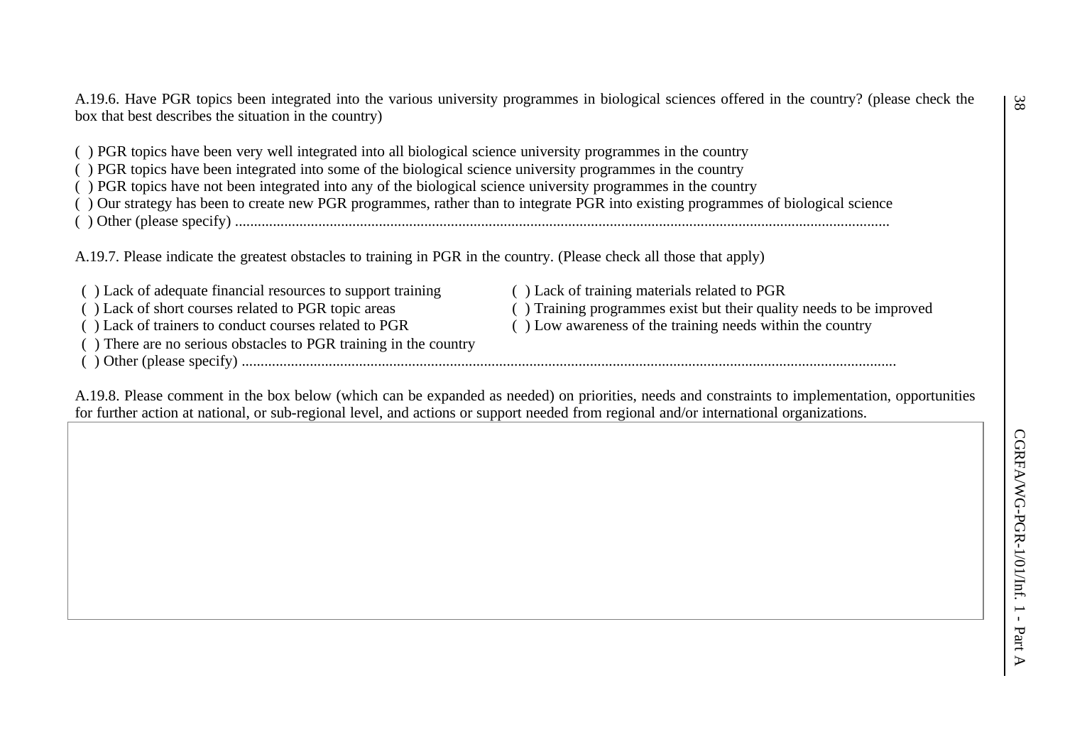A.19.6. Have PGR topics been integrated into the various university programmes in biological sciences offered in the country? (please check the box that best describes the situation in the country)

( ) PGR topics have been very well integrated into all biological science university programmes in the country
( ) PGR topics have been integrated into some of the biological science university programmes in the country
( ) PGR topics have not been integrated into any of the biological science university programmes in the country
( ) Our strategy has been to create new PGR programmes, rather than to integrate PGR into existing programmes of biological science
( ) Other (please specify) ..........................................................................................................................................................

A.19.7. Please indicate the greatest obstacles to training in PGR in the country. (Please check all those that apply)

( ) Lack of adequate financial resources to support training
( ) Lack of short courses related to PGR topic areas
( ) Lack of trainers to conduct courses related to PGR
( ) There are no serious obstacles to PGR training in the country
( ) Lack of training materials related to PGR
( ) Training programmes exist but their quality needs to be improved
( ) Low awareness of the training needs within the country
( ) Other (please specify) ..........................................................................................................................................................

A.19.8. Please comment in the box below (which can be expanded as needed) on priorities, needs and constraints to implementation, opportunities for further action at national, or sub-regional level, and actions or support needed from regional and/or international organizations.

| |
|---|
| |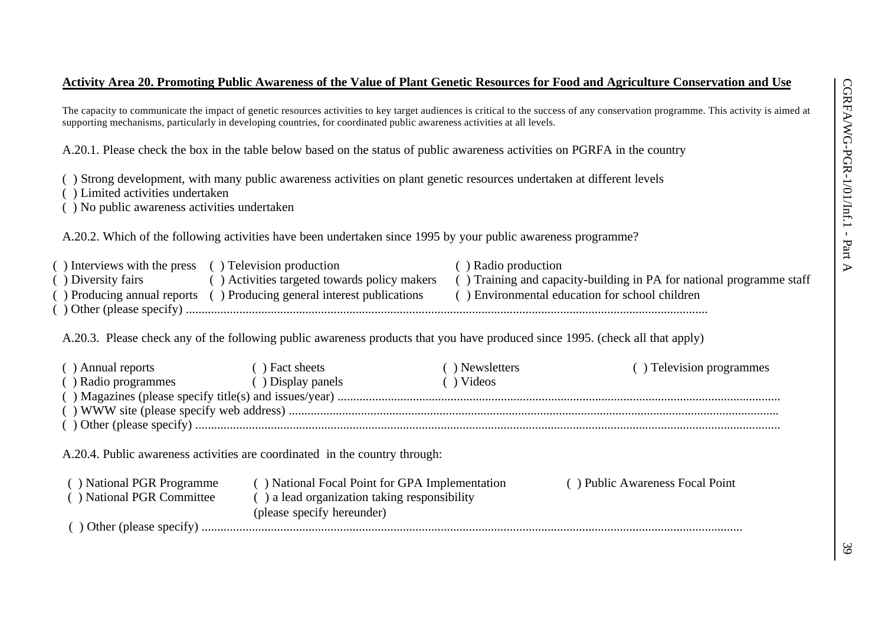**Activity Area 20. Promoting Public Awareness of the Value of Plant Genetic Resources for Food and Agriculture Conservation and Use**

The capacity to communicate the impact of genetic resources activities to key target audiences is critical to the success of any conservation programme. This activity is aimed at supporting mechanisms, particularly in developing countries, for coordinated public awareness activities at all levels.

A.20.1. Please check the box in the table below based on the status of public awareness activities on PGRFA in the country

( ) Strong development, with many public awareness activities on plant genetic resources undertaken at different levels
( ) Limited activities undertaken
( ) No public awareness activities undertaken

A.20.2. Which of the following activities have been undertaken since 1995 by your public awareness programme?

( ) Interviews with the press ( ) Television production ( ) Radio production
( ) Diversity fairs ( ) Activities targeted towards policy makers ( ) Training and capacity-building in PA for national programme staff
( ) Producing annual reports ( ) Producing general interest publications ( ) Environmental education for school children
( ) Other (please specify) ...................................................................................................................................................

A.20.3. Please check any of the following public awareness products that you have produced since 1995. (check all that apply)

( ) Annual reports ( ) Fact sheets ( ) Newsletters ( ) Television programmes
( ) Radio programmes ( ) Display panels ( ) Videos
( ) Magazines (please specify title(s) and issues/year) ..........................................................................................................................
( ) WWW site (please specify web address) ...........................................................................................................................................
( ) Other (please specify) .......................................................................................................................................................................

A.20.4. Public awareness activities are coordinated in the country through:

( ) National PGR Programme ( ) National Focal Point for GPA Implementation ( ) Public Awareness Focal Point
( ) National PGR Committee ( ) a lead organization taking responsibility (please specify hereunder)
( ) Other (please specify) ........................................................................................................................................................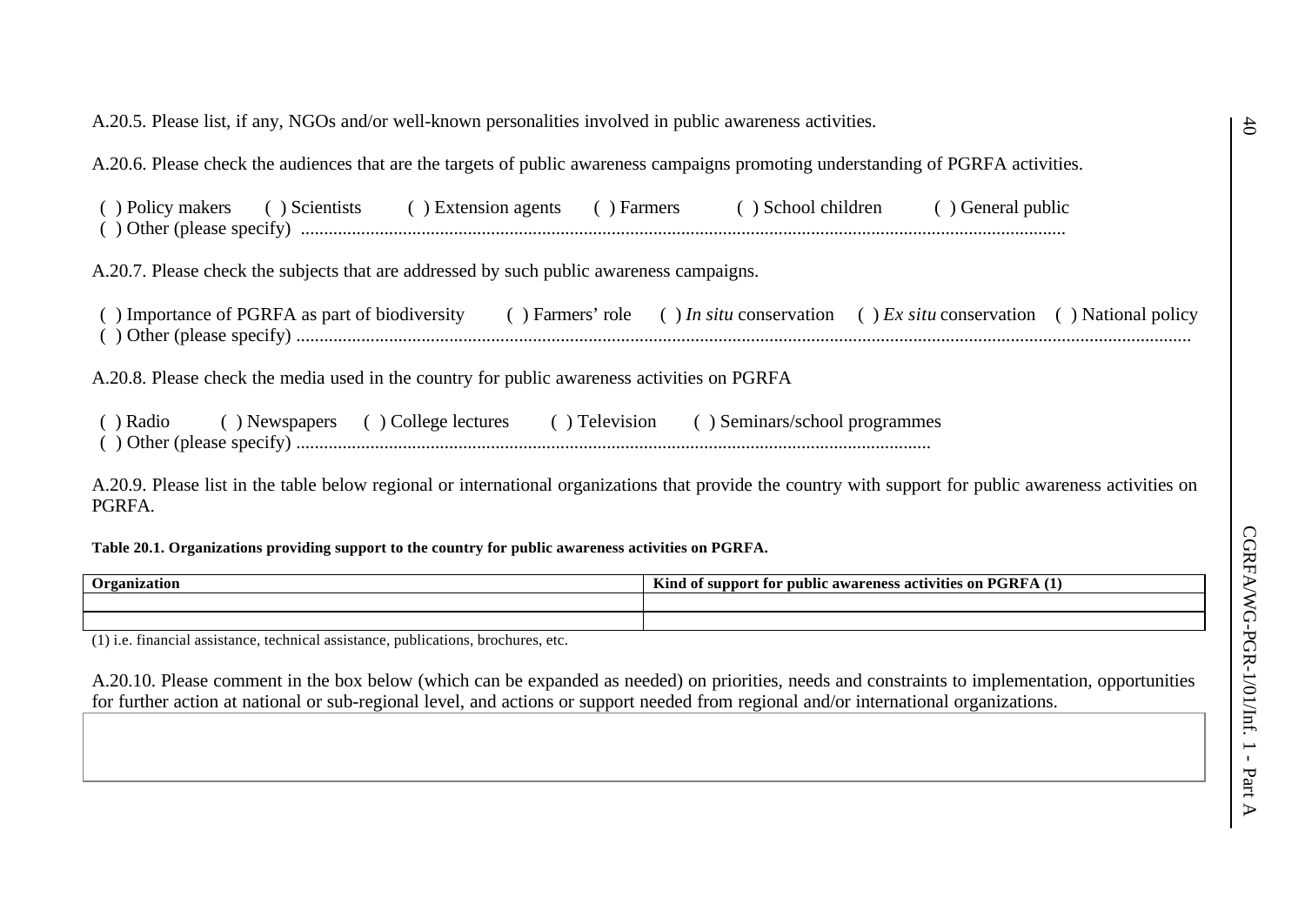A.20.5. Please list, if any, NGOs and/or well-known personalities involved in public awareness activities.

A.20.6. Please check the audiences that are the targets of public awareness campaigns promoting understanding of PGRFA activities.

( ) Policy makers ( ) Scientists ( ) Extension agents ( ) Farmers ( ) School children ( ) General public
( ) Other (please specify) ..........................................................................................................................................................

A.20.7. Please check the subjects that are addressed by such public awareness campaigns.

( ) Importance of PGRFA as part of biodiversity ( ) Farmers' role ( ) *In situ* conservation ( ) *Ex situ* conservation ( ) National policy
( ) Other (please specify) ..........................................................................................................................................................

A.20.8. Please check the media used in the country for public awareness activities on PGRFA

( ) Radio ( ) Newspapers ( ) College lectures ( ) Television ( ) Seminars/school programmes
( ) Other (please specify) ..........................................................................................................................................................

A.20.9. Please list in the table below regional or international organizations that provide the country with support for public awareness activities on PGRFA.

**Table 20.1. Organizations providing support to the country for public awareness activities on PGRFA.**

| Organization | Kind of support for public awareness activities on PGRFA (1) |
|---|---|
| | |
| | |

(1) i.e. financial assistance, technical assistance, publications, brochures, etc.

A.20.10. Please comment in the box below (which can be expanded as needed) on priorities, needs and constraints to implementation, opportunities for further action at national or sub-regional level, and actions or support needed from regional and/or international organizations.

| |
|---|
| |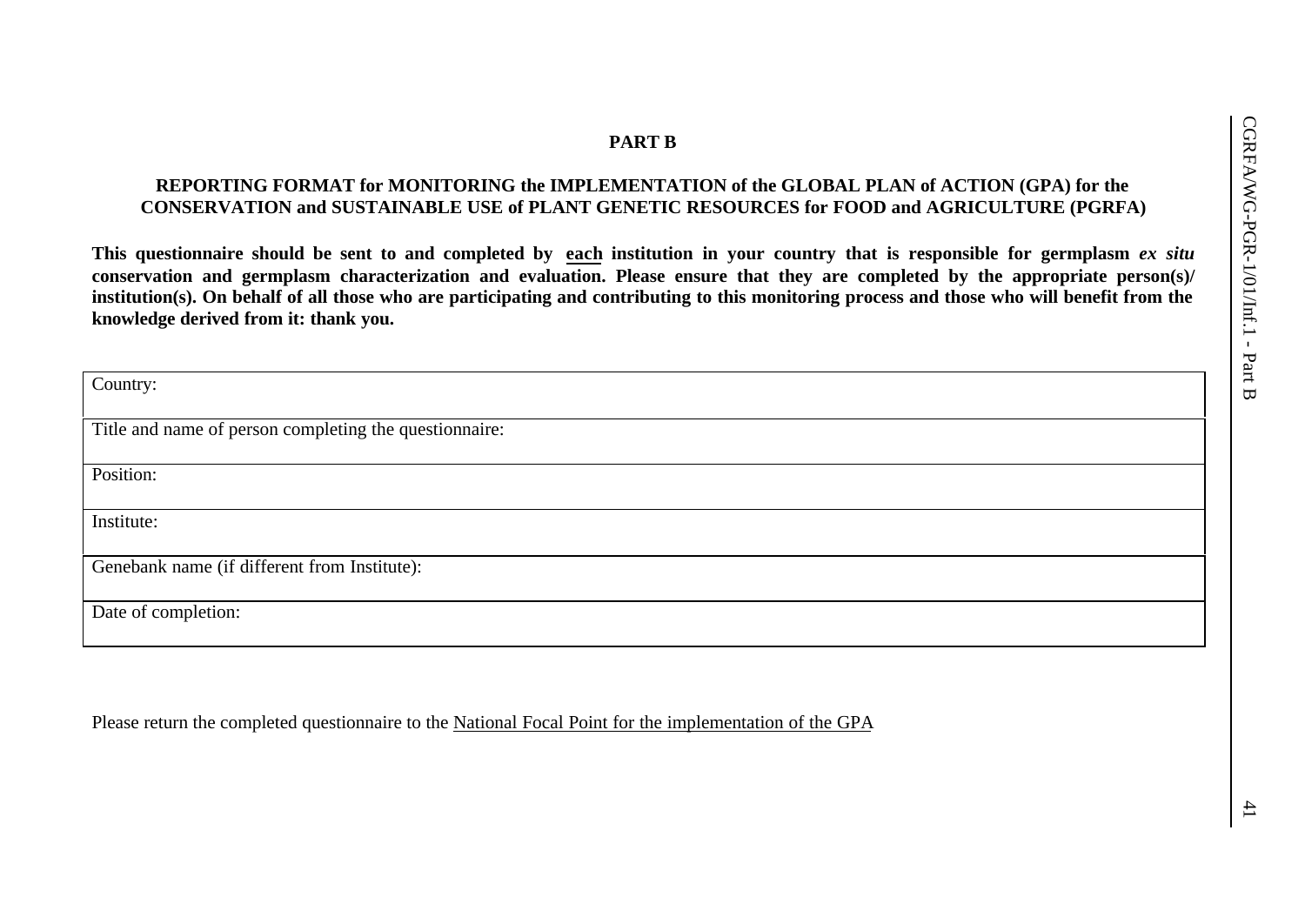# PART B

## REPORTING FORMAT for MONITORING the IMPLEMENTATION of the GLOBAL PLAN of ACTION (GPA) for the CONSERVATION and SUSTAINABLE USE of PLANT GENETIC RESOURCES for FOOD and AGRICULTURE (PGRFA)

**This questionnaire should be sent to and completed by each institution in your country that is responsible for germplasm *ex situ* conservation and germplasm characterization and evaluation. Please ensure that they are completed by the appropriate person(s)/ institution(s). On behalf of all those who are participating and contributing to this monitoring process and those who will benefit from the knowledge derived from it: thank you.**

| Country: |
|---|
| Title and name of person completing the questionnaire: |
| Position: |
| Institute: |
| Genebank name (if different from Institute): |
| Date of completion: |

Please return the completed questionnaire to the National Focal Point for the implementation of the GPA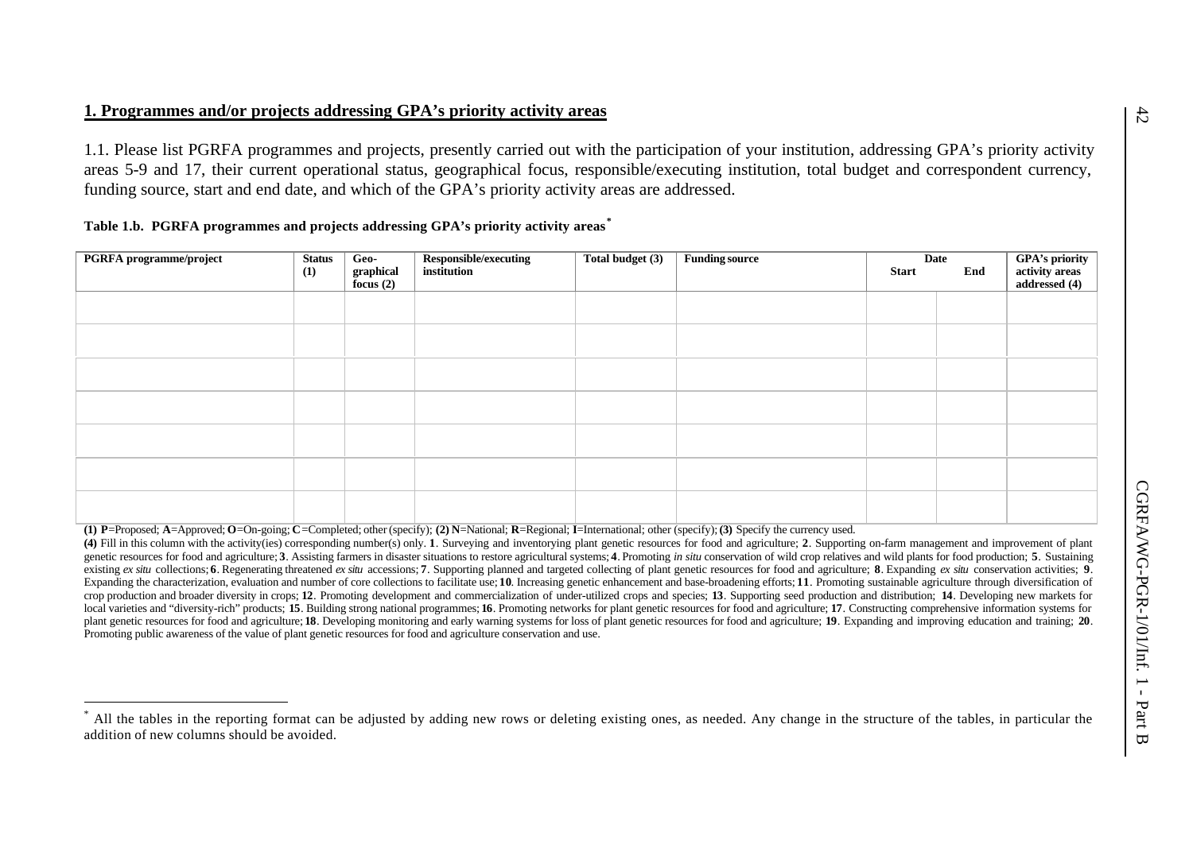## 1. Programmes and/or projects addressing GPA's priority activity areas

1.1. Please list PGRFA programmes and projects, presently carried out with the participation of your institution, addressing GPA's priority activity areas 5-9 and 17, their current operational status, geographical focus, responsible/executing institution, total budget and correspondent currency, funding source, start and end date, and which of the GPA's priority activity areas are addressed.

**Table 1.b. PGRFA programmes and projects addressing GPA's priority activity areas***

| PGRFA programme/project | Status (1) | Geo-graphical focus (2) | Responsible/executing institution | Total budget (3) | Funding source | Date | | GPA's priority activity areas addressed (4) |
|---|---|---|---|---|---|---|---|---|
| | | | | | | Start | End | |
| | | | | | | | | |
| | | | | | | | | |
| | | | | | | | | |
| | | | | | | | | |
| | | | | | | | | |
| | | | | | | | | |
| | | | | | | | | |

**(1) P**=Proposed; **A**=Approved; **O**=On-going; **C**=Completed; other (specify); **(2) N**=National; **R**=Regional; **I**=International; other (specify); **(3)** Specify the currency used.

**(4)** Fill in this column with the activity(ies) corresponding number(s) only. **1**. Surveying and inventorying plant genetic resources for food and agriculture; **2**. Supporting on-farm management and improvement of plant genetic resources for food and agriculture; **3**. Assisting farmers in disaster situations to restore agricultural systems; **4**. Promoting *in situ* conservation of wild crop relatives and wild plants for food production; **5**. Sustaining existing *ex situ* collections; **6**. Regenerating threatened *ex situ* accessions; **7**. Supporting planned and targeted collecting of plant genetic resources for food and agriculture; **8**. Expanding *ex situ* conservation activities; **9**. Expanding the characterization, evaluation and number of core collections to facilitate use; **10**. Increasing genetic enhancement and base-broadening efforts; **11**. Promoting sustainable agriculture through diversification of crop production and broader diversity in crops; **12**. Promoting development and commercialization of under-utilized crops and species; **13**. Supporting seed production and distribution; **14**. Developing new markets for local varieties and "diversity-rich" products; **15**. Building strong national programmes; **16**. Promoting networks for plant genetic resources for food and agriculture; **17**. Constructing comprehensive information systems for plant genetic resources for food and agriculture; **18**. Developing monitoring and early warning systems for loss of plant genetic resources for food and agriculture; **19**. Expanding and improving education and training; **20**. Promoting public awareness of the value of plant genetic resources for food and agriculture conservation and use.

---

* All the tables in the reporting format can be adjusted by adding new rows or deleting existing ones, as needed. Any change in the structure of the tables, in particular the addition of new columns should be avoided.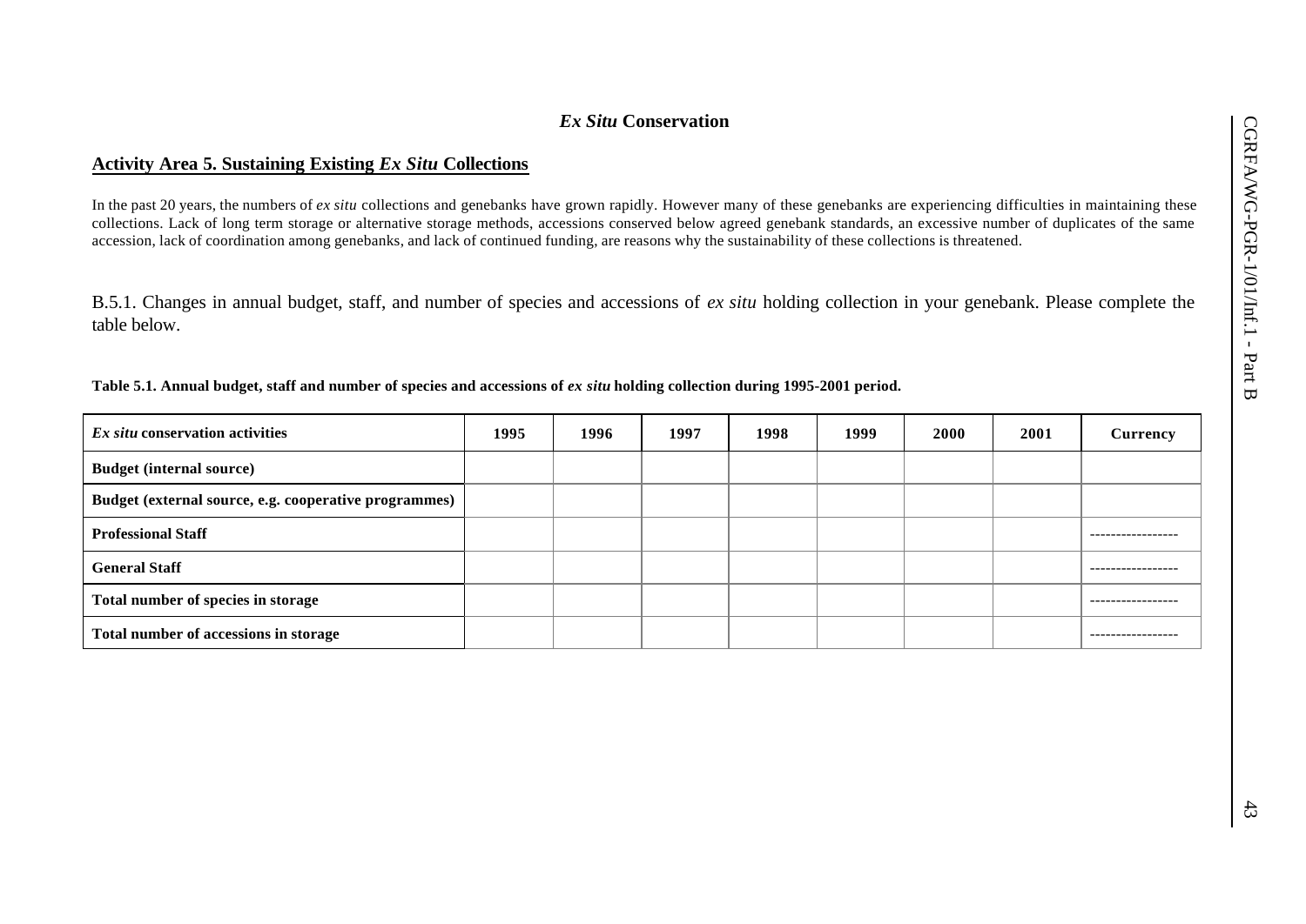## *Ex Situ* Conservation

### Activity Area 5. Sustaining Existing *Ex Situ* Collections

In the past 20 years, the numbers of *ex situ* collections and genebanks have grown rapidly. However many of these genebanks are experiencing difficulties in maintaining these collections. Lack of long term storage or alternative storage methods, accessions conserved below agreed genebank standards, an excessive number of duplicates of the same accession, lack of coordination among genebanks, and lack of continued funding, are reasons why the sustainability of these collections is threatened.

B.5.1. Changes in annual budget, staff, and number of species and accessions of *ex situ* holding collection in your genebank. Please complete the table below.

**Table 5.1. Annual budget, staff and number of species and accessions of *ex situ* holding collection during 1995-2001 period.**

| *Ex situ* conservation activities | 1995 | 1996 | 1997 | 1998 | 1999 | 2000 | 2001 | Currency |
|---|---|---|---|---|---|---|---|---|
| Budget (internal source) | | | | | | | | |
| Budget (external source, e.g. cooperative programmes) | | | | | | | | |
| Professional Staff | | | | | | | | ----------------- |
| General Staff | | | | | | | | ----------------- |
| Total number of species in storage | | | | | | | | ----------------- |
| Total number of accessions in storage | | | | | | | | ----------------- |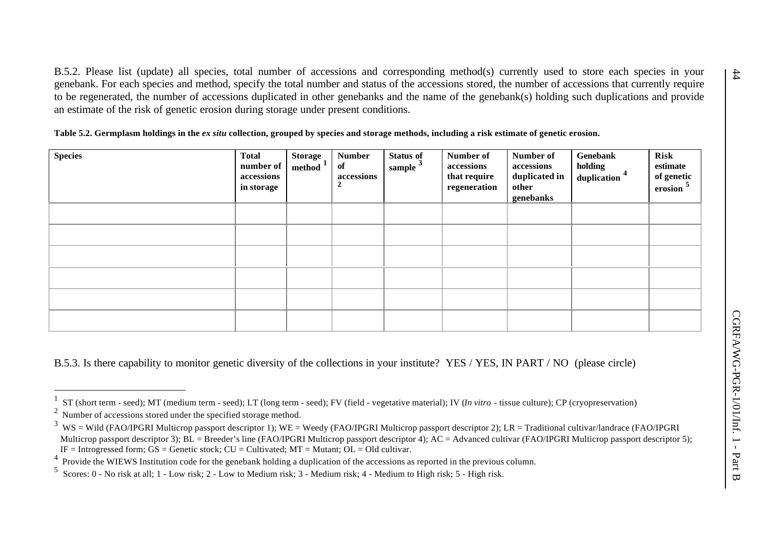B.5.2. Please list (update) all species, total number of accessions and corresponding method(s) currently used to store each species in your genebank. For each species and method, specify the total number and status of the accessions stored, the number of accessions that currently require to be regenerated, the number of accessions duplicated in other genebanks and the name of the genebank(s) holding such duplications and provide an estimate of the risk of genetic erosion during storage under present conditions.

**Table 5.2. Germplasm holdings in the *ex situ* collection, grouped by species and storage methods, including a risk estimate of genetic erosion.**

| Species | Total number of accessions in storage | Storage method [1] | Number of accessions [2] | Status of sample [3] | Number of accessions that require regeneration | Number of accessions duplicated in other genebanks | Genebank holding duplication [4] | Risk estimate of genetic erosion [5] |
|---|---|---|---|---|---|---|---|---|
| | | | | | | | | |
| | | | | | | | | |
| | | | | | | | | |
| | | | | | | | | |
| | | | | | | | | |
| | | | | | | | | |

B.5.3. Is there capability to monitor genetic diversity of the collections in your institute? YES / YES, IN PART / NO (please circle)

---

[1] ST (short term - seed); MT (medium term - seed); LT (long term - seed); FV (field - vegetative material); IV (*In vitro* - tissue culture); CP (cryopreservation)

[2] Number of accessions stored under the specified storage method.

[3] WS = Wild (FAO/IPGRI Multicrop passport descriptor 1); WE = Weedy (FAO/IPGRI Multicrop passport descriptor 2); LR = Traditional cultivar/landrace (FAO/IPGRI Multicrop passport descriptor 3); BL = Breeder's line (FAO/IPGRI Multicrop passport descriptor 4); AC = Advanced cultivar (FAO/IPGRI Multicrop passport descriptor 5); IF = Introgressed form; GS = Genetic stock; CU = Cultivated; MT = Mutant; OL = Old cultivar.

[4] Provide the WIEWS Institution code for the genebank holding a duplication of the accessions as reported in the previous column.

[5] Scores: 0 - No risk at all; 1 - Low risk; 2 - Low to Medium risk; 3 - Medium risk; 4 - Medium to High risk; 5 - High risk.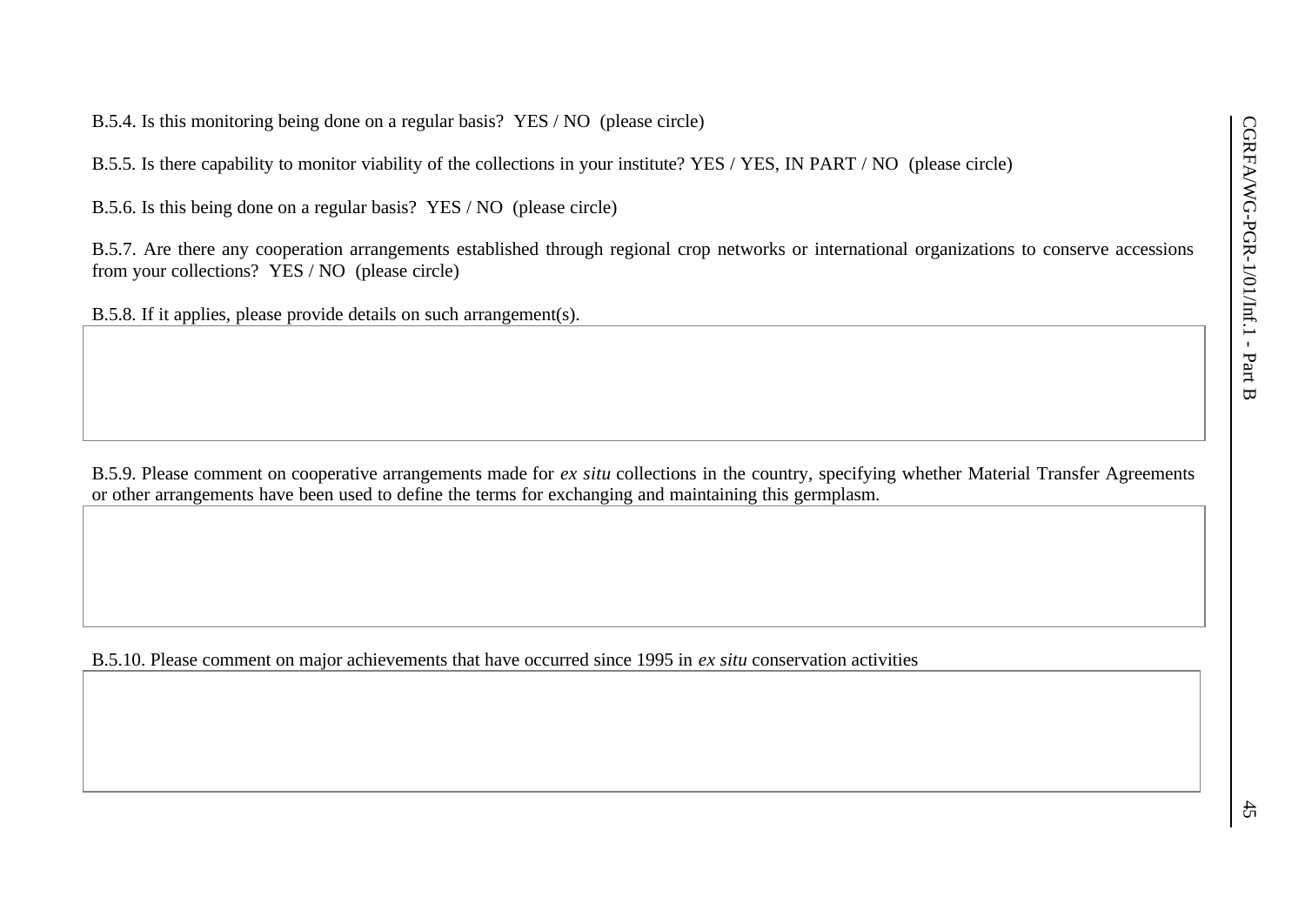B.5.4. Is this monitoring being done on a regular basis? YES / NO (please circle)

B.5.5. Is there capability to monitor viability of the collections in your institute? YES / YES, IN PART / NO (please circle)

B.5.6. Is this being done on a regular basis? YES / NO (please circle)

B.5.7. Are there any cooperation arrangements established through regional crop networks or international organizations to conserve accessions from your collections? YES / NO (please circle)

B.5.8. If it applies, please provide details on such arrangement(s).

| |
|---|
| |

B.5.9. Please comment on cooperative arrangements made for *ex situ* collections in the country, specifying whether Material Transfer Agreements or other arrangements have been used to define the terms for exchanging and maintaining this germplasm.

| |
|---|
| |

B.5.10. Please comment on major achievements that have occurred since 1995 in *ex situ* conservation activities

| |
|---|
| |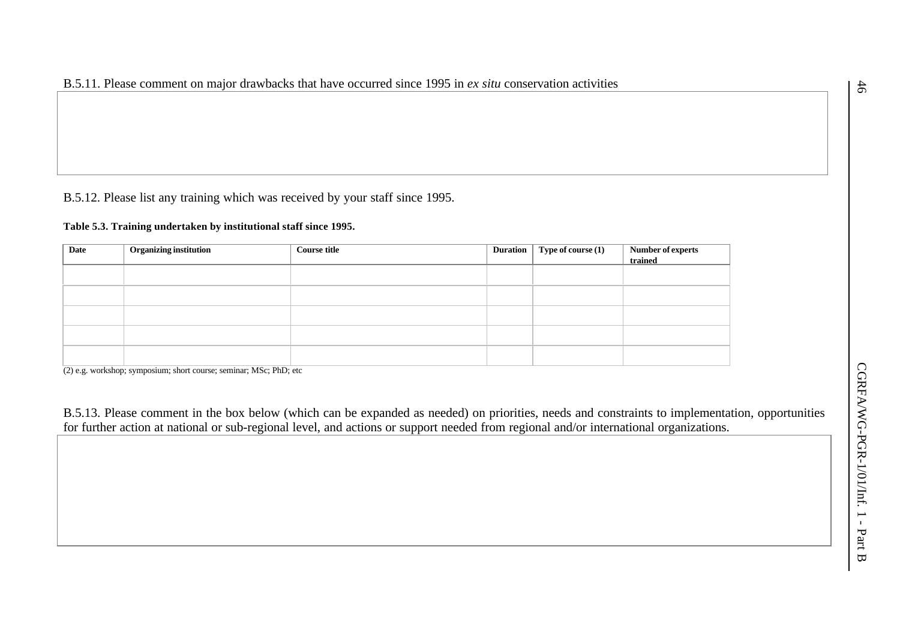B.5.11. Please comment on major drawbacks that have occurred since 1995 in *ex situ* conservation activities

| |
|---|
| |

B.5.12. Please list any training which was received by your staff since 1995.

**Table 5.3. Training undertaken by institutional staff since 1995.**

| Date | Organizing institution | Course title | Duration | Type of course (1) | Number of experts trained |
|---|---|---|---|---|---|
| | | | | | |
| | | | | | |
| | | | | | |
| | | | | | |
| | | | | | |

(2) e.g. workshop; symposium; short course; seminar; MSc; PhD; etc

B.5.13. Please comment in the box below (which can be expanded as needed) on priorities, needs and constraints to implementation, opportunities for further action at national or sub-regional level, and actions or support needed from regional and/or international organizations.

| |
|---|
| |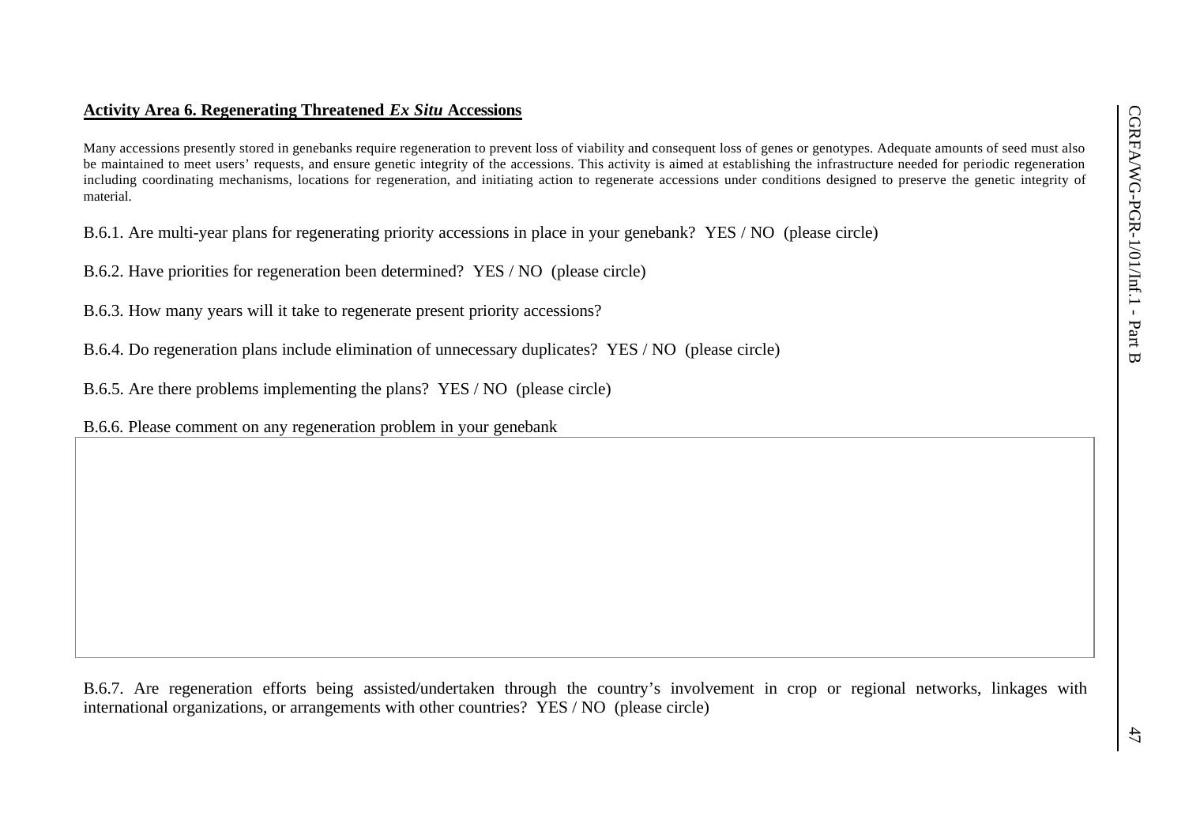**Activity Area 6. Regenerating Threatened *Ex Situ* Accessions**

Many accessions presently stored in genebanks require regeneration to prevent loss of viability and consequent loss of genes or genotypes. Adequate amounts of seed must also be maintained to meet users' requests, and ensure genetic integrity of the accessions. This activity is aimed at establishing the infrastructure needed for periodic regeneration including coordinating mechanisms, locations for regeneration, and initiating action to regenerate accessions under conditions designed to preserve the genetic integrity of material.

B.6.1. Are multi-year plans for regenerating priority accessions in place in your genebank? YES / NO (please circle)

B.6.2. Have priorities for regeneration been determined? YES / NO (please circle)

B.6.3. How many years will it take to regenerate present priority accessions?

B.6.4. Do regeneration plans include elimination of unnecessary duplicates? YES / NO (please circle)

B.6.5. Are there problems implementing the plans? YES / NO (please circle)

B.6.6. Please comment on any regeneration problem in your genebank

| |
|---|
| |

B.6.7. Are regeneration efforts being assisted/undertaken through the country's involvement in crop or regional networks, linkages with international organizations, or arrangements with other countries? YES / NO (please circle)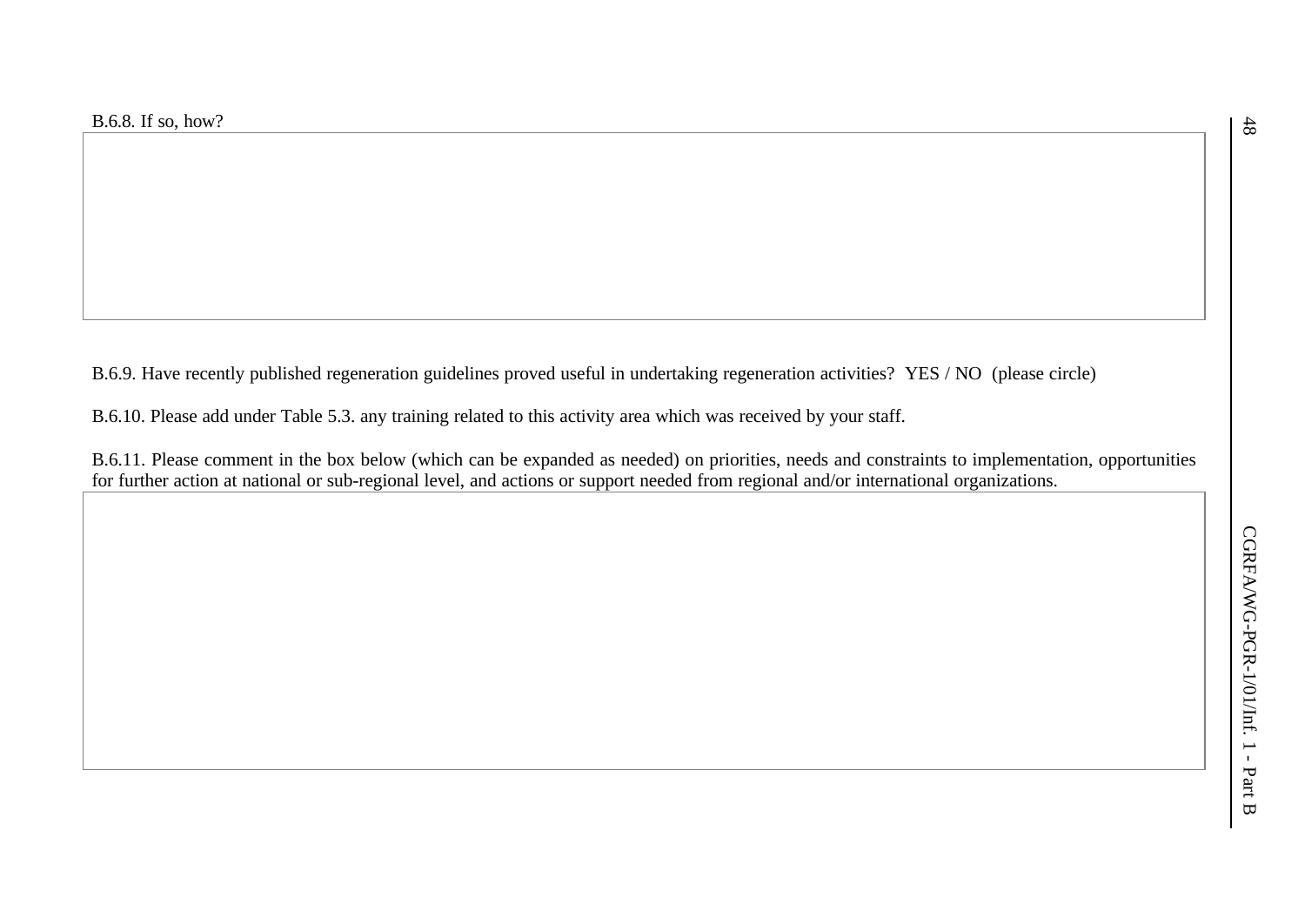B.6.8. If so, how?

| |
|---|
| |

B.6.9. Have recently published regeneration guidelines proved useful in undertaking regeneration activities? YES / NO (please circle)

B.6.10. Please add under Table 5.3. any training related to this activity area which was received by your staff.

B.6.11. Please comment in the box below (which can be expanded as needed) on priorities, needs and constraints to implementation, opportunities for further action at national or sub-regional level, and actions or support needed from regional and/or international organizations.

| |
|---|
| |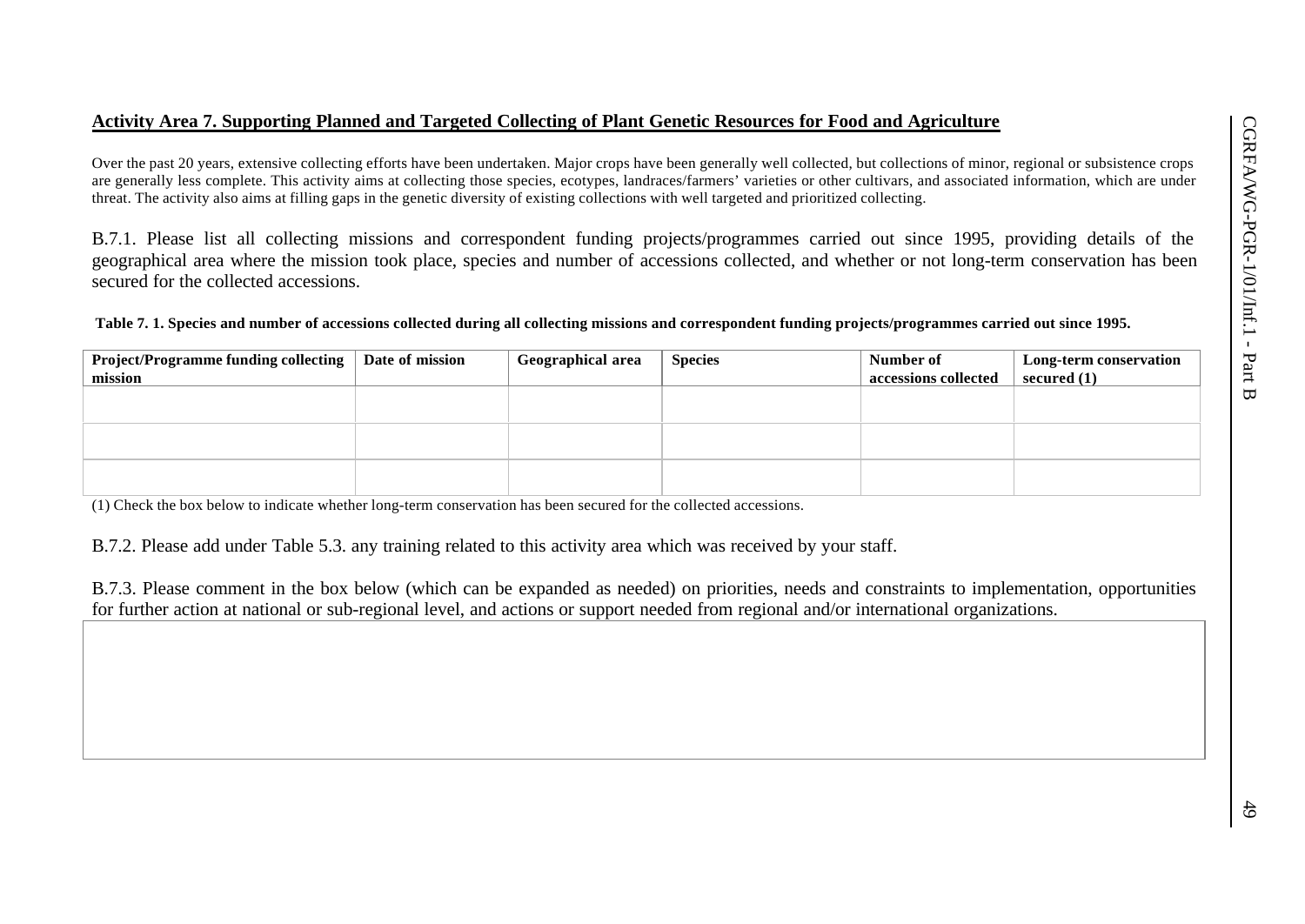## Activity Area 7. Supporting Planned and Targeted Collecting of Plant Genetic Resources for Food and Agriculture

Over the past 20 years, extensive collecting efforts have been undertaken. Major crops have been generally well collected, but collections of minor, regional or subsistence crops are generally less complete. This activity aims at collecting those species, ecotypes, landraces/farmers' varieties or other cultivars, and associated information, which are under threat. The activity also aims at filling gaps in the genetic diversity of existing collections with well targeted and prioritized collecting.

B.7.1. Please list all collecting missions and correspondent funding projects/programmes carried out since 1995, providing details of the geographical area where the mission took place, species and number of accessions collected, and whether or not long-term conservation has been secured for the collected accessions.

**Table 7. 1. Species and number of accessions collected during all collecting missions and correspondent funding projects/programmes carried out since 1995.**

| Project/Programme funding collecting mission | Date of mission | Geographical area | Species | Number of accessions collected | Long-term conservation secured (1) |
|---|---|---|---|---|---|
| | | | | | |
| | | | | | |
| | | | | | |

(1) Check the box below to indicate whether long-term conservation has been secured for the collected accessions.

B.7.2. Please add under Table 5.3. any training related to this activity area which was received by your staff.

B.7.3. Please comment in the box below (which can be expanded as needed) on priorities, needs and constraints to implementation, opportunities for further action at national or sub-regional level, and actions or support needed from regional and/or international organizations.

| |
|---|
| |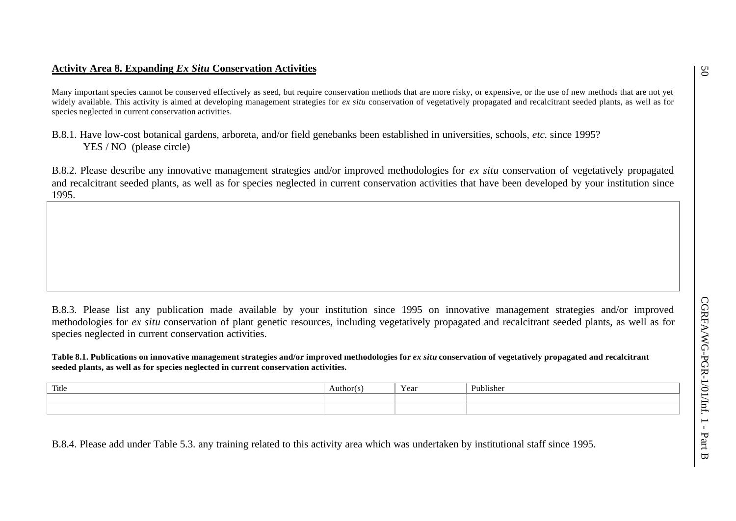## Activity Area 8. Expanding *Ex Situ* Conservation Activities

Many important species cannot be conserved effectively as seed, but require conservation methods that are more risky, or expensive, or the use of new methods that are not yet widely available. This activity is aimed at developing management strategies for *ex situ* conservation of vegetatively propagated and recalcitrant seeded plants, as well as for species neglected in current conservation activities.

B.8.1. Have low-cost botanical gardens, arboreta, and/or field genebanks been established in universities, schools, *etc.* since 1995?
YES / NO (please circle)

B.8.2. Please describe any innovative management strategies and/or improved methodologies for *ex situ* conservation of vegetatively propagated and recalcitrant seeded plants, as well as for species neglected in current conservation activities that have been developed by your institution since 1995.

| |
|---|
| |

B.8.3. Please list any publication made available by your institution since 1995 on innovative management strategies and/or improved methodologies for *ex situ* conservation of plant genetic resources, including vegetatively propagated and recalcitrant seeded plants, as well as for species neglected in current conservation activities.

**Table 8.1. Publications on innovative management strategies and/or improved methodologies for *ex situ* conservation of vegetatively propagated and recalcitrant seeded plants, as well as for species neglected in current conservation activities.**

| Title | Author(s) | Year | Publisher |
|---|---|---|---|
| | | | |
| | | | |

B.8.4. Please add under Table 5.3. any training related to this activity area which was undertaken by institutional staff since 1995.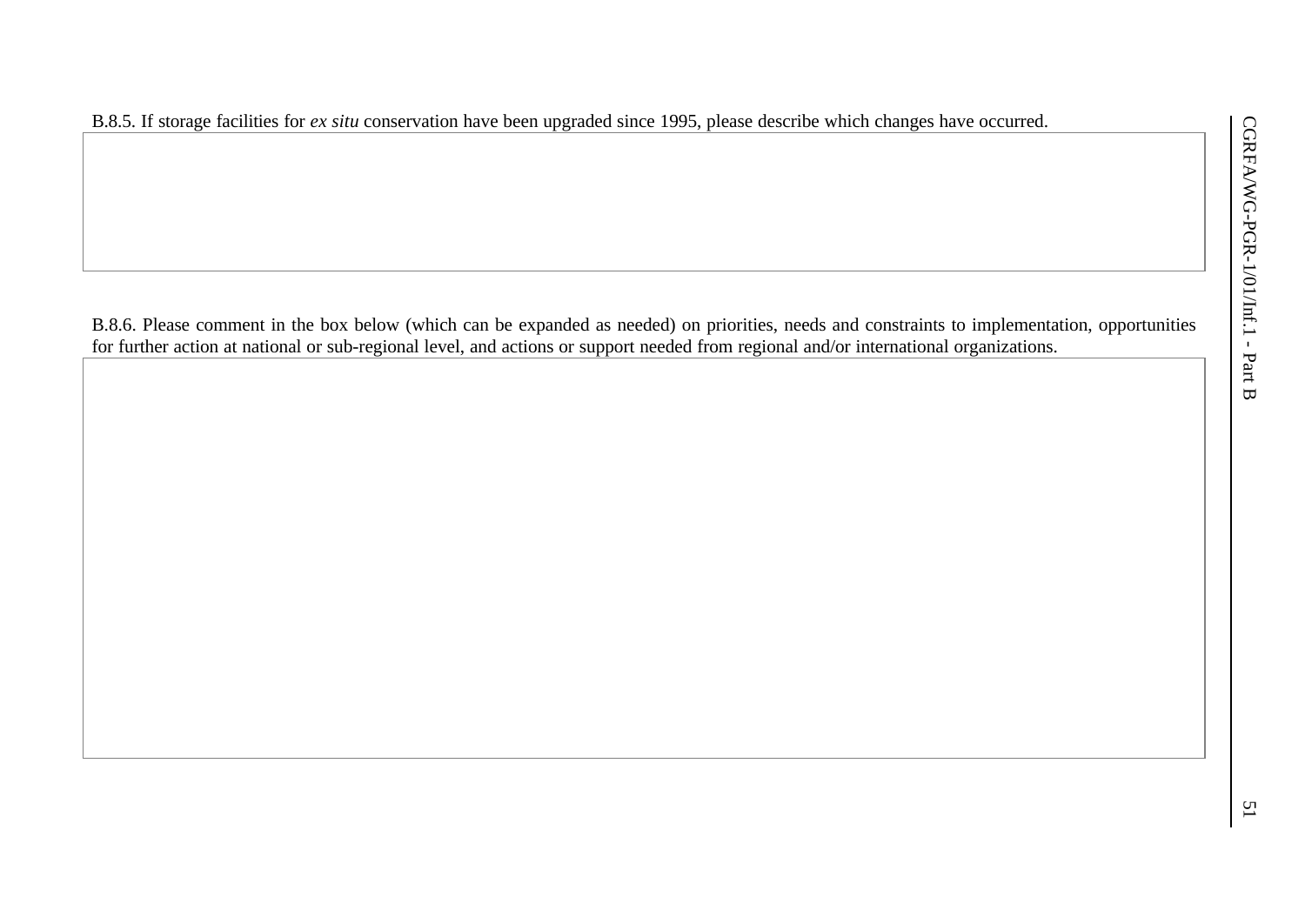B.8.5. If storage facilities for *ex situ* conservation have been upgraded since 1995, please describe which changes have occurred.

| |
|---|
| |

B.8.6. Please comment in the box below (which can be expanded as needed) on priorities, needs and constraints to implementation, opportunities for further action at national or sub-regional level, and actions or support needed from regional and/or international organizations.

| |
|---|
| |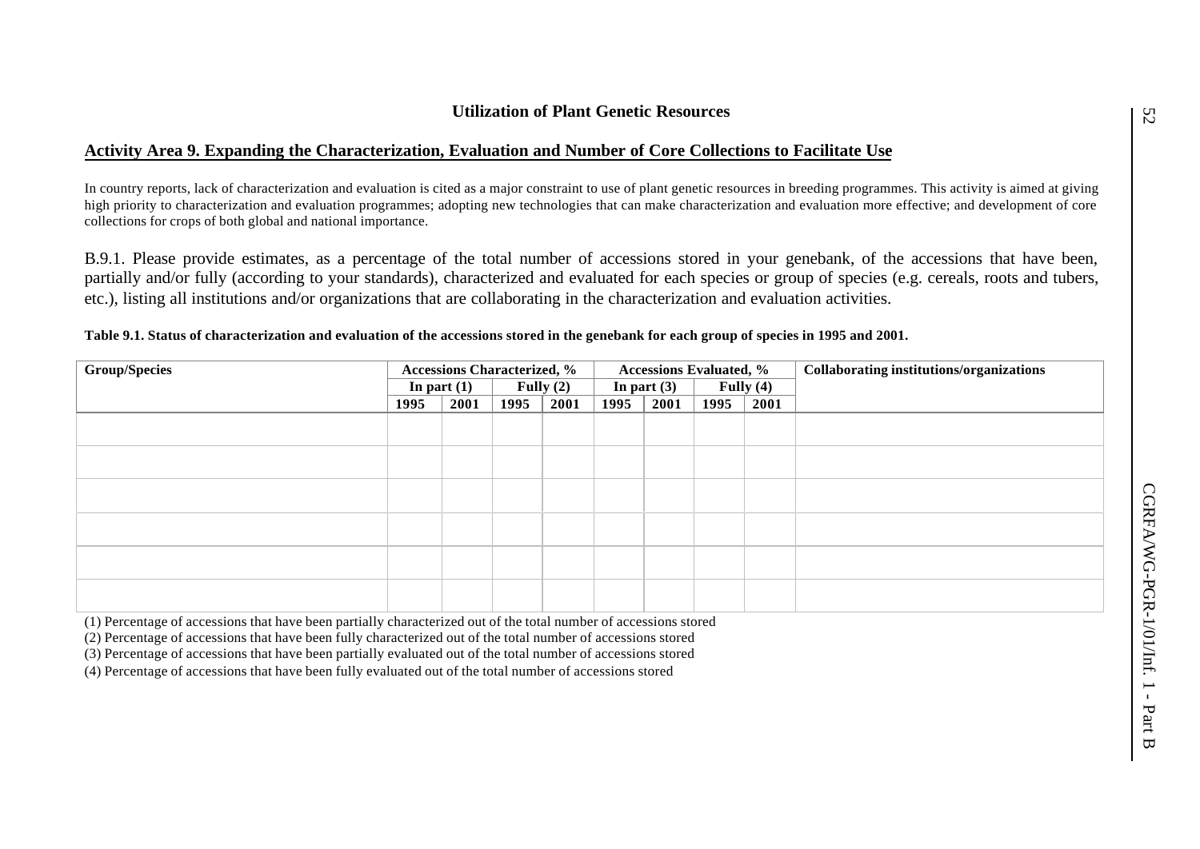## Utilization of Plant Genetic Resources

### Activity Area 9. Expanding the Characterization, Evaluation and Number of Core Collections to Facilitate Use

In country reports, lack of characterization and evaluation is cited as a major constraint to use of plant genetic resources in breeding programmes. This activity is aimed at giving high priority to characterization and evaluation programmes; adopting new technologies that can make characterization and evaluation more effective; and development of core collections for crops of both global and national importance.

B.9.1. Please provide estimates, as a percentage of the total number of accessions stored in your genebank, of the accessions that have been, partially and/or fully (according to your standards), characterized and evaluated for each species or group of species (e.g. cereals, roots and tubers, etc.), listing all institutions and/or organizations that are collaborating in the characterization and evaluation activities.

**Table 9.1. Status of characterization and evaluation of the accessions stored in the genebank for each group of species in 1995 and 2001.**

| Group/Species | Accessions Characterized, % | | | | Accessions Evaluated, % | | | | Collaborating institutions/organizations |
|---|---|---|---|---|---|---|---|---|---|
| | In part (1) | | Fully (2) | | In part (3) | | Fully (4) | | |
| | 1995 | 2001 | 1995 | 2001 | 1995 | 2001 | 1995 | 2001 | |
| | | | | | | | | | |
| | | | | | | | | | |
| | | | | | | | | | |
| | | | | | | | | | |
| | | | | | | | | | |
| | | | | | | | | | |

(1) Percentage of accessions that have been partially characterized out of the total number of accessions stored
(2) Percentage of accessions that have been fully characterized out of the total number of accessions stored
(3) Percentage of accessions that have been partially evaluated out of the total number of accessions stored
(4) Percentage of accessions that have been fully evaluated out of the total number of accessions stored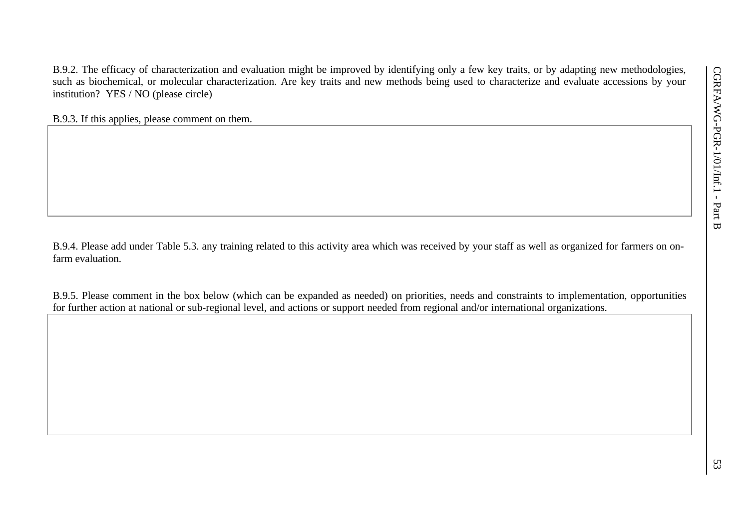B.9.2. The efficacy of characterization and evaluation might be improved by identifying only a few key traits, or by adapting new methodologies, such as biochemical, or molecular characterization. Are key traits and new methods being used to characterize and evaluate accessions by your institution? YES / NO (please circle)

B.9.3. If this applies, please comment on them.

| |
|---|
| |

B.9.4. Please add under Table 5.3. any training related to this activity area which was received by your staff as well as organized for farmers on on-farm evaluation.

B.9.5. Please comment in the box below (which can be expanded as needed) on priorities, needs and constraints to implementation, opportunities for further action at national or sub-regional level, and actions or support needed from regional and/or international organizations.

| |
|---|
| |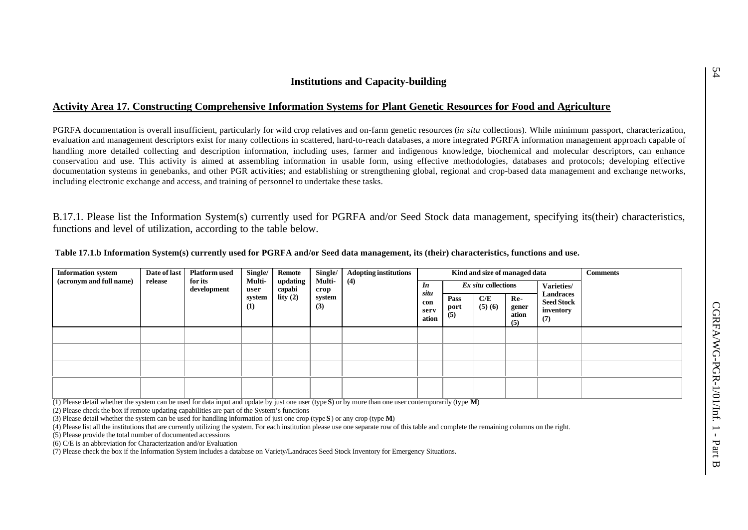## Institutions and Capacity-building

### Activity Area 17. Constructing Comprehensive Information Systems for Plant Genetic Resources for Food and Agriculture

PGRFA documentation is overall insufficient, particularly for wild crop relatives and on-farm genetic resources (*in situ* collections). While minimum passport, characterization, evaluation and management descriptors exist for many collections in scattered, hard-to-reach databases, a more integrated PGRFA information management approach capable of handling more detailed collecting and description information, including uses, farmer and indigenous knowledge, biochemical and molecular descriptors, can enhance conservation and use. This activity is aimed at assembling information in usable form, using effective methodologies, databases and protocols; developing effective documentation systems in genebanks, and other PGR activities; and establishing or strengthening global, regional and crop-based data management and exchange networks, including electronic exchange and access, and training of personnel to undertake these tasks.

B.17.1. Please list the Information System(s) currently used for PGRFA and/or Seed Stock data management, specifying its(their) characteristics, functions and level of utilization, according to the table below.

**Table 17.1.b Information System(s) currently used for PGRFA and/or Seed data management, its (their) characteristics, functions and use.**

| Information system (acronym and full name) | Date of last release | Platform used for its development | Single/ Multi-user system (1) | Remote updating capability (2) | Single/ Multi-crop system (3) | Adopting institutions (4) | Kind and size of managed data | | | | | Comments |
|---|---|---|---|---|---|---|---|---|---|---|---|---|
| | | | | | | | *In situ* conservation | *Ex situ* collections | | | Varieties/ Landraces Seed Stock inventory (7) | |
| | | | | | | | | Passport (5) | C/E (5) (6) | Re-generation (5) | | |
| | | | | | | | | | | | | |
| | | | | | | | | | | | | |
| | | | | | | | | | | | | |
| | | | | | | | | | | | | |

(1) Please detail whether the system can be used for data input and update by just one user (type **S**) or by more than one user contemporarily (type **M**)

(2) Please check the box if remote updating capabilities are part of the System's functions

(3) Please detail whether the system can be used for handling information of just one crop (type **S**) or any crop (type **M**)

(4) Please list all the institutions that are currently utilizing the system. For each institution please use one separate row of this table and complete the remaining columns on the right.

(5) Please provide the total number of documented accessions

(6) C/E is an abbreviation for Characterization and/or Evaluation

(7) Please check the box if the Information System includes a database on Variety/Landraces Seed Stock Inventory for Emergency Situations.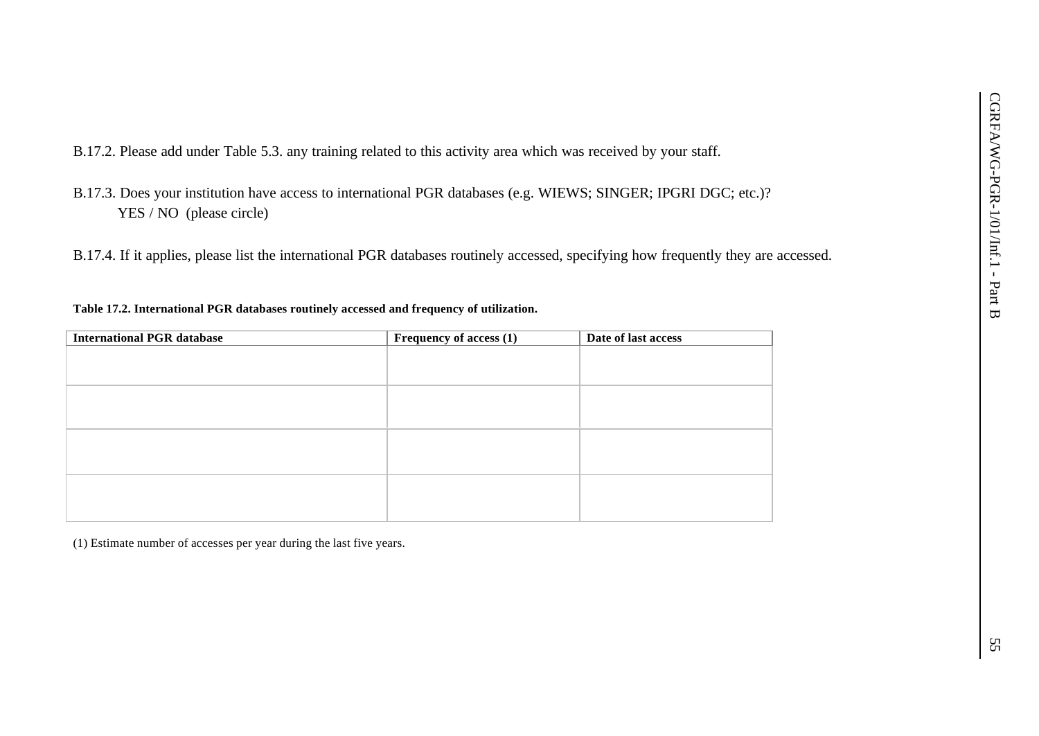B.17.2. Please add under Table 5.3. any training related to this activity area which was received by your staff.

B.17.3. Does your institution have access to international PGR databases (e.g. WIEWS; SINGER; IPGRI DGC; etc.)?
YES / NO (please circle)

B.17.4. If it applies, please list the international PGR databases routinely accessed, specifying how frequently they are accessed.

**Table 17.2. International PGR databases routinely accessed and frequency of utilization.**

| International PGR database | Frequency of access (1) | Date of last access |
|---|---|---|
| | | |
| | | |
| | | |
| | | |

(1) Estimate number of accesses per year during the last five years.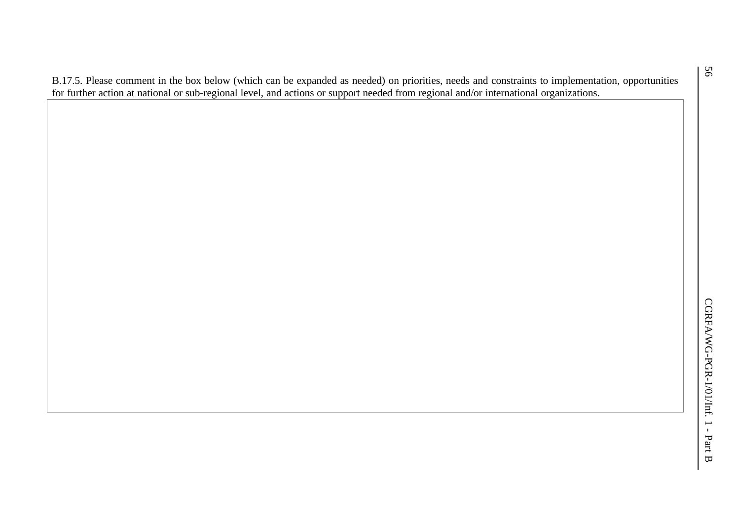B.17.5. Please comment in the box below (which can be expanded as needed) on priorities, needs and constraints to implementation, opportunities for further action at national or sub-regional level, and actions or support needed from regional and/or international organizations.

| |
|---|
| |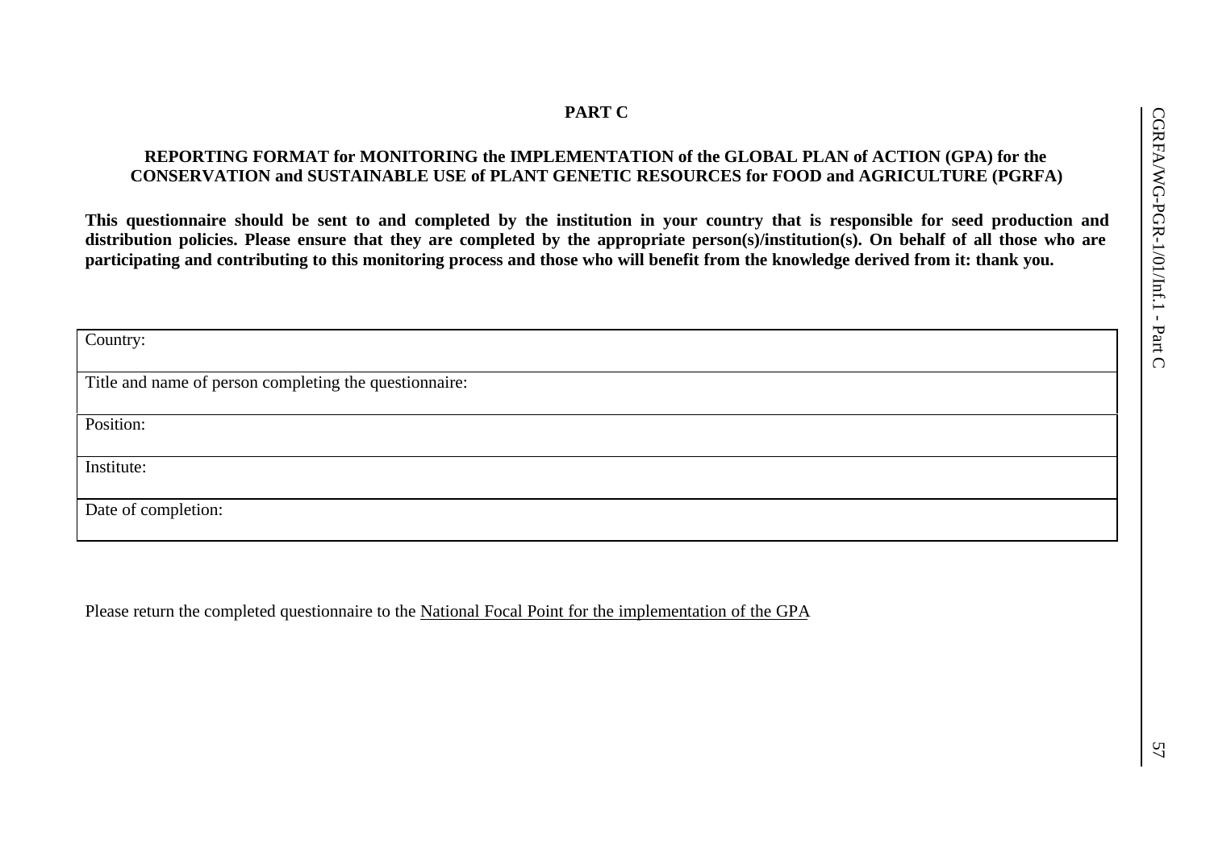# PART C

## REPORTING FORMAT for MONITORING the IMPLEMENTATION of the GLOBAL PLAN of ACTION (GPA) for the CONSERVATION and SUSTAINABLE USE of PLANT GENETIC RESOURCES for FOOD and AGRICULTURE (PGRFA)

**This questionnaire should be sent to and completed by the institution in your country that is responsible for seed production and distribution policies. Please ensure that they are completed by the appropriate person(s)/institution(s). On behalf of all those who are participating and contributing to this monitoring process and those who will benefit from the knowledge derived from it: thank you.**

| Country: |
|---|
| Title and name of person completing the questionnaire: |
| Position: |
| Institute: |
| Date of completion: |

Please return the completed questionnaire to the National Focal Point for the implementation of the GPA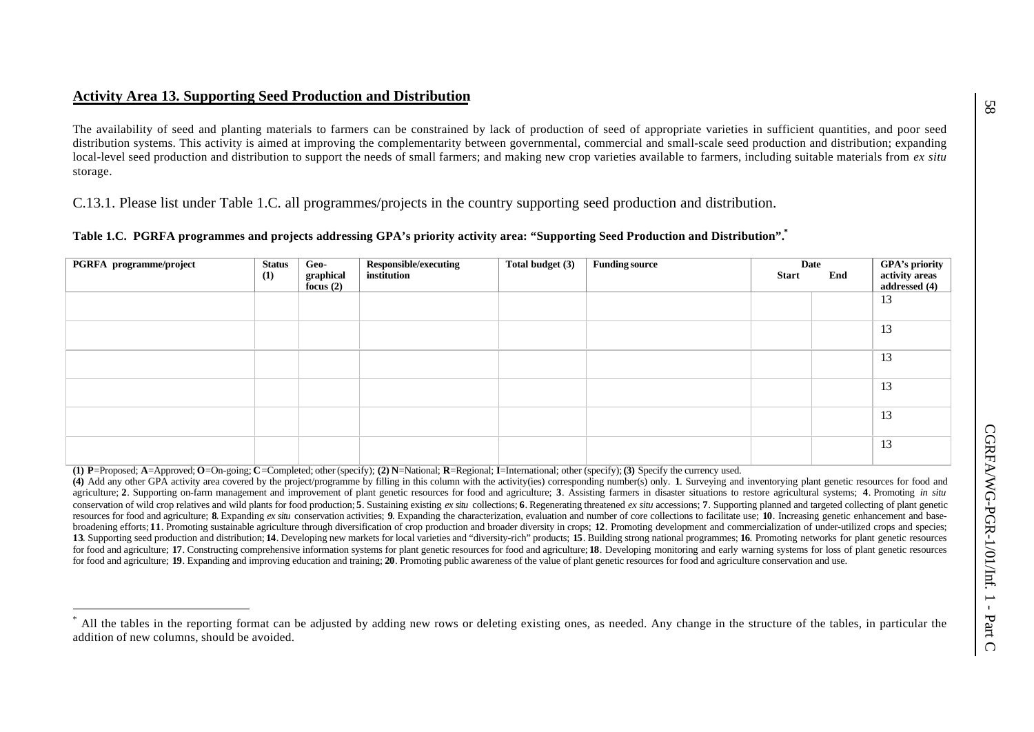**Activity Area 13. Supporting Seed Production and Distribution**

The availability of seed and planting materials to farmers can be constrained by lack of production of seed of appropriate varieties in sufficient quantities, and poor seed distribution systems. This activity is aimed at improving the complementarity between governmental, commercial and small-scale seed production and distribution; expanding local-level seed production and distribution to support the needs of small farmers; and making new crop varieties available to farmers, including suitable materials from *ex situ* storage.

C.13.1. Please list under Table 1.C. all programmes/projects in the country supporting seed production and distribution.

**Table 1.C. PGRFA programmes and projects addressing GPA's priority activity area: "Supporting Seed Production and Distribution".[*]**

| PGRFA programme/project | Status (1) | Geo-graphical focus (2) | Responsible/executing institution | Total budget (3) | Funding source | Date | | GPA's priority activity areas addressed (4) |
|---|---|---|---|---|---|---|---|---|
| | | | | | | Start | End | |
| | | | | | | | | 13 |
| | | | | | | | | 13 |
| | | | | | | | | 13 |
| | | | | | | | | 13 |
| | | | | | | | | 13 |
| | | | | | | | | 13 |

**(1) P**=Proposed; **A**=Approved; **O**=On-going; **C**=Completed; other (specify); **(2) N**=National; **R**=Regional; **I**=International; other (specify); **(3)** Specify the currency used.

**(4)** Add any other GPA activity area covered by the project/programme by filling in this column with the activity(ies) corresponding number(s) only. **1**. Surveying and inventorying plant genetic resources for food and agriculture; **2**. Supporting on-farm management and improvement of plant genetic resources for food and agriculture; **3**. Assisting farmers in disaster situations to restore agricultural systems; **4**. Promoting *in situ* conservation of wild crop relatives and wild plants for food production; **5**. Sustaining existing *ex situ* collections; **6**. Regenerating threatened *ex situ* accessions; **7**. Supporting planned and targeted collecting of plant genetic resources for food and agriculture; **8**. Expanding *ex situ* conservation activities; **9**. Expanding the characterization, evaluation and number of core collections to facilitate use; **10**. Increasing genetic enhancement and base-broadening efforts; **11**. Promoting sustainable agriculture through diversification of crop production and broader diversity in crops; **12**. Promoting development and commercialization of under-utilized crops and species; **13**. Supporting seed production and distribution; **14**. Developing new markets for local varieties and "diversity-rich" products; **15**. Building strong national programmes; **16**. Promoting networks for plant genetic resources for food and agriculture; **17**. Constructing comprehensive information systems for plant genetic resources for food and agriculture; **18**. Developing monitoring and early warning systems for loss of plant genetic resources for food and agriculture; **19**. Expanding and improving education and training; **20**. Promoting public awareness of the value of plant genetic resources for food and agriculture conservation and use.

[*] All the tables in the reporting format can be adjusted by adding new rows or deleting existing ones, as needed. Any change in the structure of the tables, in particular the addition of new columns, should be avoided.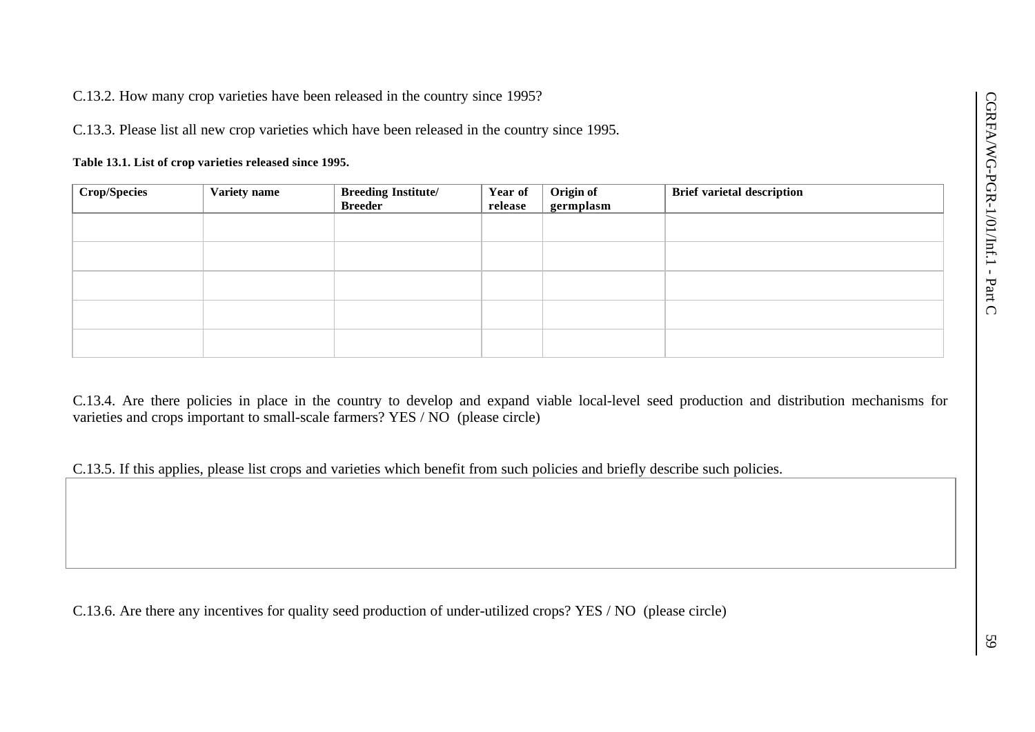C.13.2. How many crop varieties have been released in the country since 1995?

C.13.3. Please list all new crop varieties which have been released in the country since 1995.

**Table 13.1. List of crop varieties released since 1995.**

| Crop/Species | Variety name | Breeding Institute/ Breeder | Year of release | Origin of germplasm | Brief varietal description |
|---|---|---|---|---|---|
| | | | | | |
| | | | | | |
| | | | | | |
| | | | | | |
| | | | | | |

C.13.4. Are there policies in place in the country to develop and expand viable local-level seed production and distribution mechanisms for varieties and crops important to small-scale farmers? YES / NO (please circle)

C.13.5. If this applies, please list crops and varieties which benefit from such policies and briefly describe such policies.

| |
|---|
| |

C.13.6. Are there any incentives for quality seed production of under-utilized crops? YES / NO (please circle)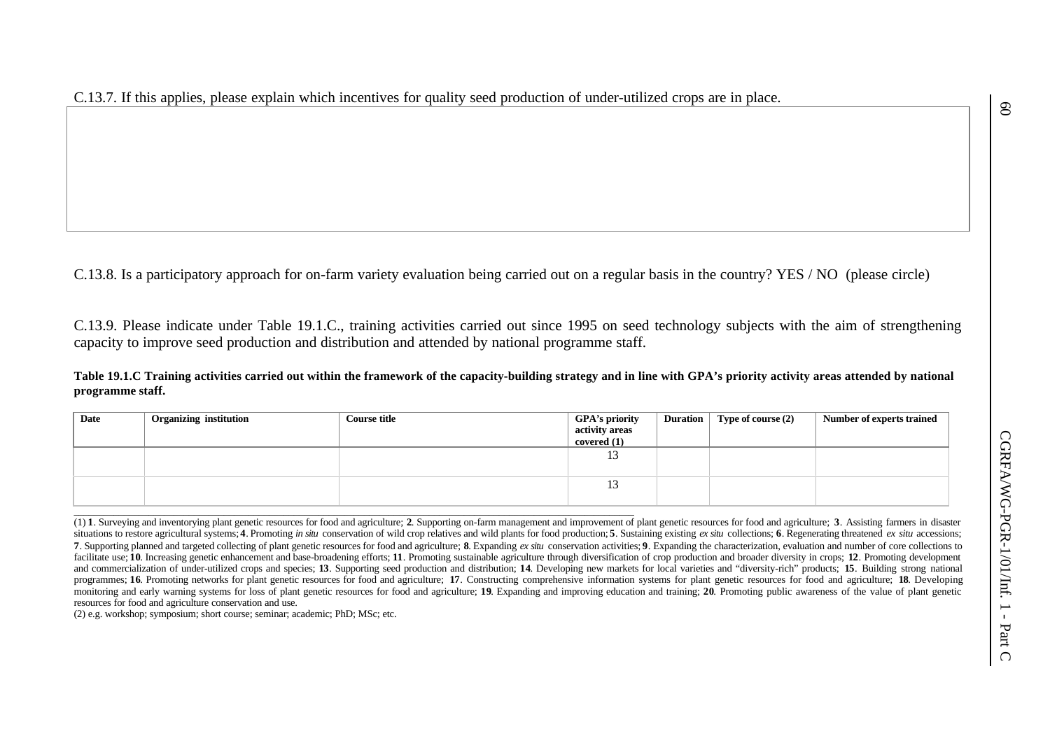C.13.7. If this applies, please explain which incentives for quality seed production of under-utilized crops are in place.

| |
|---|
| |

C.13.8. Is a participatory approach for on-farm variety evaluation being carried out on a regular basis in the country? YES / NO (please circle)

C.13.9. Please indicate under Table 19.1.C., training activities carried out since 1995 on seed technology subjects with the aim of strengthening capacity to improve seed production and distribution and attended by national programme staff.

**Table 19.1.C Training activities carried out within the framework of the capacity-building strategy and in line with GPA's priority activity areas attended by national programme staff.**

| Date | Organizing institution | Course title | GPA's priority activity areas covered (1) | Duration | Type of course (2) | Number of experts trained |
|---|---|---|---|---|---|---|
| | | | 13 | | | |
| | | | 13 | | | |

(1) **1**. Surveying and inventorying plant genetic resources for food and agriculture; **2**. Supporting on-farm management and improvement of plant genetic resources for food and agriculture; **3**. Assisting farmers in disaster situations to restore agricultural systems; **4**. Promoting *in situ* conservation of wild crop relatives and wild plants for food production; **5**. Sustaining existing *ex situ* collections; **6**. Regenerating threatened *ex situ* accessions; **7**. Supporting planned and targeted collecting of plant genetic resources for food and agriculture; **8**. Expanding *ex situ* conservation activities; **9**. Expanding the characterization, evaluation and number of core collections to facilitate use; **10**. Increasing genetic enhancement and base-broadening efforts; **11**. Promoting sustainable agriculture through diversification of crop production and broader diversity in crops; **12**. Promoting development and commercialization of under-utilized crops and species; **13**. Supporting seed production and distribution; **14**. Developing new markets for local varieties and "diversity-rich" products; **15**. Building strong national programmes; **16**. Promoting networks for plant genetic resources for food and agriculture; **17**. Constructing comprehensive information systems for plant genetic resources for food and agriculture; **18**. Developing monitoring and early warning systems for loss of plant genetic resources for food and agriculture; **19**. Expanding and improving education and training; **20**. Promoting public awareness of the value of plant genetic resources for food and agriculture conservation and use.

(2) e.g. workshop; symposium; short course; seminar; academic; PhD; MSc; etc.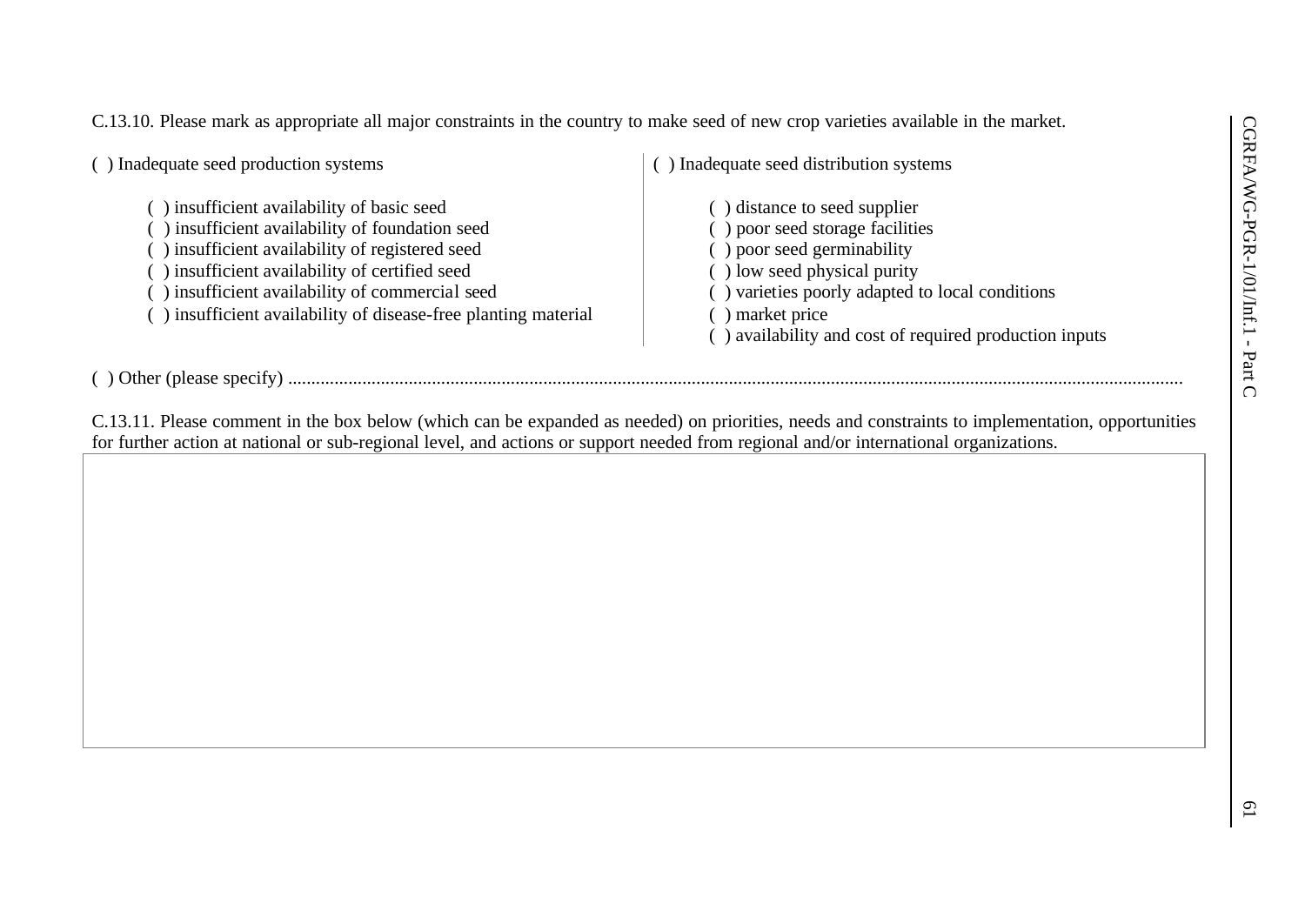C.13.10. Please mark as appropriate all major constraints in the country to make seed of new crop varieties available in the market.

( ) Inadequate seed production systems

- ( ) insufficient availability of basic seed
- ( ) insufficient availability of foundation seed
- ( ) insufficient availability of registered seed
- ( ) insufficient availability of certified seed
- ( ) insufficient availability of commercial seed
- ( ) insufficient availability of disease-free planting material

( ) Inadequate seed distribution systems

- ( ) distance to seed supplier
- ( ) poor seed storage facilities
- ( ) poor seed germinability
- ( ) low seed physical purity
- ( ) varieties poorly adapted to local conditions
- ( ) market price
- ( ) availability and cost of required production inputs

( ) Other (please specify) ..........................................................................................................................................................................

C.13.11. Please comment in the box below (which can be expanded as needed) on priorities, needs and constraints to implementation, opportunities for further action at national or sub-regional level, and actions or support needed from regional and/or international organizations.

| |
|---|
| |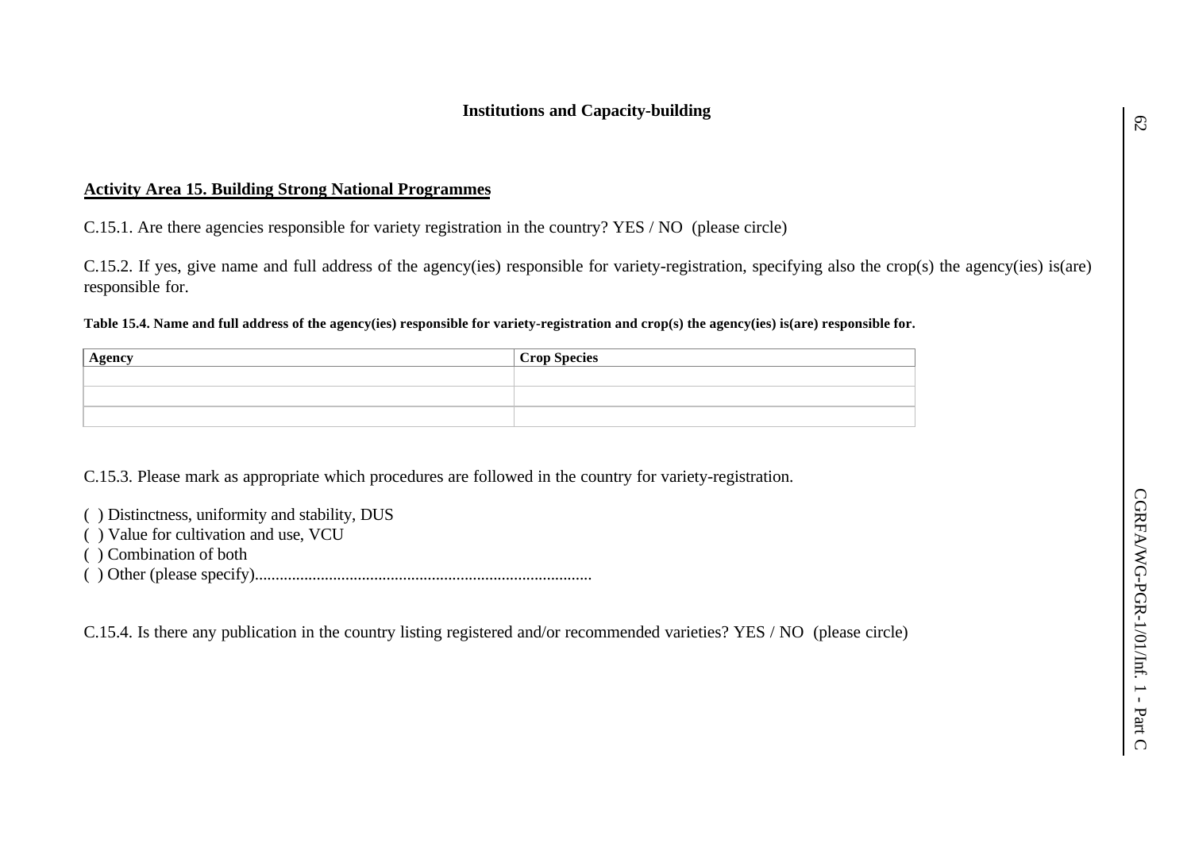## Institutions and Capacity-building

### Activity Area 15. Building Strong National Programmes

C.15.1. Are there agencies responsible for variety registration in the country? YES / NO (please circle)

C.15.2. If yes, give name and full address of the agency(ies) responsible for variety-registration, specifying also the crop(s) the agency(ies) is(are) responsible for.

**Table 15.4. Name and full address of the agency(ies) responsible for variety-registration and crop(s) the agency(ies) is(are) responsible for.**

| Agency | Crop Species |
|---|---|
| | |
| | |
| | |

C.15.3. Please mark as appropriate which procedures are followed in the country for variety-registration.

( ) Distinctness, uniformity and stability, DUS
( ) Value for cultivation and use, VCU
( ) Combination of both
( ) Other (please specify)..................................................................................

C.15.4. Is there any publication in the country listing registered and/or recommended varieties? YES / NO (please circle)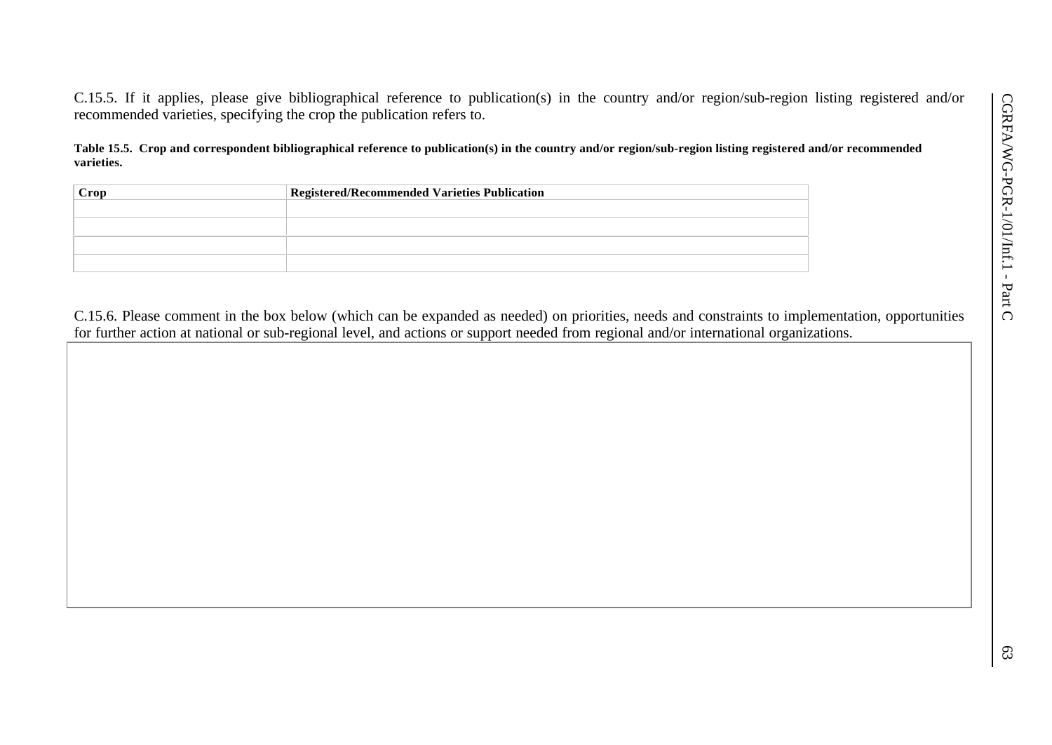C.15.5. If it applies, please give bibliographical reference to publication(s) in the country and/or region/sub-region listing registered and/or recommended varieties, specifying the crop the publication refers to.

**Table 15.5. Crop and correspondent bibliographical reference to publication(s) in the country and/or region/sub-region listing registered and/or recommended varieties.**

| Crop | Registered/Recommended Varieties Publication |
|---|---|
| | |
| | |
| | |
| | |

C.15.6. Please comment in the box below (which can be expanded as needed) on priorities, needs and constraints to implementation, opportunities for further action at national or sub-regional level, and actions or support needed from regional and/or international organizations.

| |
|---|
| |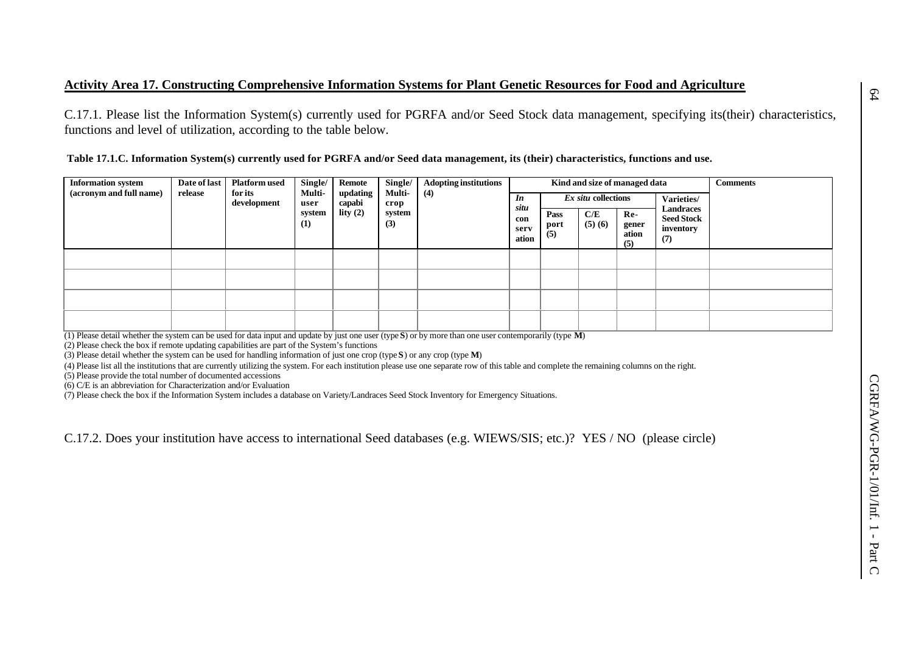## Activity Area 17. Constructing Comprehensive Information Systems for Plant Genetic Resources for Food and Agriculture

C.17.1. Please list the Information System(s) currently used for PGRFA and/or Seed Stock data management, specifying its(their) characteristics, functions and level of utilization, according to the table below.

**Table 17.1.C. Information System(s) currently used for PGRFA and/or Seed data management, its (their) characteristics, functions and use.**

| Information system (acronym and full name) | Date of last release | Platform used for its development | Single/ Multi-user system (1) | Remote updating capability (2) | Single/ Multi-crop system (3) | Adopting institutions (4) | Kind and size of managed data | | | | | Comments |
|---|---|---|---|---|---|---|---|---|---|---|---|---|
| | | | | | | | *In situ* conservation | *Ex situ* collections | | | Varieties/ Landraces Seed Stock inventory (7) | |
| | | | | | | | | Pass port (5) | C/E (5) (6) | Re-generation (5) | | |
| | | | | | | | | | | | | |
| | | | | | | | | | | | | |
| | | | | | | | | | | | | |
| | | | | | | | | | | | | |

(1) Please detail whether the system can be used for data input and update by just one user (type **S**) or by more than one user contemporarily (type **M**)

(2) Please check the box if remote updating capabilities are part of the System's functions

(3) Please detail whether the system can be used for handling information of just one crop (type **S**) or any crop (type **M**)

(4) Please list all the institutions that are currently utilizing the system. For each institution please use one separate row of this table and complete the remaining columns on the right.

(5) Please provide the total number of documented accessions

(6) C/E is an abbreviation for Characterization and/or Evaluation

(7) Please check the box if the Information System includes a database on Variety/Landraces Seed Stock Inventory for Emergency Situations.

C.17.2. Does your institution have access to international Seed databases (e.g. WIEWS/SIS; etc.)? YES / NO (please circle)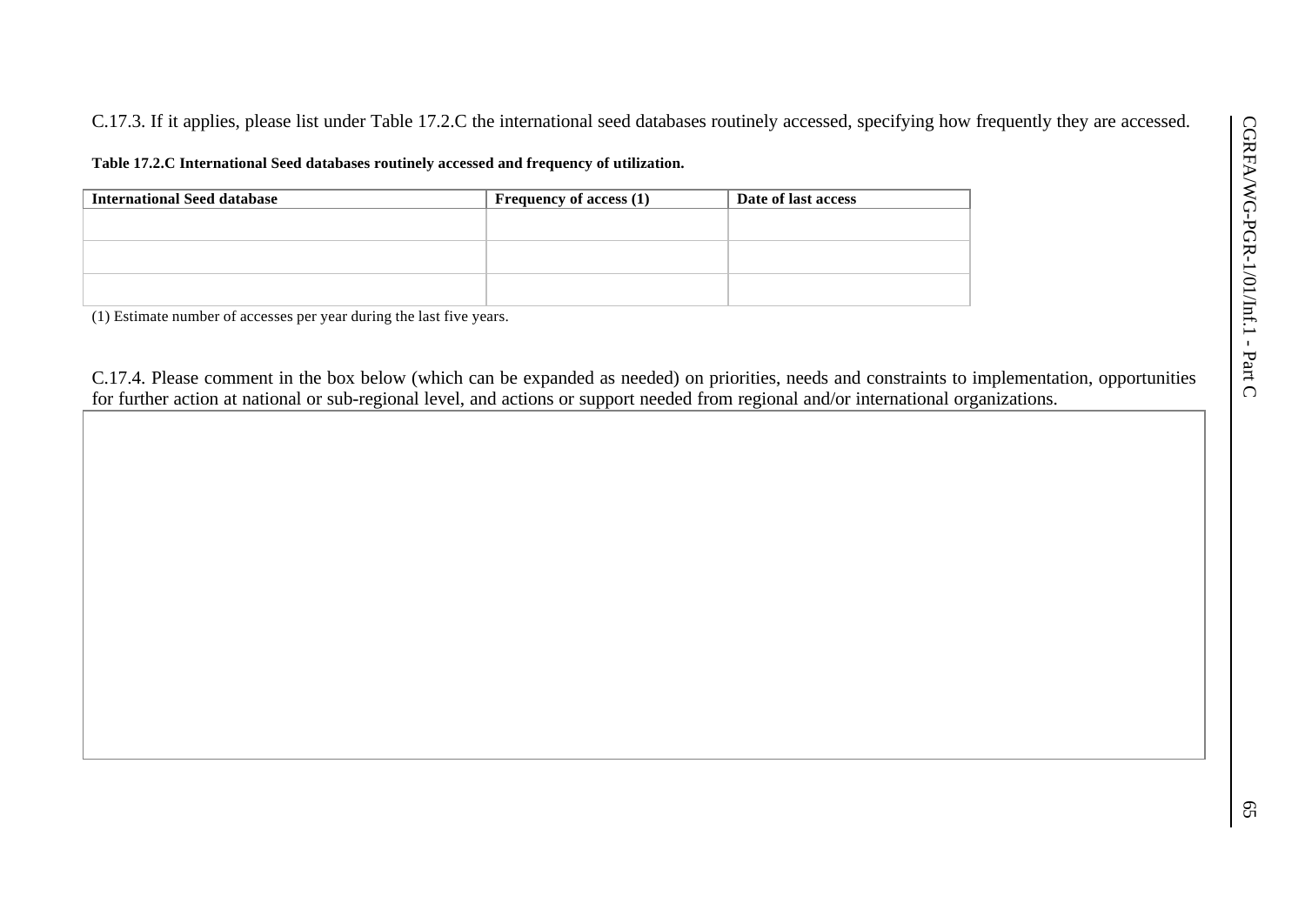C.17.3. If it applies, please list under Table 17.2.C the international seed databases routinely accessed, specifying how frequently they are accessed.

**Table 17.2.C International Seed databases routinely accessed and frequency of utilization.**

| International Seed database | Frequency of access (1) | Date of last access |
|---|---|---|
| | | |
| | | |
| | | |

(1) Estimate number of accesses per year during the last five years.

C.17.4. Please comment in the box below (which can be expanded as needed) on priorities, needs and constraints to implementation, opportunities for further action at national or sub-regional level, and actions or support needed from regional and/or international organizations.

| |
|---|
| |